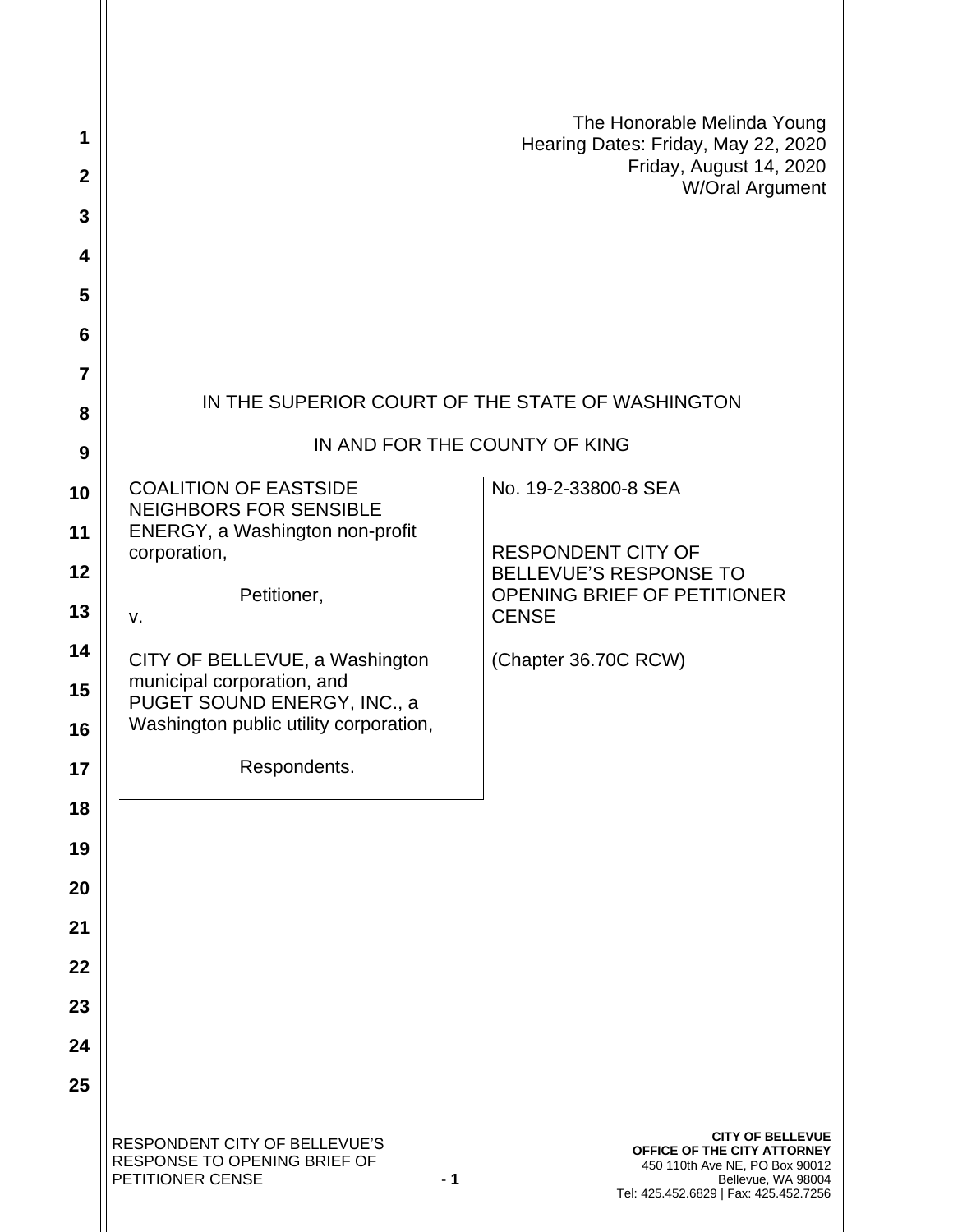The Honorable Melinda Young
Hearing Dates: Friday, May 22, 2020
Friday, August 14, 2020
W/Oral Argument

IN THE SUPERIOR COURT OF THE STATE OF WASHINGTON

IN AND FOR THE COUNTY OF KING

| | |
|---|---|
| COALITION OF EASTSIDE NEIGHBORS FOR SENSIBLE ENERGY, a Washington non-profit corporation,<br><br>Petitioner,<br><br>v.<br><br>CITY OF BELLEVUE, a Washington municipal corporation, and PUGET SOUND ENERGY, INC., a Washington public utility corporation,<br><br>Respondents. | No. 19-2-33800-8 SEA<br><br>RESPONDENT CITY OF BELLEVUE'S RESPONSE TO OPENING BRIEF OF PETITIONER CENSE<br><br>(Chapter 36.70C RCW) |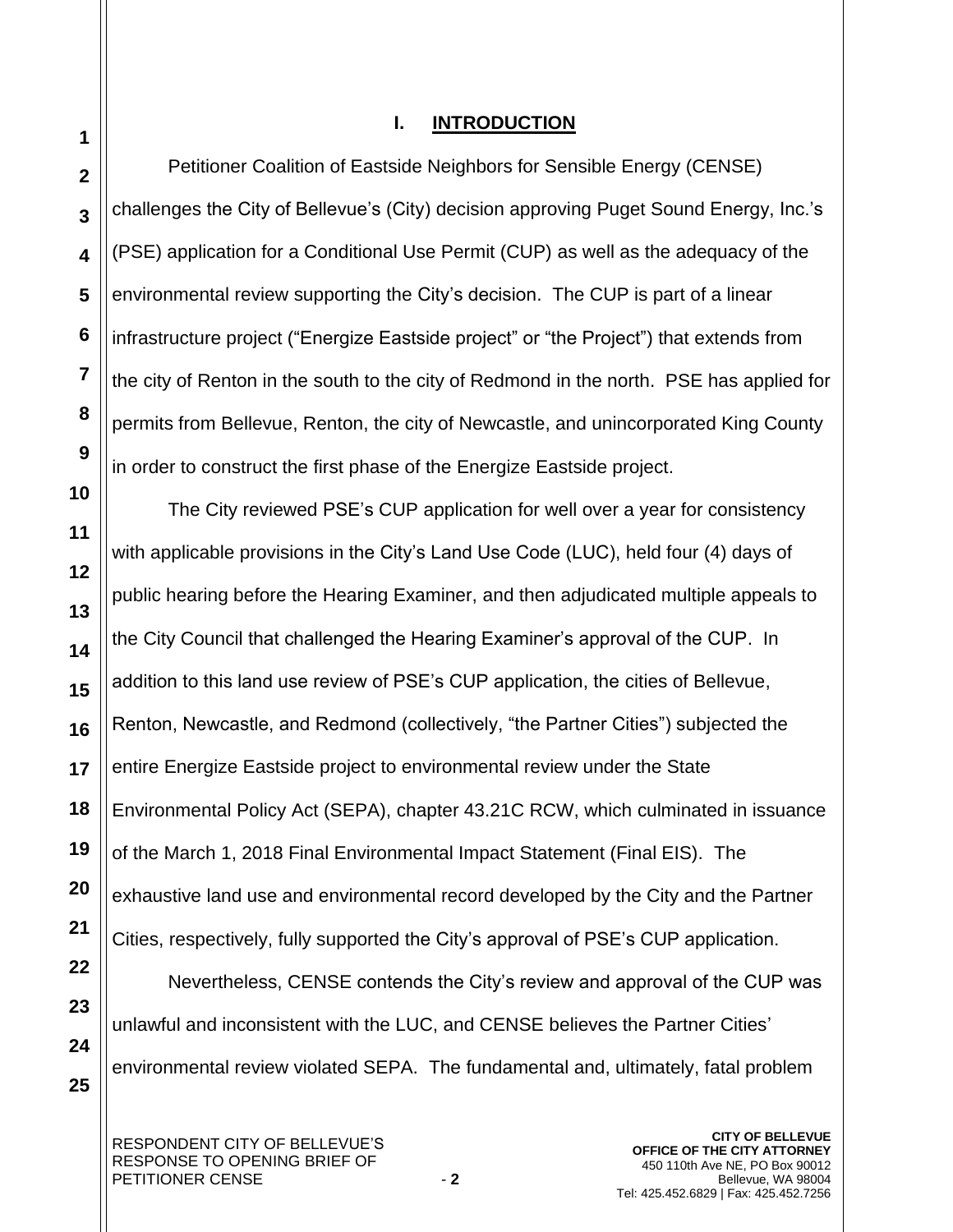## I. INTRODUCTION

Petitioner Coalition of Eastside Neighbors for Sensible Energy (CENSE) challenges the City of Bellevue's (City) decision approving Puget Sound Energy, Inc.'s (PSE) application for a Conditional Use Permit (CUP) as well as the adequacy of the environmental review supporting the City's decision. The CUP is part of a linear infrastructure project ("Energize Eastside project" or "the Project") that extends from the city of Renton in the south to the city of Redmond in the north. PSE has applied for permits from Bellevue, Renton, the city of Newcastle, and unincorporated King County in order to construct the first phase of the Energize Eastside project.

The City reviewed PSE's CUP application for well over a year for consistency with applicable provisions in the City's Land Use Code (LUC), held four (4) days of public hearing before the Hearing Examiner, and then adjudicated multiple appeals to the City Council that challenged the Hearing Examiner's approval of the CUP. In addition to this land use review of PSE's CUP application, the cities of Bellevue, Renton, Newcastle, and Redmond (collectively, "the Partner Cities") subjected the entire Energize Eastside project to environmental review under the State Environmental Policy Act (SEPA), chapter 43.21C RCW, which culminated in issuance of the March 1, 2018 Final Environmental Impact Statement (Final EIS). The exhaustive land use and environmental record developed by the City and the Partner Cities, respectively, fully supported the City's approval of PSE's CUP application.

Nevertheless, CENSE contends the City's review and approval of the CUP was unlawful and inconsistent with the LUC, and CENSE believes the Partner Cities' environmental review violated SEPA. The fundamental and, ultimately, fatal problem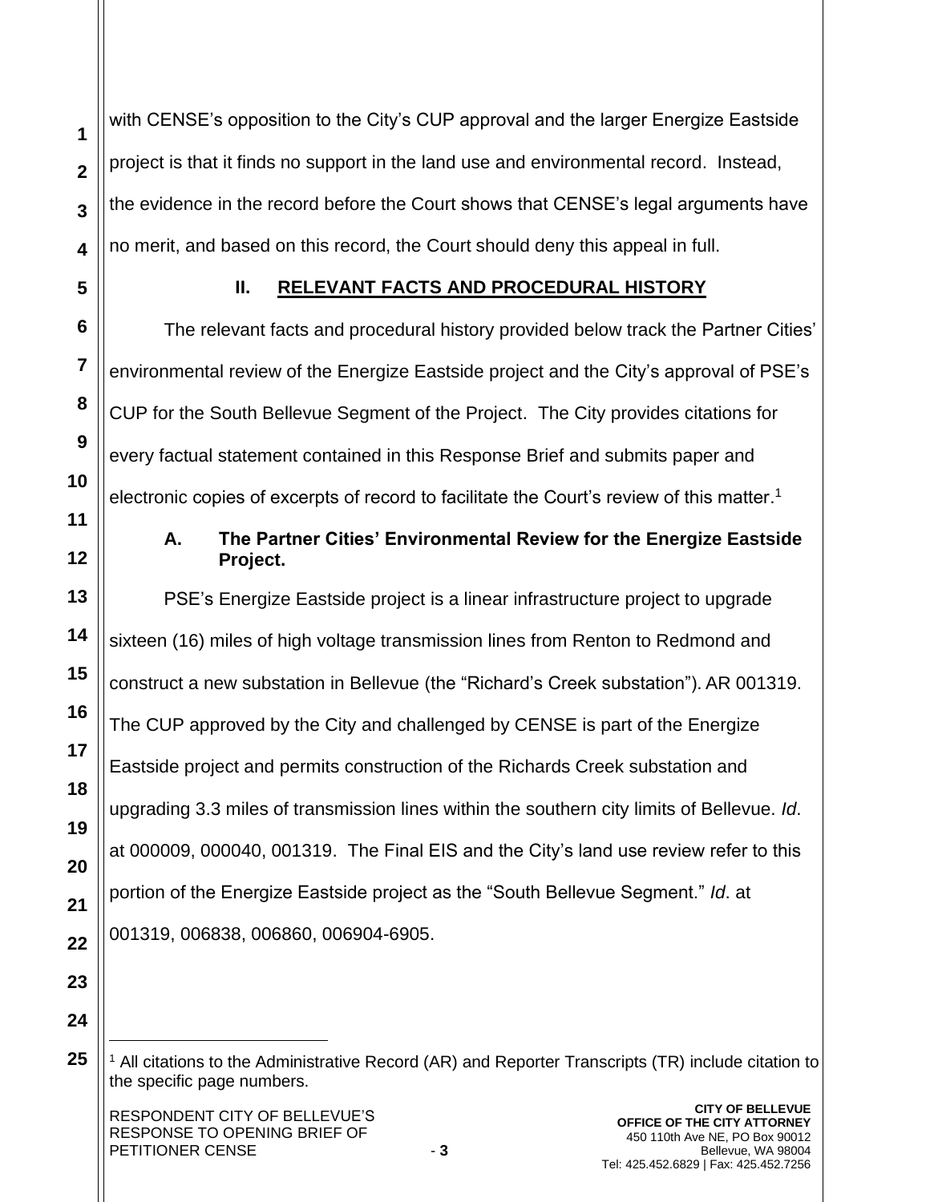with CENSE's opposition to the City's CUP approval and the larger Energize Eastside project is that it finds no support in the land use and environmental record. Instead, the evidence in the record before the Court shows that CENSE's legal arguments have no merit, and based on this record, the Court should deny this appeal in full.

## II. RELEVANT FACTS AND PROCEDURAL HISTORY

The relevant facts and procedural history provided below track the Partner Cities' environmental review of the Energize Eastside project and the City's approval of PSE's CUP for the South Bellevue Segment of the Project. The City provides citations for every factual statement contained in this Response Brief and submits paper and electronic copies of excerpts of record to facilitate the Court's review of this matter.[1]

### A. The Partner Cities' Environmental Review for the Energize Eastside Project.

PSE's Energize Eastside project is a linear infrastructure project to upgrade sixteen (16) miles of high voltage transmission lines from Renton to Redmond and construct a new substation in Bellevue (the "Richard's Creek substation"). AR 001319. The CUP approved by the City and challenged by CENSE is part of the Energize Eastside project and permits construction of the Richards Creek substation and upgrading 3.3 miles of transmission lines within the southern city limits of Bellevue. *Id*. at 000009, 000040, 001319. The Final EIS and the City's land use review refer to this portion of the Energize Eastside project as the "South Bellevue Segment." *Id*. at 001319, 006838, 006860, 006904-6905.

---

[1] All citations to the Administrative Record (AR) and Reporter Transcripts (TR) include citation to the specific page numbers.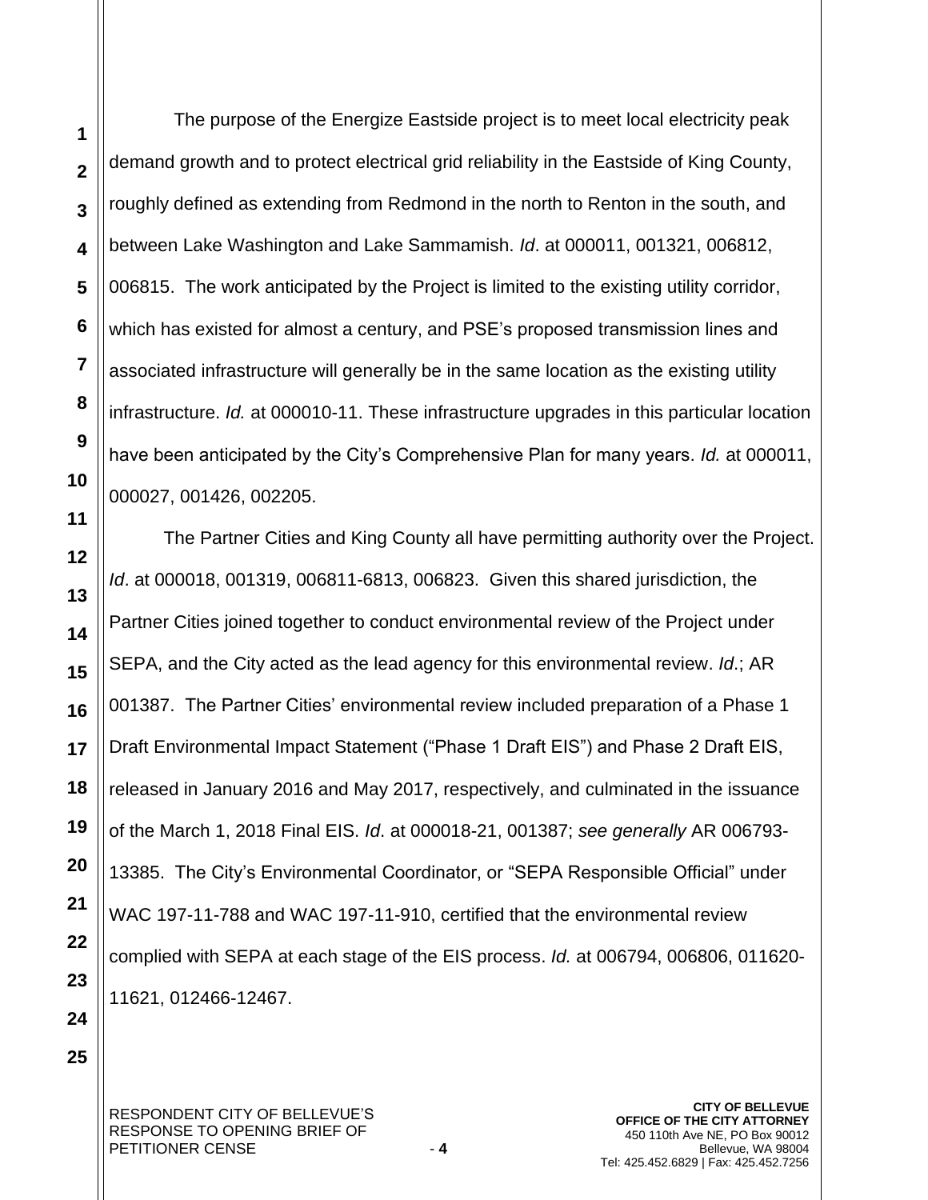The purpose of the Energize Eastside project is to meet local electricity peak demand growth and to protect electrical grid reliability in the Eastside of King County, roughly defined as extending from Redmond in the north to Renton in the south, and between Lake Washington and Lake Sammamish. *Id*. at 000011, 001321, 006812, 006815. The work anticipated by the Project is limited to the existing utility corridor, which has existed for almost a century, and PSE's proposed transmission lines and associated infrastructure will generally be in the same location as the existing utility infrastructure. *Id.* at 000010-11. These infrastructure upgrades in this particular location have been anticipated by the City's Comprehensive Plan for many years. *Id.* at 000011, 000027, 001426, 002205.

The Partner Cities and King County all have permitting authority over the Project. *Id*. at 000018, 001319, 006811-6813, 006823. Given this shared jurisdiction, the Partner Cities joined together to conduct environmental review of the Project under SEPA, and the City acted as the lead agency for this environmental review. *Id*.; AR 001387. The Partner Cities' environmental review included preparation of a Phase 1 Draft Environmental Impact Statement ("Phase 1 Draft EIS") and Phase 2 Draft EIS, released in January 2016 and May 2017, respectively, and culminated in the issuance of the March 1, 2018 Final EIS. *Id*. at 000018-21, 001387; *see generally* AR 006793-13385. The City's Environmental Coordinator, or "SEPA Responsible Official" under WAC 197-11-788 and WAC 197-11-910, certified that the environmental review complied with SEPA at each stage of the EIS process. *Id.* at 006794, 006806, 011620-11621, 012466-12467.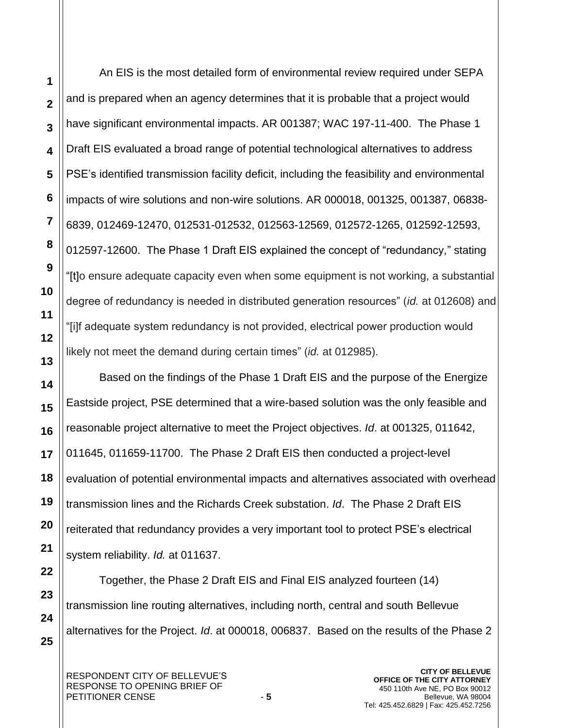An EIS is the most detailed form of environmental review required under SEPA and is prepared when an agency determines that it is probable that a project would have significant environmental impacts. AR 001387; WAC 197-11-400. The Phase 1 Draft EIS evaluated a broad range of potential technological alternatives to address PSE's identified transmission facility deficit, including the feasibility and environmental impacts of wire solutions and non-wire solutions. AR 000018, 001325, 001387, 06838-6839, 012469-12470, 012531-012532, 012563-12569, 012572-1265, 012592-12593, 012597-12600. The Phase 1 Draft EIS explained the concept of "redundancy," stating "[t]o ensure adequate capacity even when some equipment is not working, a substantial degree of redundancy is needed in distributed generation resources" (*id.* at 012608) and "[i]f adequate system redundancy is not provided, electrical power production would likely not meet the demand during certain times" (*id.* at 012985).

Based on the findings of the Phase 1 Draft EIS and the purpose of the Energize Eastside project, PSE determined that a wire-based solution was the only feasible and reasonable project alternative to meet the Project objectives. *Id*. at 001325, 011642, 011645, 011659-11700. The Phase 2 Draft EIS then conducted a project-level evaluation of potential environmental impacts and alternatives associated with overhead transmission lines and the Richards Creek substation. *Id*. The Phase 2 Draft EIS reiterated that redundancy provides a very important tool to protect PSE's electrical system reliability. *Id.* at 011637.

Together, the Phase 2 Draft EIS and Final EIS analyzed fourteen (14) transmission line routing alternatives, including north, central and south Bellevue alternatives for the Project. *Id*. at 000018, 006837. Based on the results of the Phase 2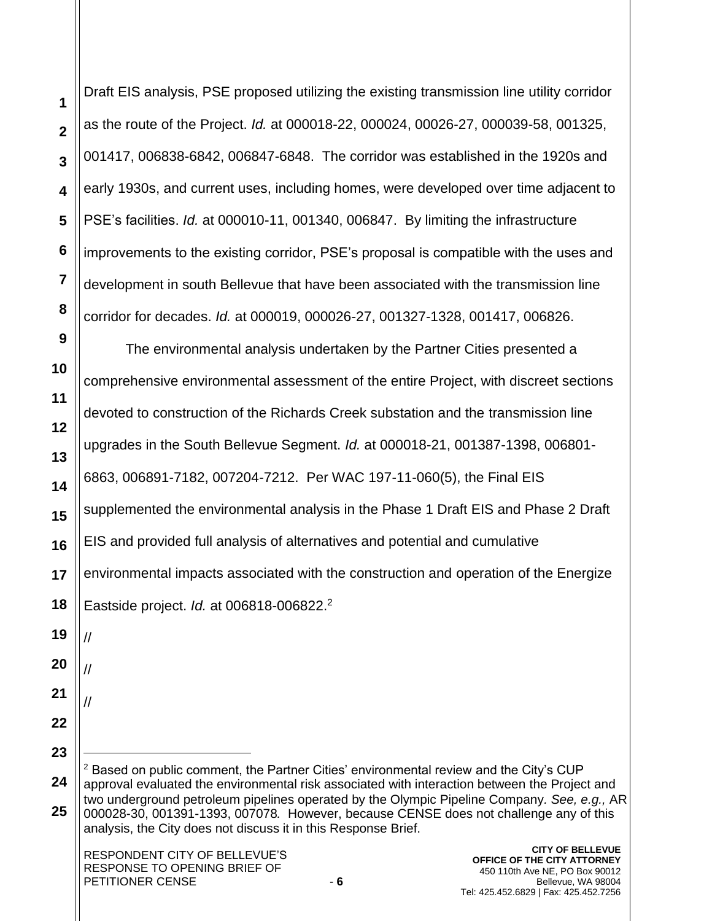Draft EIS analysis, PSE proposed utilizing the existing transmission line utility corridor as the route of the Project. *Id.* at 000018-22, 000024, 00026-27, 000039-58, 001325, 001417, 006838-6842, 006847-6848. The corridor was established in the 1920s and early 1930s, and current uses, including homes, were developed over time adjacent to PSE's facilities. *Id.* at 000010-11, 001340, 006847. By limiting the infrastructure improvements to the existing corridor, PSE's proposal is compatible with the uses and development in south Bellevue that have been associated with the transmission line corridor for decades. *Id.* at 000019, 000026-27, 001327-1328, 001417, 006826.

The environmental analysis undertaken by the Partner Cities presented a comprehensive environmental assessment of the entire Project, with discreet sections devoted to construction of the Richards Creek substation and the transmission line upgrades in the South Bellevue Segment. *Id.* at 000018-21, 001387-1398, 006801-6863, 006891-7182, 007204-7212. Per WAC 197-11-060(5), the Final EIS supplemented the environmental analysis in the Phase 1 Draft EIS and Phase 2 Draft EIS and provided full analysis of alternatives and potential and cumulative environmental impacts associated with the construction and operation of the Energize Eastside project. *Id.* at 006818-006822.[2]

//

//

//

---

[2] Based on public comment, the Partner Cities' environmental review and the City's CUP approval evaluated the environmental risk associated with interaction between the Project and two underground petroleum pipelines operated by the Olympic Pipeline Company. *See, e.g.,* AR 000028-30, 001391-1393, 007078*.* However, because CENSE does not challenge any of this analysis, the City does not discuss it in this Response Brief.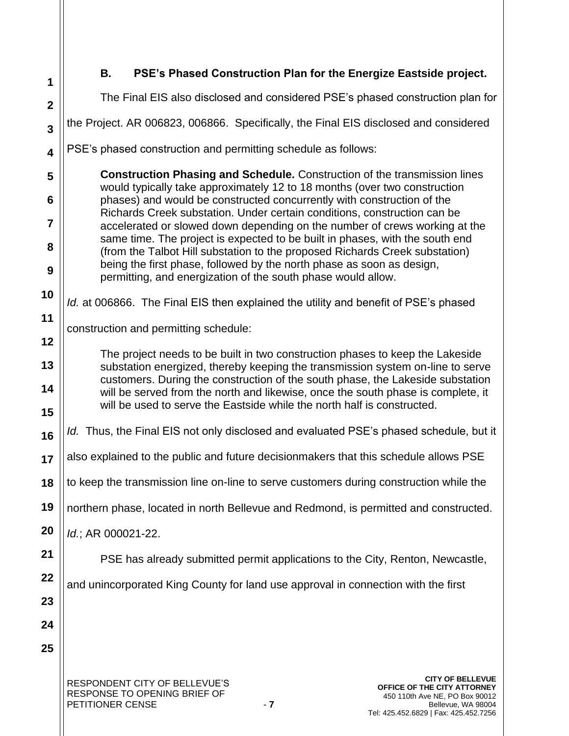### B. PSE's Phased Construction Plan for the Energize Eastside project.

The Final EIS also disclosed and considered PSE's phased construction plan for the Project. AR 006823, 006866. Specifically, the Final EIS disclosed and considered PSE's phased construction and permitting schedule as follows:

> **Construction Phasing and Schedule.** Construction of the transmission lines would typically take approximately 12 to 18 months (over two construction phases) and would be constructed concurrently with construction of the Richards Creek substation. Under certain conditions, construction can be accelerated or slowed down depending on the number of crews working at the same time. The project is expected to be built in phases, with the south end (from the Talbot Hill substation to the proposed Richards Creek substation) being the first phase, followed by the north phase as soon as design, permitting, and energization of the south phase would allow.

*Id.* at 006866. The Final EIS then explained the utility and benefit of PSE's phased construction and permitting schedule:

> The project needs to be built in two construction phases to keep the Lakeside substation energized, thereby keeping the transmission system on-line to serve customers. During the construction of the south phase, the Lakeside substation will be served from the north and likewise, once the south phase is complete, it will be used to serve the Eastside while the north half is constructed.

*Id.* Thus, the Final EIS not only disclosed and evaluated PSE's phased schedule, but it also explained to the public and future decisionmakers that this schedule allows PSE to keep the transmission line on-line to serve customers during construction while the northern phase, located in north Bellevue and Redmond, is permitted and constructed. *Id.*; AR 000021-22.

PSE has already submitted permit applications to the City, Renton, Newcastle, and unincorporated King County for land use approval in connection with the first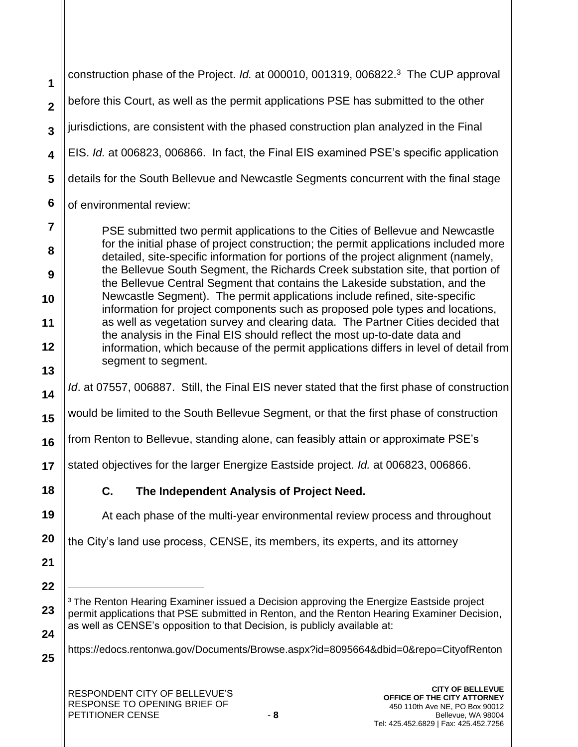construction phase of the Project. *Id.* at 000010, 001319, 006822.[3] The CUP approval before this Court, as well as the permit applications PSE has submitted to the other jurisdictions, are consistent with the phased construction plan analyzed in the Final EIS. *Id.* at 006823, 006866. In fact, the Final EIS examined PSE's specific application details for the South Bellevue and Newcastle Segments concurrent with the final stage of environmental review:

> PSE submitted two permit applications to the Cities of Bellevue and Newcastle for the initial phase of project construction; the permit applications included more detailed, site-specific information for portions of the project alignment (namely, the Bellevue South Segment, the Richards Creek substation site, that portion of the Bellevue Central Segment that contains the Lakeside substation, and the Newcastle Segment). The permit applications include refined, site-specific information for project components such as proposed pole types and locations, as well as vegetation survey and clearing data. The Partner Cities decided that the analysis in the Final EIS should reflect the most up-to-date data and information, which because of the permit applications differs in level of detail from segment to segment.

*Id*. at 07557, 006887. Still, the Final EIS never stated that the first phase of construction would be limited to the South Bellevue Segment, or that the first phase of construction from Renton to Bellevue, standing alone, can feasibly attain or approximate PSE's stated objectives for the larger Energize Eastside project. *Id.* at 006823, 006866.

### C. The Independent Analysis of Project Need.

At each phase of the multi-year environmental review process and throughout the City's land use process, CENSE, its members, its experts, and its attorney

---

[3] The Renton Hearing Examiner issued a Decision approving the Energize Eastside project permit applications that PSE submitted in Renton, and the Renton Hearing Examiner Decision, as well as CENSE's opposition to that Decision, is publicly available at:

https://edocs.rentonwa.gov/Documents/Browse.aspx?id=8095664&dbid=0&repo=CityofRenton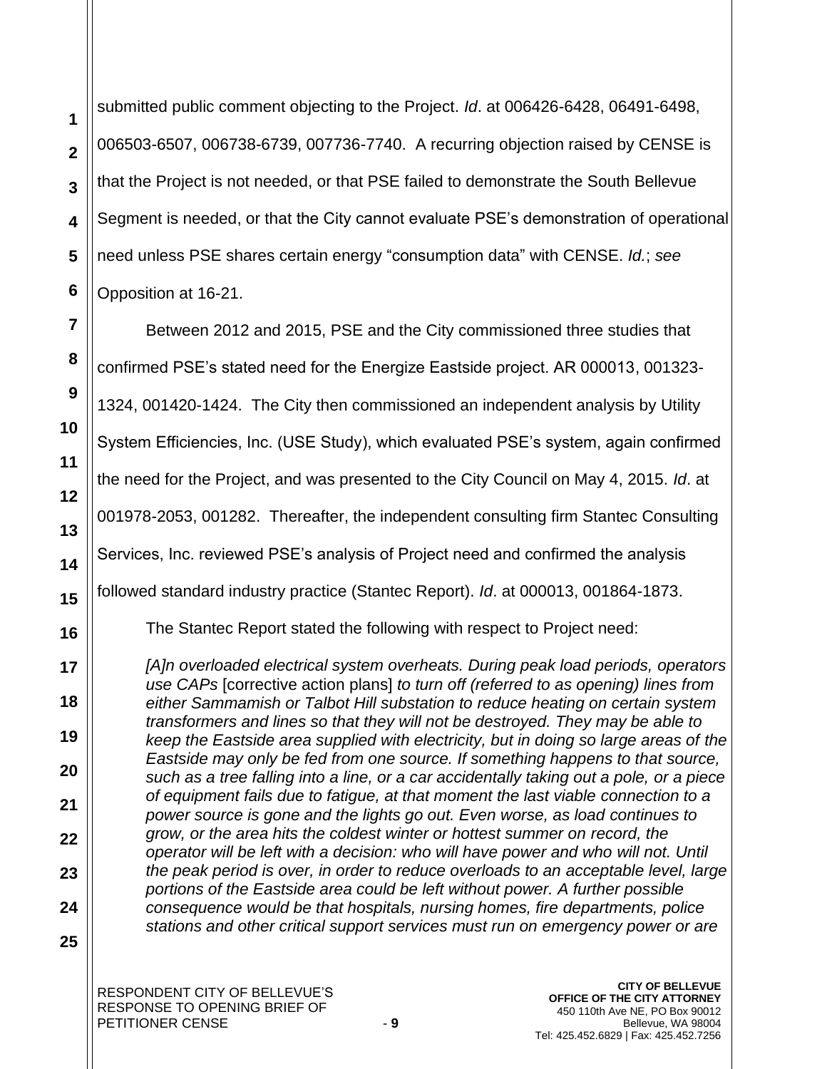submitted public comment objecting to the Project. *Id*. at 006426-6428, 06491-6498, 006503-6507, 006738-6739, 007736-7740. A recurring objection raised by CENSE is that the Project is not needed, or that PSE failed to demonstrate the South Bellevue Segment is needed, or that the City cannot evaluate PSE's demonstration of operational need unless PSE shares certain energy "consumption data" with CENSE. *Id*.; *see* Opposition at 16-21.

Between 2012 and 2015, PSE and the City commissioned three studies that confirmed PSE's stated need for the Energize Eastside project. AR 000013, 001323-1324, 001420-1424. The City then commissioned an independent analysis by Utility System Efficiencies, Inc. (USE Study), which evaluated PSE's system, again confirmed the need for the Project, and was presented to the City Council on May 4, 2015. *Id*. at 001978-2053, 001282. Thereafter, the independent consulting firm Stantec Consulting Services, Inc. reviewed PSE's analysis of Project need and confirmed the analysis followed standard industry practice (Stantec Report). *Id*. at 000013, 001864-1873.

The Stantec Report stated the following with respect to Project need:

> *[A]n overloaded electrical system overheats. During peak load periods, operators use CAPs* [corrective action plans] *to turn off (referred to as opening) lines from either Sammamish or Talbot Hill substation to reduce heating on certain system transformers and lines so that they will not be destroyed. They may be able to keep the Eastside area supplied with electricity, but in doing so large areas of the Eastside may only be fed from one source. If something happens to that source, such as a tree falling into a line, or a car accidentally taking out a pole, or a piece of equipment fails due to fatigue, at that moment the last viable connection to a power source is gone and the lights go out. Even worse, as load continues to grow, or the area hits the coldest winter or hottest summer on record, the operator will be left with a decision: who will have power and who will not. Until the peak period is over, in order to reduce overloads to an acceptable level, large portions of the Eastside area could be left without power. A further possible consequence would be that hospitals, nursing homes, fire departments, police stations and other critical support services must run on emergency power or are*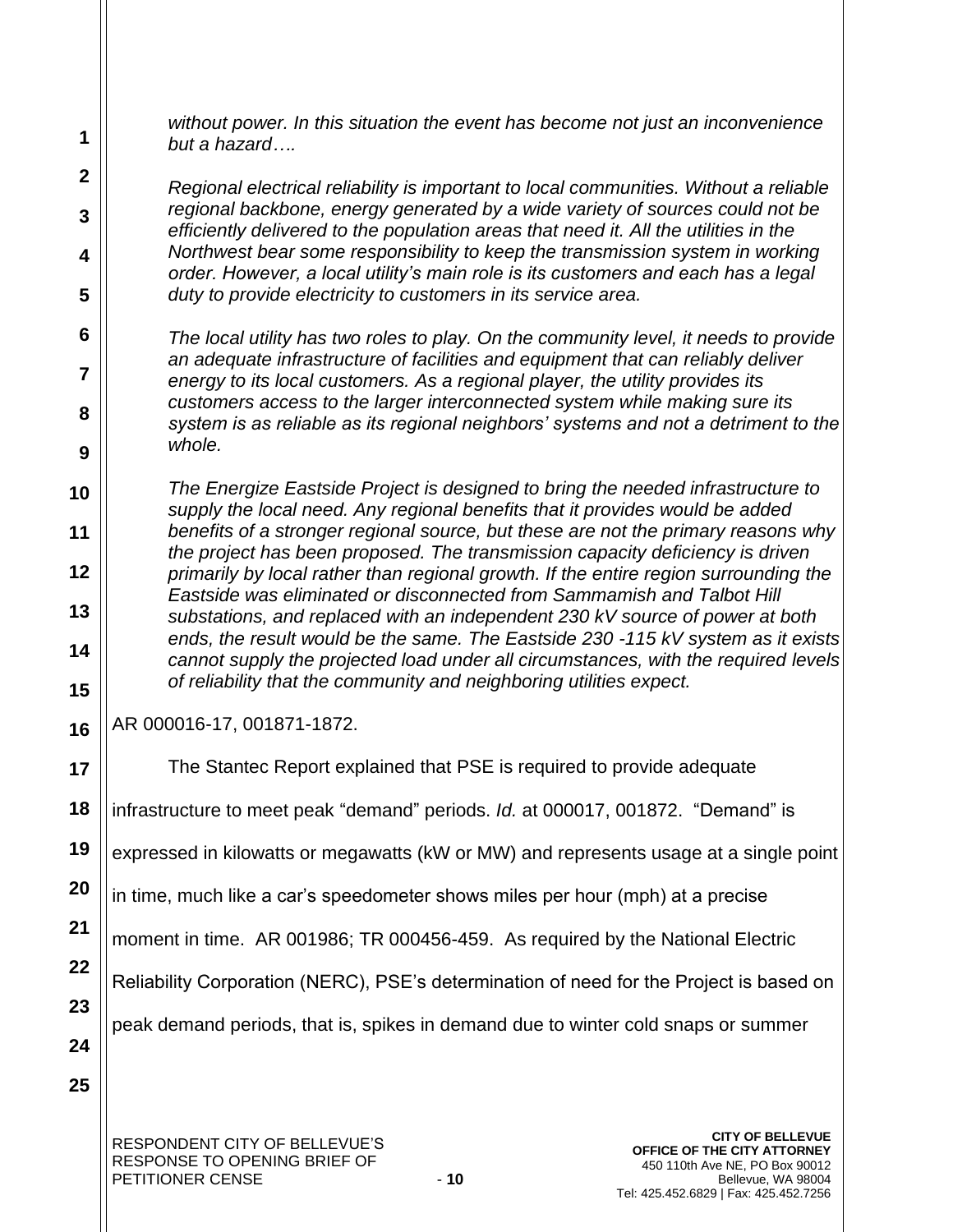*without power. In this situation the event has become not just an inconvenience but a hazard….*

*Regional electrical reliability is important to local communities. Without a reliable regional backbone, energy generated by a wide variety of sources could not be efficiently delivered to the population areas that need it. All the utilities in the Northwest bear some responsibility to keep the transmission system in working order. However, a local utility's main role is its customers and each has a legal duty to provide electricity to customers in its service area.*

*The local utility has two roles to play. On the community level, it needs to provide an adequate infrastructure of facilities and equipment that can reliably deliver energy to its local customers. As a regional player, the utility provides its customers access to the larger interconnected system while making sure its system is as reliable as its regional neighbors' systems and not a detriment to the whole.*

*The Energize Eastside Project is designed to bring the needed infrastructure to supply the local need. Any regional benefits that it provides would be added benefits of a stronger regional source, but these are not the primary reasons why the project has been proposed. The transmission capacity deficiency is driven primarily by local rather than regional growth. If the entire region surrounding the Eastside was eliminated or disconnected from Sammamish and Talbot Hill substations, and replaced with an independent 230 kV source of power at both ends, the result would be the same. The Eastside 230 -115 kV system as it exists cannot supply the projected load under all circumstances, with the required levels of reliability that the community and neighboring utilities expect.*

AR 000016-17, 001871-1872.

The Stantec Report explained that PSE is required to provide adequate infrastructure to meet peak "demand" periods. *Id.* at 000017, 001872. "Demand" is expressed in kilowatts or megawatts (kW or MW) and represents usage at a single point in time, much like a car's speedometer shows miles per hour (mph) at a precise moment in time. AR 001986; TR 000456-459. As required by the National Electric Reliability Corporation (NERC), PSE's determination of need for the Project is based on peak demand periods, that is, spikes in demand due to winter cold snaps or summer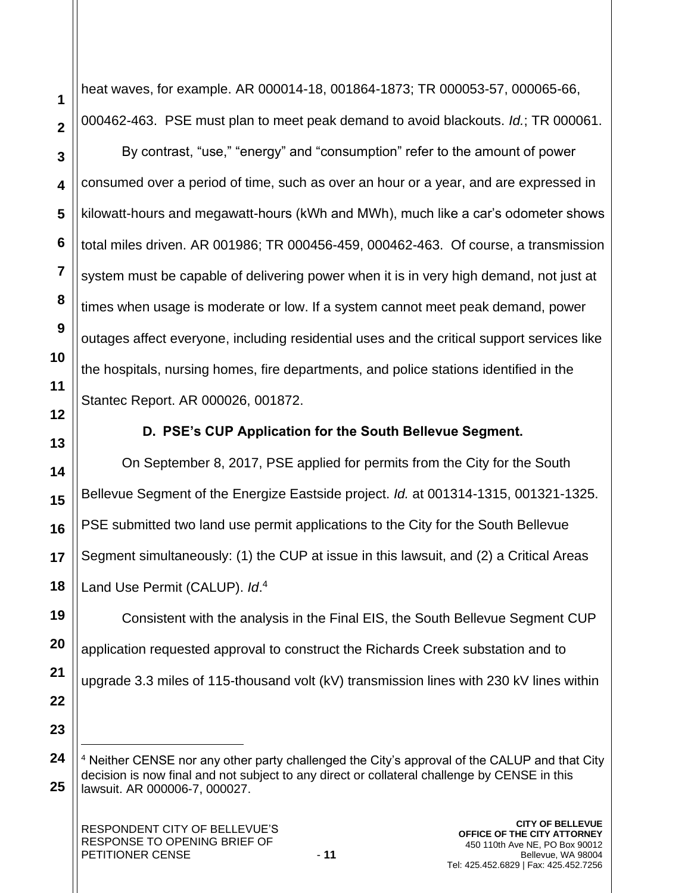heat waves, for example. AR 000014-18, 001864-1873; TR 000053-57, 000065-66, 000462-463. PSE must plan to meet peak demand to avoid blackouts. *Id.*; TR 000061.

By contrast, "use," "energy" and "consumption" refer to the amount of power consumed over a period of time, such as over an hour or a year, and are expressed in kilowatt-hours and megawatt-hours (kWh and MWh), much like a car's odometer shows total miles driven. AR 001986; TR 000456-459, 000462-463. Of course, a transmission system must be capable of delivering power when it is in very high demand, not just at times when usage is moderate or low. If a system cannot meet peak demand, power outages affect everyone, including residential uses and the critical support services like the hospitals, nursing homes, fire departments, and police stations identified in the Stantec Report. AR 000026, 001872.

**D. PSE's CUP Application for the South Bellevue Segment.**

On September 8, 2017, PSE applied for permits from the City for the South Bellevue Segment of the Energize Eastside project. *Id.* at 001314-1315, 001321-1325. PSE submitted two land use permit applications to the City for the South Bellevue Segment simultaneously: (1) the CUP at issue in this lawsuit, and (2) a Critical Areas Land Use Permit (CALUP). *Id*.[4]

Consistent with the analysis in the Final EIS, the South Bellevue Segment CUP application requested approval to construct the Richards Creek substation and to upgrade 3.3 miles of 115-thousand volt (kV) transmission lines with 230 kV lines within

---

[4] Neither CENSE nor any other party challenged the City's approval of the CALUP and that City decision is now final and not subject to any direct or collateral challenge by CENSE in this lawsuit. AR 000006-7, 000027.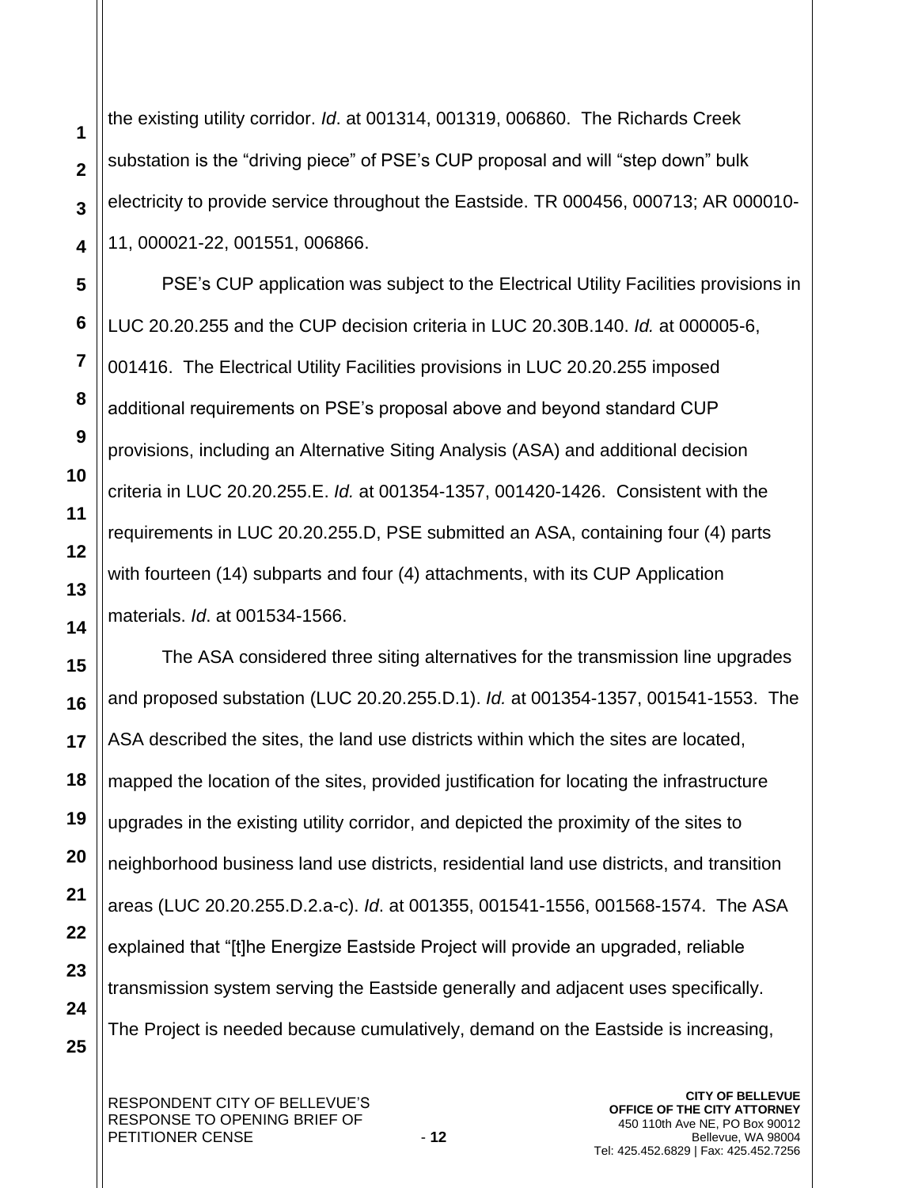the existing utility corridor. *Id*. at 001314, 001319, 006860. The Richards Creek substation is the "driving piece" of PSE's CUP proposal and will "step down" bulk electricity to provide service throughout the Eastside. TR 000456, 000713; AR 000010-11, 000021-22, 001551, 006866.

PSE's CUP application was subject to the Electrical Utility Facilities provisions in LUC 20.20.255 and the CUP decision criteria in LUC 20.30B.140. *Id.* at 000005-6, 001416. The Electrical Utility Facilities provisions in LUC 20.20.255 imposed additional requirements on PSE's proposal above and beyond standard CUP provisions, including an Alternative Siting Analysis (ASA) and additional decision criteria in LUC 20.20.255.E. *Id.* at 001354-1357, 001420-1426. Consistent with the requirements in LUC 20.20.255.D, PSE submitted an ASA, containing four (4) parts with fourteen (14) subparts and four (4) attachments, with its CUP Application materials. *Id*. at 001534-1566.

The ASA considered three siting alternatives for the transmission line upgrades and proposed substation (LUC 20.20.255.D.1). *Id.* at 001354-1357, 001541-1553. The ASA described the sites, the land use districts within which the sites are located, mapped the location of the sites, provided justification for locating the infrastructure upgrades in the existing utility corridor, and depicted the proximity of the sites to neighborhood business land use districts, residential land use districts, and transition areas (LUC 20.20.255.D.2.a-c). *Id*. at 001355, 001541-1556, 001568-1574. The ASA explained that "[t]he Energize Eastside Project will provide an upgraded, reliable transmission system serving the Eastside generally and adjacent uses specifically. The Project is needed because cumulatively, demand on the Eastside is increasing,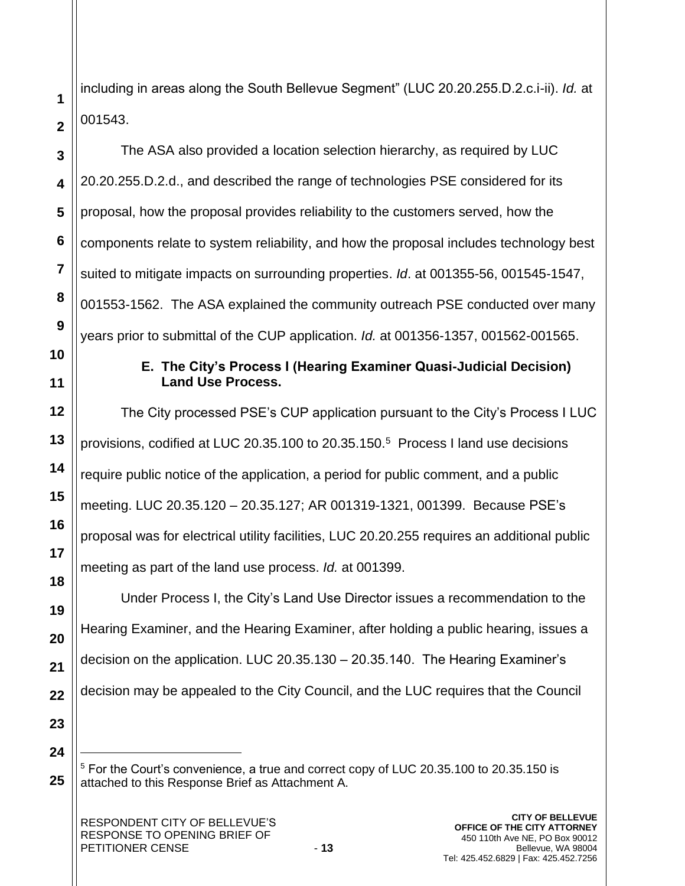including in areas along the South Bellevue Segment" (LUC 20.20.255.D.2.c.i-ii). *Id.* at 001543.

The ASA also provided a location selection hierarchy, as required by LUC 20.20.255.D.2.d., and described the range of technologies PSE considered for its proposal, how the proposal provides reliability to the customers served, how the components relate to system reliability, and how the proposal includes technology best suited to mitigate impacts on surrounding properties. *Id*. at 001355-56, 001545-1547, 001553-1562. The ASA explained the community outreach PSE conducted over many years prior to submittal of the CUP application. *Id.* at 001356-1357, 001562-001565.

### E. The City's Process I (Hearing Examiner Quasi-Judicial Decision) Land Use Process.

The City processed PSE's CUP application pursuant to the City's Process I LUC provisions, codified at LUC 20.35.100 to 20.35.150.[5] Process I land use decisions require public notice of the application, a period for public comment, and a public meeting. LUC 20.35.120 – 20.35.127; AR 001319-1321, 001399. Because PSE's proposal was for electrical utility facilities, LUC 20.20.255 requires an additional public meeting as part of the land use process. *Id.* at 001399.

Under Process I, the City's Land Use Director issues a recommendation to the Hearing Examiner, and the Hearing Examiner, after holding a public hearing, issues a decision on the application. LUC 20.35.130 – 20.35.140. The Hearing Examiner's decision may be appealed to the City Council, and the LUC requires that the Council

---

[5] For the Court's convenience, a true and correct copy of LUC 20.35.100 to 20.35.150 is attached to this Response Brief as Attachment A.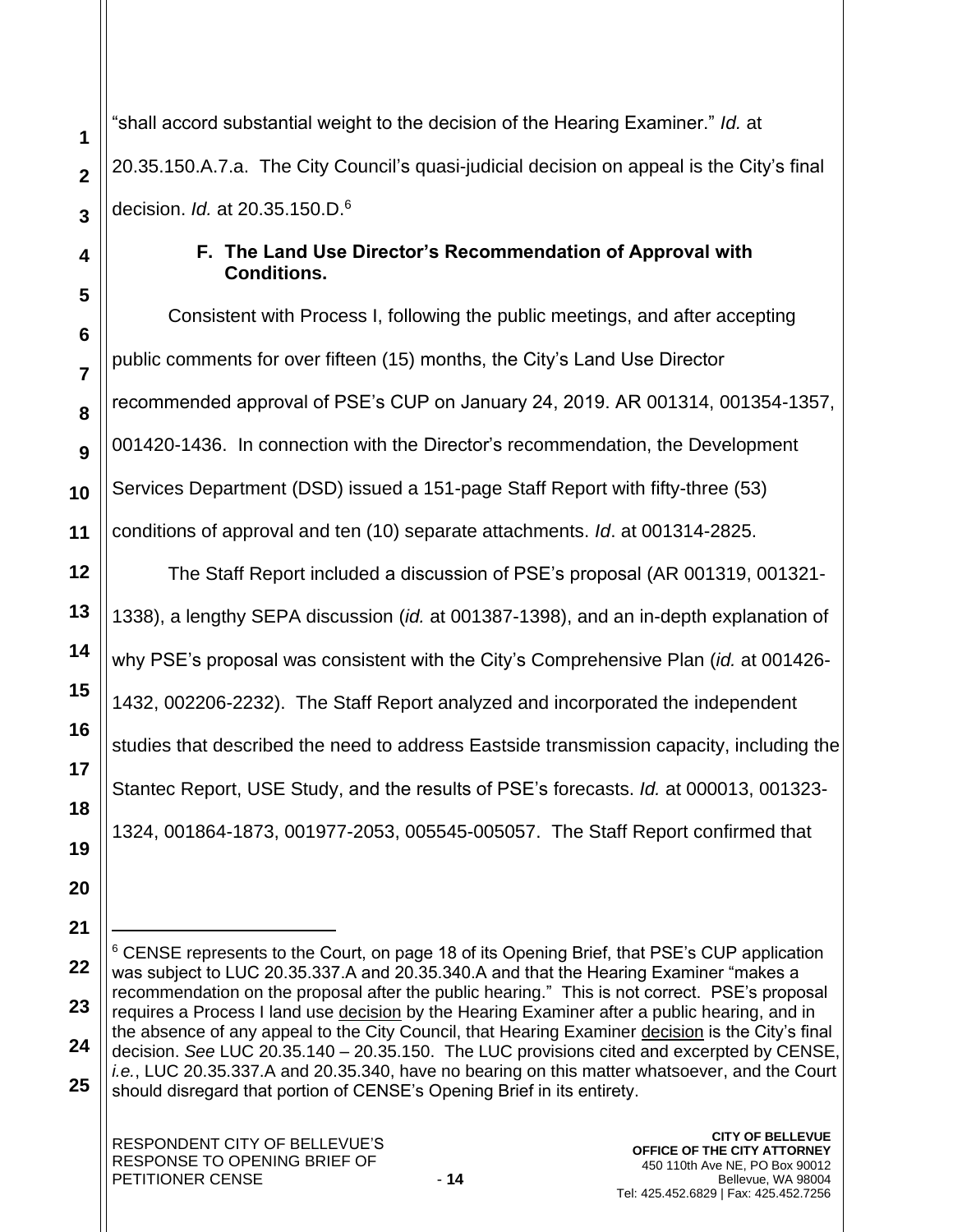"shall accord substantial weight to the decision of the Hearing Examiner." *Id.* at 20.35.150.A.7.a. The City Council's quasi-judicial decision on appeal is the City's final decision. *Id.* at 20.35.150.D.[6]

### F. The Land Use Director's Recommendation of Approval with Conditions.

Consistent with Process I, following the public meetings, and after accepting public comments for over fifteen (15) months, the City's Land Use Director recommended approval of PSE's CUP on January 24, 2019. AR 001314, 001354-1357, 001420-1436. In connection with the Director's recommendation, the Development Services Department (DSD) issued a 151-page Staff Report with fifty-three (53) conditions of approval and ten (10) separate attachments. *Id*. at 001314-2825.

The Staff Report included a discussion of PSE's proposal (AR 001319, 001321-1338), a lengthy SEPA discussion (*id.* at 001387-1398), and an in-depth explanation of why PSE's proposal was consistent with the City's Comprehensive Plan (*id.* at 001426-1432, 002206-2232). The Staff Report analyzed and incorporated the independent studies that described the need to address Eastside transmission capacity, including the Stantec Report, USE Study, and the results of PSE's forecasts. *Id.* at 000013, 001323-1324, 001864-1873, 001977-2053, 005545-005057. The Staff Report confirmed that

---

[6] CENSE represents to the Court, on page 18 of its Opening Brief, that PSE's CUP application was subject to LUC 20.35.337.A and 20.35.340.A and that the Hearing Examiner "makes a recommendation on the proposal after the public hearing." This is not correct. PSE's proposal requires a Process I land use decision by the Hearing Examiner after a public hearing, and in the absence of any appeal to the City Council, that Hearing Examiner decision is the City's final decision. *See* LUC 20.35.140 – 20.35.150. The LUC provisions cited and excerpted by CENSE, *i.e.*, LUC 20.35.337.A and 20.35.340, have no bearing on this matter whatsoever, and the Court should disregard that portion of CENSE's Opening Brief in its entirety.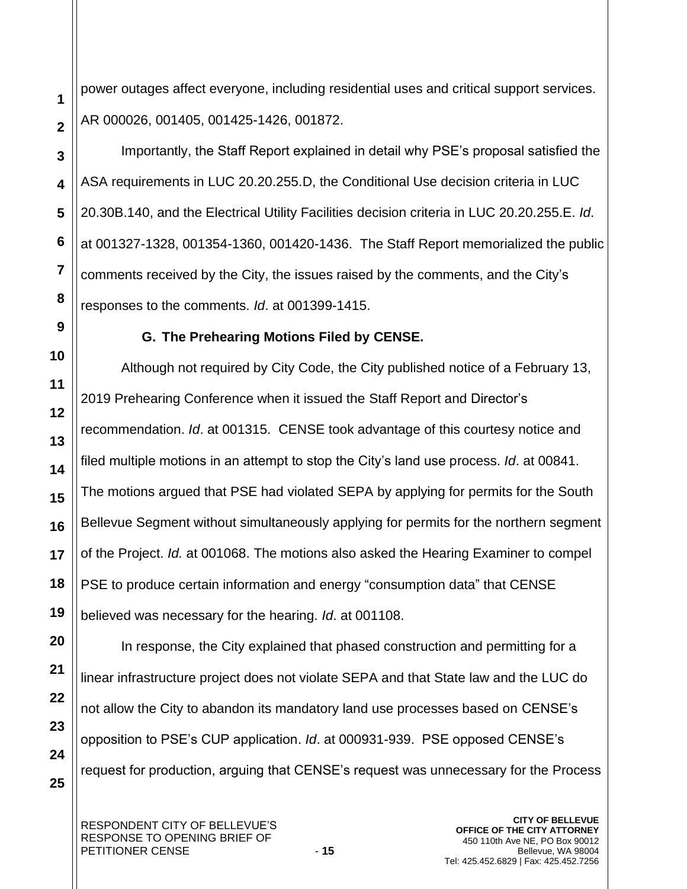power outages affect everyone, including residential uses and critical support services. AR 000026, 001405, 001425-1426, 001872.

Importantly, the Staff Report explained in detail why PSE's proposal satisfied the ASA requirements in LUC 20.20.255.D, the Conditional Use decision criteria in LUC 20.30B.140, and the Electrical Utility Facilities decision criteria in LUC 20.20.255.E. *Id*. at 001327-1328, 001354-1360, 001420-1436. The Staff Report memorialized the public comments received by the City, the issues raised by the comments, and the City's responses to the comments. *Id*. at 001399-1415.

### G. The Prehearing Motions Filed by CENSE.

Although not required by City Code, the City published notice of a February 13, 2019 Prehearing Conference when it issued the Staff Report and Director's recommendation. *Id*. at 001315. CENSE took advantage of this courtesy notice and filed multiple motions in an attempt to stop the City's land use process. *Id*. at 00841. The motions argued that PSE had violated SEPA by applying for permits for the South Bellevue Segment without simultaneously applying for permits for the northern segment of the Project. *Id.* at 001068. The motions also asked the Hearing Examiner to compel PSE to produce certain information and energy "consumption data" that CENSE believed was necessary for the hearing. *Id*. at 001108.

In response, the City explained that phased construction and permitting for a linear infrastructure project does not violate SEPA and that State law and the LUC do not allow the City to abandon its mandatory land use processes based on CENSE's opposition to PSE's CUP application. *Id*. at 000931-939. PSE opposed CENSE's request for production, arguing that CENSE's request was unnecessary for the Process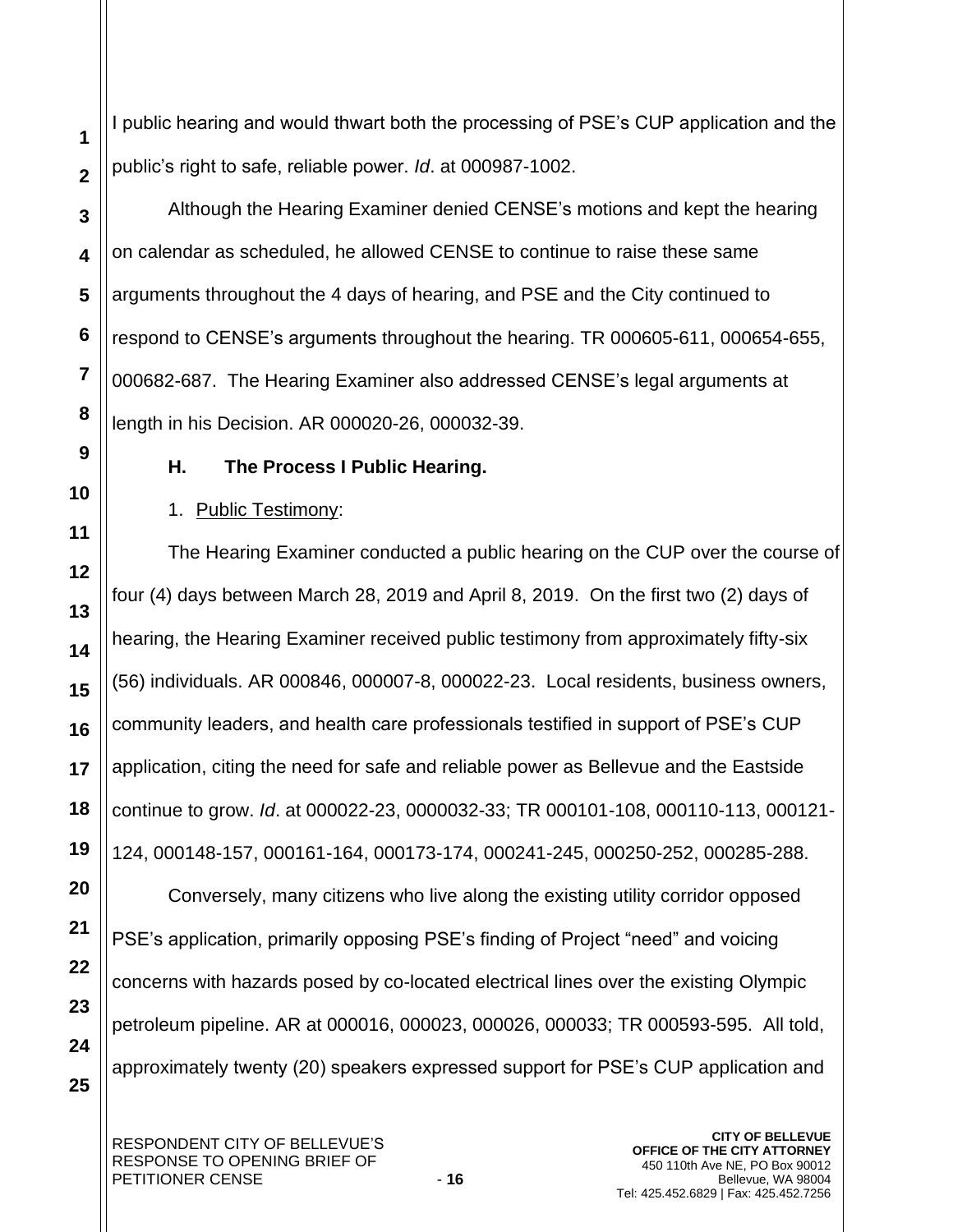I public hearing and would thwart both the processing of PSE's CUP application and the public's right to safe, reliable power. *Id*. at 000987-1002.

Although the Hearing Examiner denied CENSE's motions and kept the hearing on calendar as scheduled, he allowed CENSE to continue to raise these same arguments throughout the 4 days of hearing, and PSE and the City continued to respond to CENSE's arguments throughout the hearing. TR 000605-611, 000654-655, 000682-687. The Hearing Examiner also addressed CENSE's legal arguments at length in his Decision. AR 000020-26, 000032-39.

### H. The Process I Public Hearing.

1. Public Testimony:

The Hearing Examiner conducted a public hearing on the CUP over the course of four (4) days between March 28, 2019 and April 8, 2019. On the first two (2) days of hearing, the Hearing Examiner received public testimony from approximately fifty-six (56) individuals. AR 000846, 000007-8, 000022-23. Local residents, business owners, community leaders, and health care professionals testified in support of PSE's CUP application, citing the need for safe and reliable power as Bellevue and the Eastside continue to grow. *Id*. at 000022-23, 0000032-33; TR 000101-108, 000110-113, 000121-124, 000148-157, 000161-164, 000173-174, 000241-245, 000250-252, 000285-288.

Conversely, many citizens who live along the existing utility corridor opposed PSE's application, primarily opposing PSE's finding of Project "need" and voicing concerns with hazards posed by co-located electrical lines over the existing Olympic petroleum pipeline. AR at 000016, 000023, 000026, 000033; TR 000593-595. All told, approximately twenty (20) speakers expressed support for PSE's CUP application and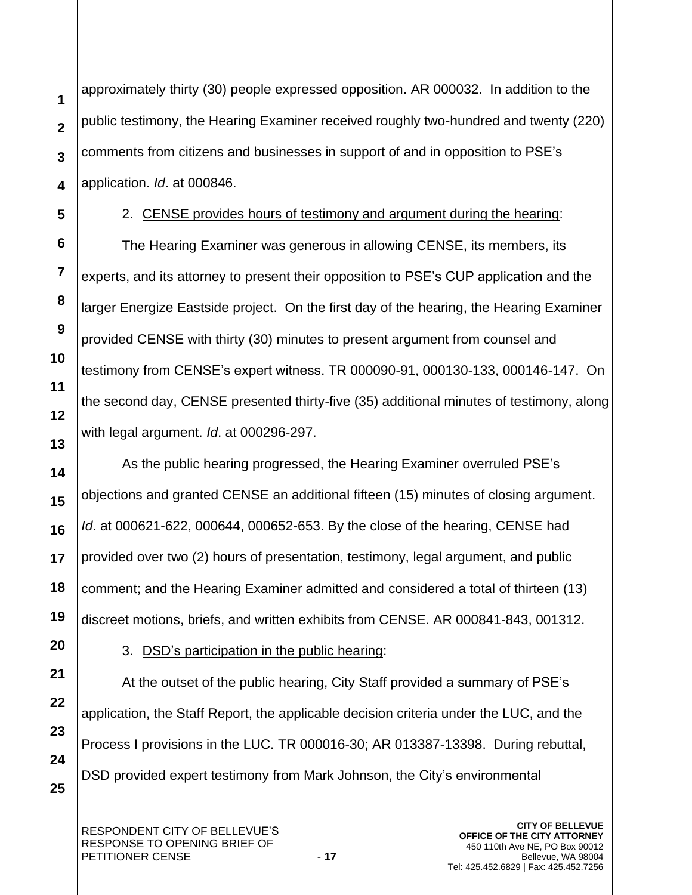approximately thirty (30) people expressed opposition. AR 000032. In addition to the public testimony, the Hearing Examiner received roughly two-hundred and twenty (220) comments from citizens and businesses in support of and in opposition to PSE's application. *Id*. at 000846.

2. <u>CENSE provides hours of testimony and argument during the hearing</u>:

The Hearing Examiner was generous in allowing CENSE, its members, its experts, and its attorney to present their opposition to PSE's CUP application and the larger Energize Eastside project. On the first day of the hearing, the Hearing Examiner provided CENSE with thirty (30) minutes to present argument from counsel and testimony from CENSE's expert witness. TR 000090-91, 000130-133, 000146-147. On the second day, CENSE presented thirty-five (35) additional minutes of testimony, along with legal argument. *Id*. at 000296-297.

As the public hearing progressed, the Hearing Examiner overruled PSE's objections and granted CENSE an additional fifteen (15) minutes of closing argument. *Id*. at 000621-622, 000644, 000652-653. By the close of the hearing, CENSE had provided over two (2) hours of presentation, testimony, legal argument, and public comment; and the Hearing Examiner admitted and considered a total of thirteen (13) discreet motions, briefs, and written exhibits from CENSE. AR 000841-843, 001312.

3. <u>DSD's participation in the public hearing</u>:

At the outset of the public hearing, City Staff provided a summary of PSE's application, the Staff Report, the applicable decision criteria under the LUC, and the Process I provisions in the LUC. TR 000016-30; AR 013387-13398. During rebuttal, DSD provided expert testimony from Mark Johnson, the City's environmental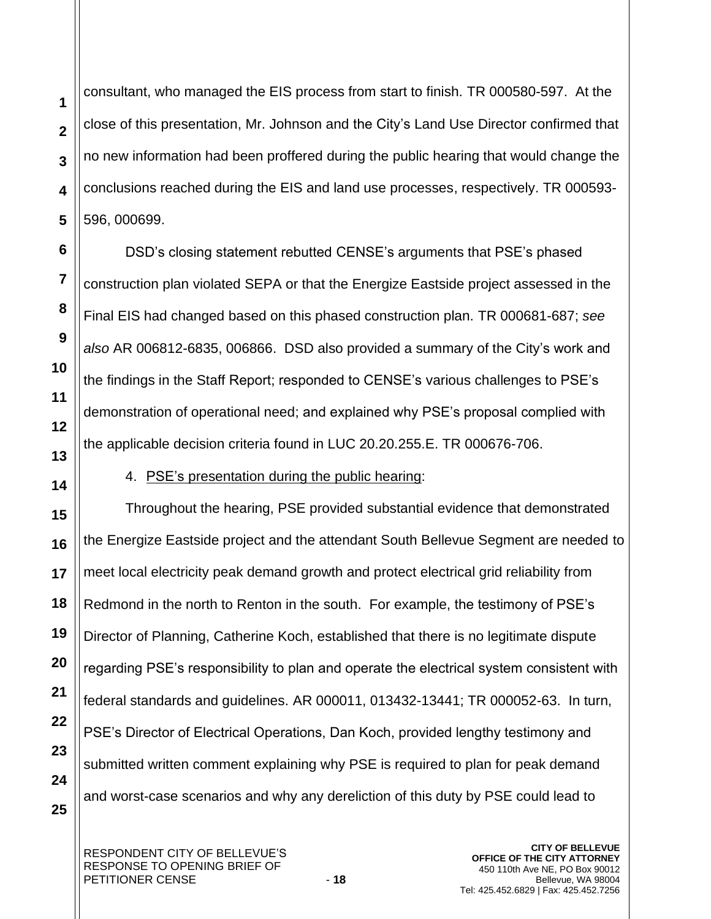consultant, who managed the EIS process from start to finish. TR 000580-597. At the close of this presentation, Mr. Johnson and the City's Land Use Director confirmed that no new information had been proffered during the public hearing that would change the conclusions reached during the EIS and land use processes, respectively. TR 000593-596, 000699.

DSD's closing statement rebutted CENSE's arguments that PSE's phased construction plan violated SEPA or that the Energize Eastside project assessed in the Final EIS had changed based on this phased construction plan. TR 000681-687; *see also* AR 006812-6835, 006866. DSD also provided a summary of the City's work and the findings in the Staff Report; responded to CENSE's various challenges to PSE's demonstration of operational need; and explained why PSE's proposal complied with the applicable decision criteria found in LUC 20.20.255.E. TR 000676-706.

4. <u>PSE's presentation during the public hearing</u>:

Throughout the hearing, PSE provided substantial evidence that demonstrated the Energize Eastside project and the attendant South Bellevue Segment are needed to meet local electricity peak demand growth and protect electrical grid reliability from Redmond in the north to Renton in the south. For example, the testimony of PSE's Director of Planning, Catherine Koch, established that there is no legitimate dispute regarding PSE's responsibility to plan and operate the electrical system consistent with federal standards and guidelines. AR 000011, 013432-13441; TR 000052-63. In turn, PSE's Director of Electrical Operations, Dan Koch, provided lengthy testimony and submitted written comment explaining why PSE is required to plan for peak demand and worst-case scenarios and why any dereliction of this duty by PSE could lead to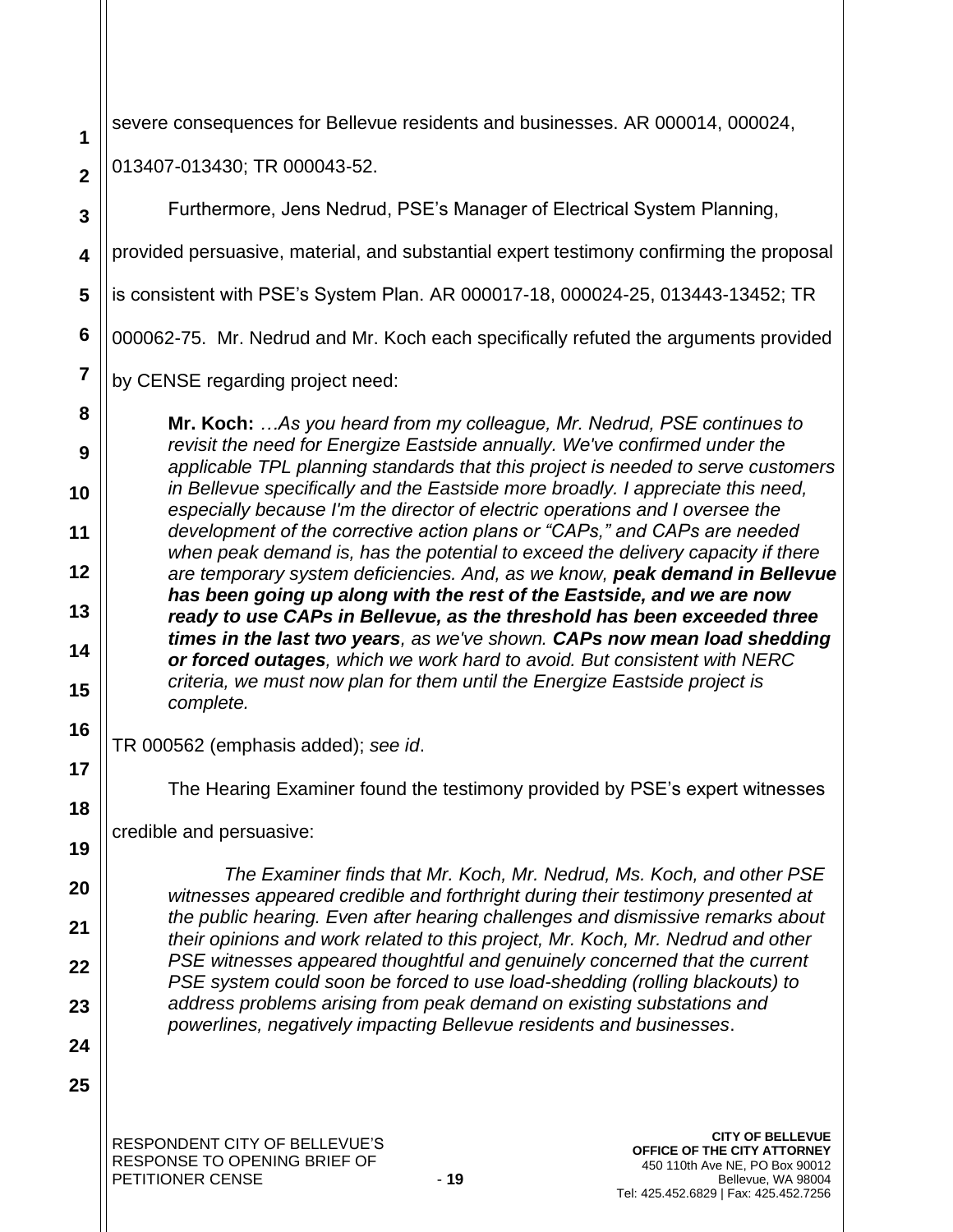severe consequences for Bellevue residents and businesses. AR 000014, 000024, 013407-013430; TR 000043-52.

Furthermore, Jens Nedrud, PSE's Manager of Electrical System Planning, provided persuasive, material, and substantial expert testimony confirming the proposal is consistent with PSE's System Plan. AR 000017-18, 000024-25, 013443-13452; TR 000062-75. Mr. Nedrud and Mr. Koch each specifically refuted the arguments provided by CENSE regarding project need:

> **Mr. Koch:** *…As you heard from my colleague, Mr. Nedrud, PSE continues to revisit the need for Energize Eastside annually. We've confirmed under the applicable TPL planning standards that this project is needed to serve customers in Bellevue specifically and the Eastside more broadly. I appreciate this need, especially because I'm the director of electric operations and I oversee the development of the corrective action plans or "CAPs," and CAPs are needed when peak demand is, has the potential to exceed the delivery capacity if there are temporary system deficiencies. And, as we know,* ***peak demand in Bellevue has been going up along with the rest of the Eastside, and we are now ready to use CAPs in Bellevue, as the threshold has been exceeded three times in the last two years****, as we've shown.* ***CAPs now mean load shedding or forced outages****, which we work hard to avoid. But consistent with NERC criteria, we must now plan for them until the Energize Eastside project is complete.*

TR 000562 (emphasis added); *see id*.

The Hearing Examiner found the testimony provided by PSE's expert witnesses credible and persuasive:

> *The Examiner finds that Mr. Koch, Mr. Nedrud, Ms. Koch, and other PSE witnesses appeared credible and forthright during their testimony presented at the public hearing. Even after hearing challenges and dismissive remarks about their opinions and work related to this project, Mr. Koch, Mr. Nedrud and other PSE witnesses appeared thoughtful and genuinely concerned that the current PSE system could soon be forced to use load-shedding (rolling blackouts) to address problems arising from peak demand on existing substations and powerlines, negatively impacting Bellevue residents and businesses*.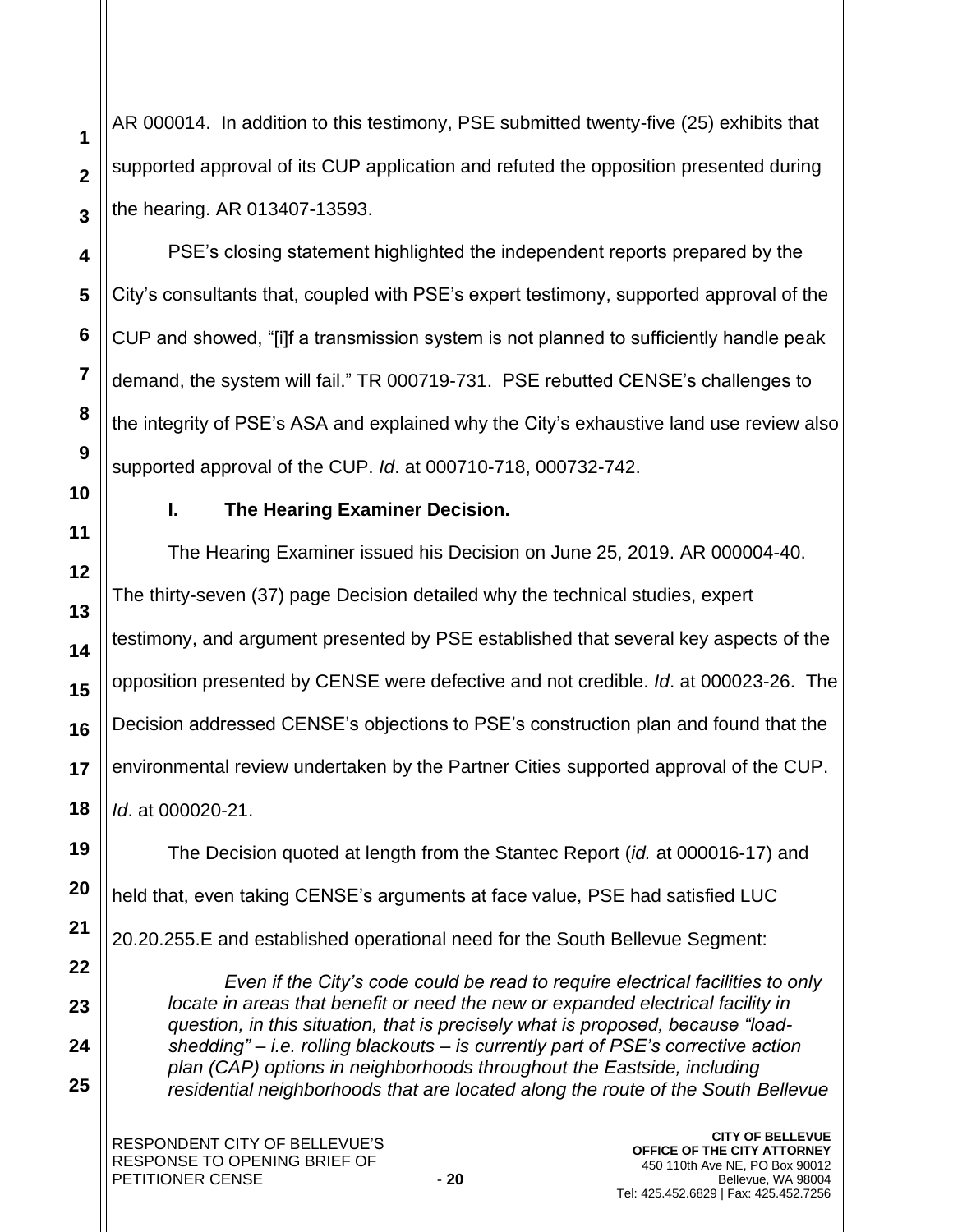AR 000014. In addition to this testimony, PSE submitted twenty-five (25) exhibits that supported approval of its CUP application and refuted the opposition presented during the hearing. AR 013407-13593.

PSE's closing statement highlighted the independent reports prepared by the City's consultants that, coupled with PSE's expert testimony, supported approval of the CUP and showed, "[i]f a transmission system is not planned to sufficiently handle peak demand, the system will fail." TR 000719-731. PSE rebutted CENSE's challenges to the integrity of PSE's ASA and explained why the City's exhaustive land use review also supported approval of the CUP. *Id*. at 000710-718, 000732-742.

### I. The Hearing Examiner Decision.

The Hearing Examiner issued his Decision on June 25, 2019. AR 000004-40. The thirty-seven (37) page Decision detailed why the technical studies, expert testimony, and argument presented by PSE established that several key aspects of the opposition presented by CENSE were defective and not credible. *Id*. at 000023-26. The Decision addressed CENSE's objections to PSE's construction plan and found that the environmental review undertaken by the Partner Cities supported approval of the CUP. *Id*. at 000020-21.

The Decision quoted at length from the Stantec Report (*id.* at 000016-17) and held that, even taking CENSE's arguments at face value, PSE had satisfied LUC 20.20.255.E and established operational need for the South Bellevue Segment:

> *Even if the City's code could be read to require electrical facilities to only locate in areas that benefit or need the new or expanded electrical facility in question, in this situation, that is precisely what is proposed, because "load-shedding" – i.e. rolling blackouts – is currently part of PSE's corrective action plan (CAP) options in neighborhoods throughout the Eastside, including residential neighborhoods that are located along the route of the South Bellevue*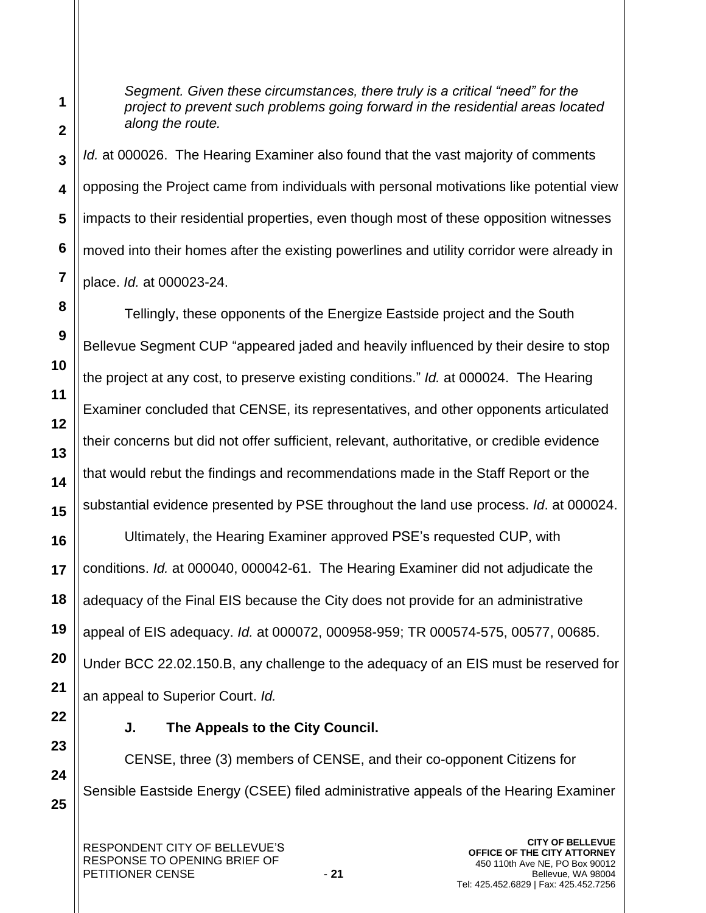> *Segment. Given these circumstances, there truly is a critical "need" for the project to prevent such problems going forward in the residential areas located along the route.*

*Id.* at 000026. The Hearing Examiner also found that the vast majority of comments opposing the Project came from individuals with personal motivations like potential view impacts to their residential properties, even though most of these opposition witnesses moved into their homes after the existing powerlines and utility corridor were already in place. *Id.* at 000023-24.

Tellingly, these opponents of the Energize Eastside project and the South Bellevue Segment CUP "appeared jaded and heavily influenced by their desire to stop the project at any cost, to preserve existing conditions." *Id.* at 000024. The Hearing Examiner concluded that CENSE, its representatives, and other opponents articulated their concerns but did not offer sufficient, relevant, authoritative, or credible evidence that would rebut the findings and recommendations made in the Staff Report or the substantial evidence presented by PSE throughout the land use process. *Id*. at 000024.

Ultimately, the Hearing Examiner approved PSE's requested CUP, with conditions. *Id.* at 000040, 000042-61. The Hearing Examiner did not adjudicate the adequacy of the Final EIS because the City does not provide for an administrative appeal of EIS adequacy. *Id.* at 000072, 000958-959; TR 000574-575, 00577, 00685. Under BCC 22.02.150.B, any challenge to the adequacy of an EIS must be reserved for an appeal to Superior Court. *Id.*

### J. The Appeals to the City Council.

CENSE, three (3) members of CENSE, and their co-opponent Citizens for Sensible Eastside Energy (CSEE) filed administrative appeals of the Hearing Examiner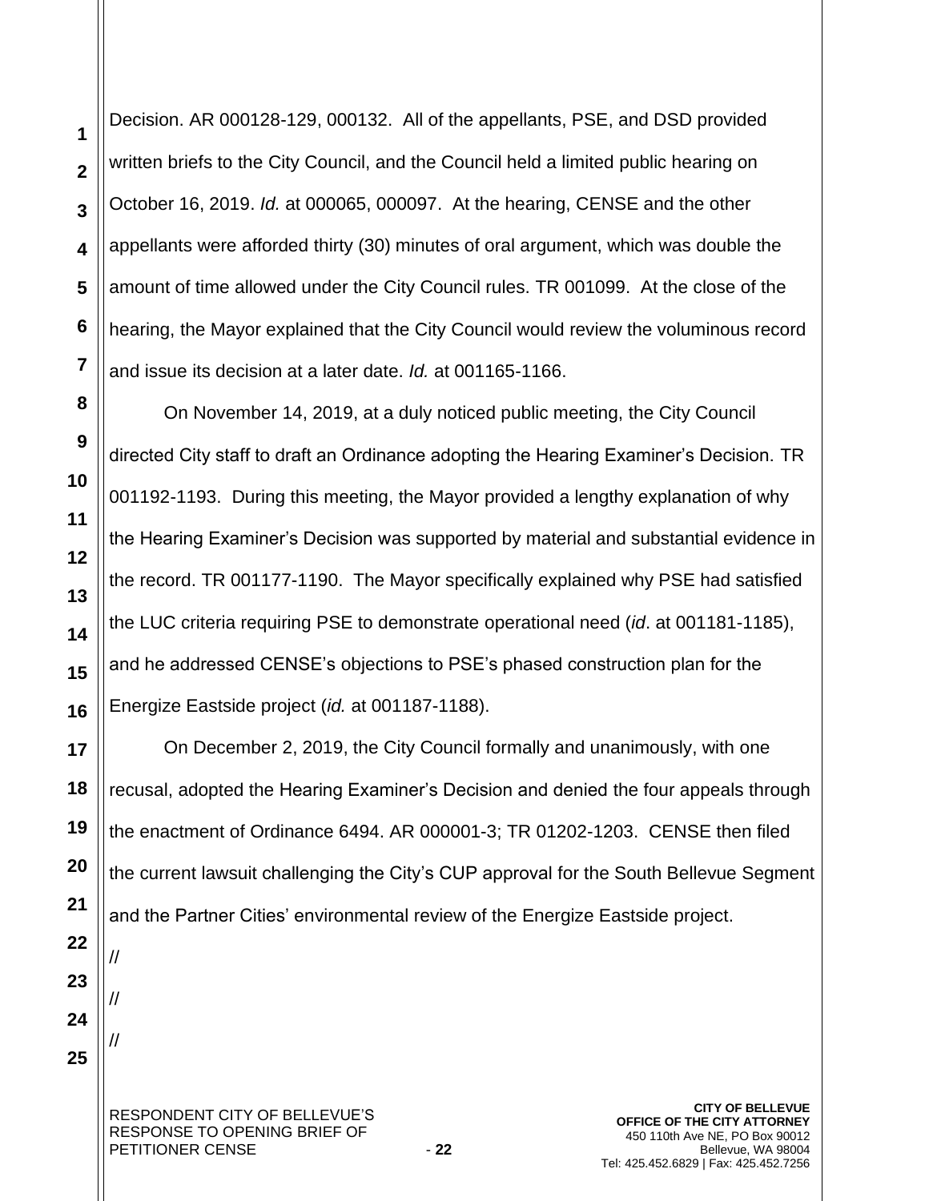Decision. AR 000128-129, 000132. All of the appellants, PSE, and DSD provided written briefs to the City Council, and the Council held a limited public hearing on October 16, 2019. *Id.* at 000065, 000097. At the hearing, CENSE and the other appellants were afforded thirty (30) minutes of oral argument, which was double the amount of time allowed under the City Council rules. TR 001099. At the close of the hearing, the Mayor explained that the City Council would review the voluminous record and issue its decision at a later date. *Id.* at 001165-1166.

On November 14, 2019, at a duly noticed public meeting, the City Council directed City staff to draft an Ordinance adopting the Hearing Examiner's Decision. TR 001192-1193. During this meeting, the Mayor provided a lengthy explanation of why the Hearing Examiner's Decision was supported by material and substantial evidence in the record. TR 001177-1190. The Mayor specifically explained why PSE had satisfied the LUC criteria requiring PSE to demonstrate operational need (*id*. at 001181-1185), and he addressed CENSE's objections to PSE's phased construction plan for the Energize Eastside project (*id.* at 001187-1188).

On December 2, 2019, the City Council formally and unanimously, with one recusal, adopted the Hearing Examiner's Decision and denied the four appeals through the enactment of Ordinance 6494. AR 000001-3; TR 01202-1203. CENSE then filed the current lawsuit challenging the City's CUP approval for the South Bellevue Segment and the Partner Cities' environmental review of the Energize Eastside project.

//

//

//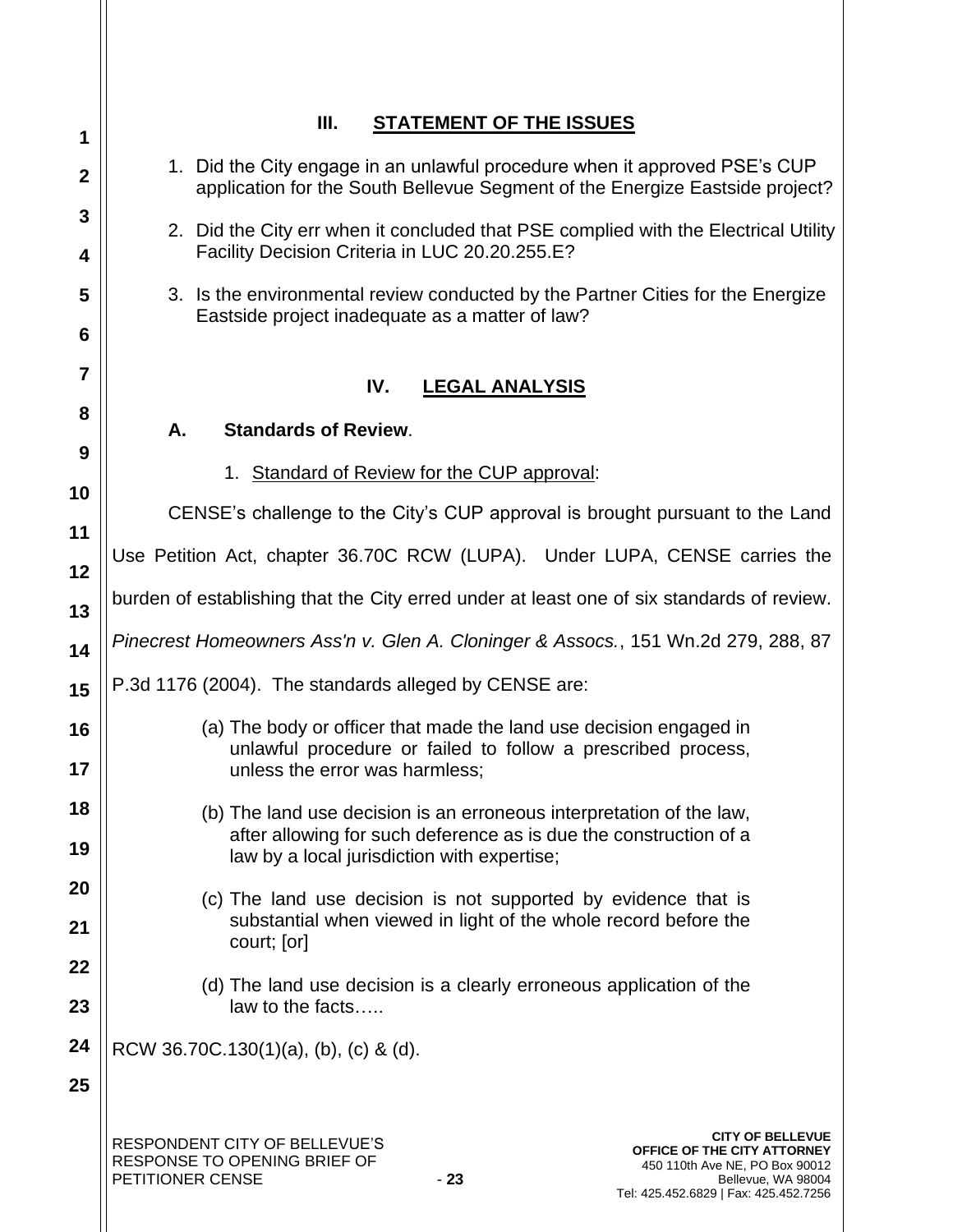## III. STATEMENT OF THE ISSUES

1. Did the City engage in an unlawful procedure when it approved PSE's CUP application for the South Bellevue Segment of the Energize Eastside project?
2. Did the City err when it concluded that PSE complied with the Electrical Utility Facility Decision Criteria in LUC 20.20.255.E?
3. Is the environmental review conducted by the Partner Cities for the Energize Eastside project inadequate as a matter of law?

## IV. LEGAL ANALYSIS

### A. Standards of Review.

1. Standard of Review for the CUP approval:

CENSE's challenge to the City's CUP approval is brought pursuant to the Land Use Petition Act, chapter 36.70C RCW (LUPA). Under LUPA, CENSE carries the burden of establishing that the City erred under at least one of six standards of review. *Pinecrest Homeowners Ass'n v. Glen A. Cloninger & Assocs.*, 151 Wn.2d 279, 288, 87 P.3d 1176 (2004). The standards alleged by CENSE are:

> (a) The body or officer that made the land use decision engaged in unlawful procedure or failed to follow a prescribed process, unless the error was harmless;
>
> (b) The land use decision is an erroneous interpretation of the law, after allowing for such deference as is due the construction of a law by a local jurisdiction with expertise;
>
> (c) The land use decision is not supported by evidence that is substantial when viewed in light of the whole record before the court; [or]
>
> (d) The land use decision is a clearly erroneous application of the law to the facts…..

RCW 36.70C.130(1)(a), (b), (c) & (d).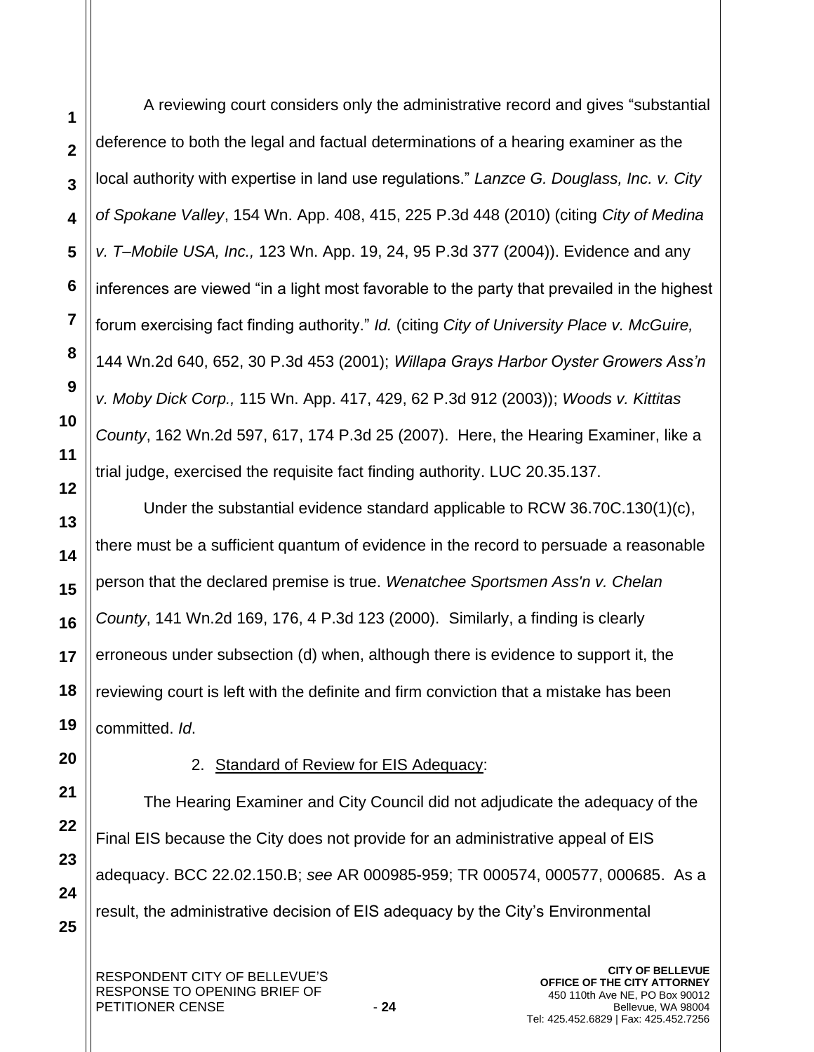A reviewing court considers only the administrative record and gives "substantial deference to both the legal and factual determinations of a hearing examiner as the local authority with expertise in land use regulations." *Lanzce G. Douglass, Inc. v. City of Spokane Valley*, 154 Wn. App. 408, 415, 225 P.3d 448 (2010) (citing *City of Medina v. T–Mobile USA, Inc.,* 123 Wn. App. 19, 24, 95 P.3d 377 (2004)). Evidence and any inferences are viewed "in a light most favorable to the party that prevailed in the highest forum exercising fact finding authority." *Id.* (citing *City of University Place v. McGuire,* 144 Wn.2d 640, 652, 30 P.3d 453 (2001); *Willapa Grays Harbor Oyster Growers Ass'n v. Moby Dick Corp.,* 115 Wn. App. 417, 429, 62 P.3d 912 (2003)); *Woods v. Kittitas County*, 162 Wn.2d 597, 617, 174 P.3d 25 (2007). Here, the Hearing Examiner, like a trial judge, exercised the requisite fact finding authority. LUC 20.35.137.

Under the substantial evidence standard applicable to RCW 36.70C.130(1)(c), there must be a sufficient quantum of evidence in the record to persuade a reasonable person that the declared premise is true. *Wenatchee Sportsmen Ass'n v. Chelan County*, 141 Wn.2d 169, 176, 4 P.3d 123 (2000). Similarly, a finding is clearly erroneous under subsection (d) when, although there is evidence to support it, the reviewing court is left with the definite and firm conviction that a mistake has been committed. *Id*.

2. Standard of Review for EIS Adequacy:

The Hearing Examiner and City Council did not adjudicate the adequacy of the Final EIS because the City does not provide for an administrative appeal of EIS adequacy. BCC 22.02.150.B; *see* AR 000985-959; TR 000574, 000577, 000685. As a result, the administrative decision of EIS adequacy by the City's Environmental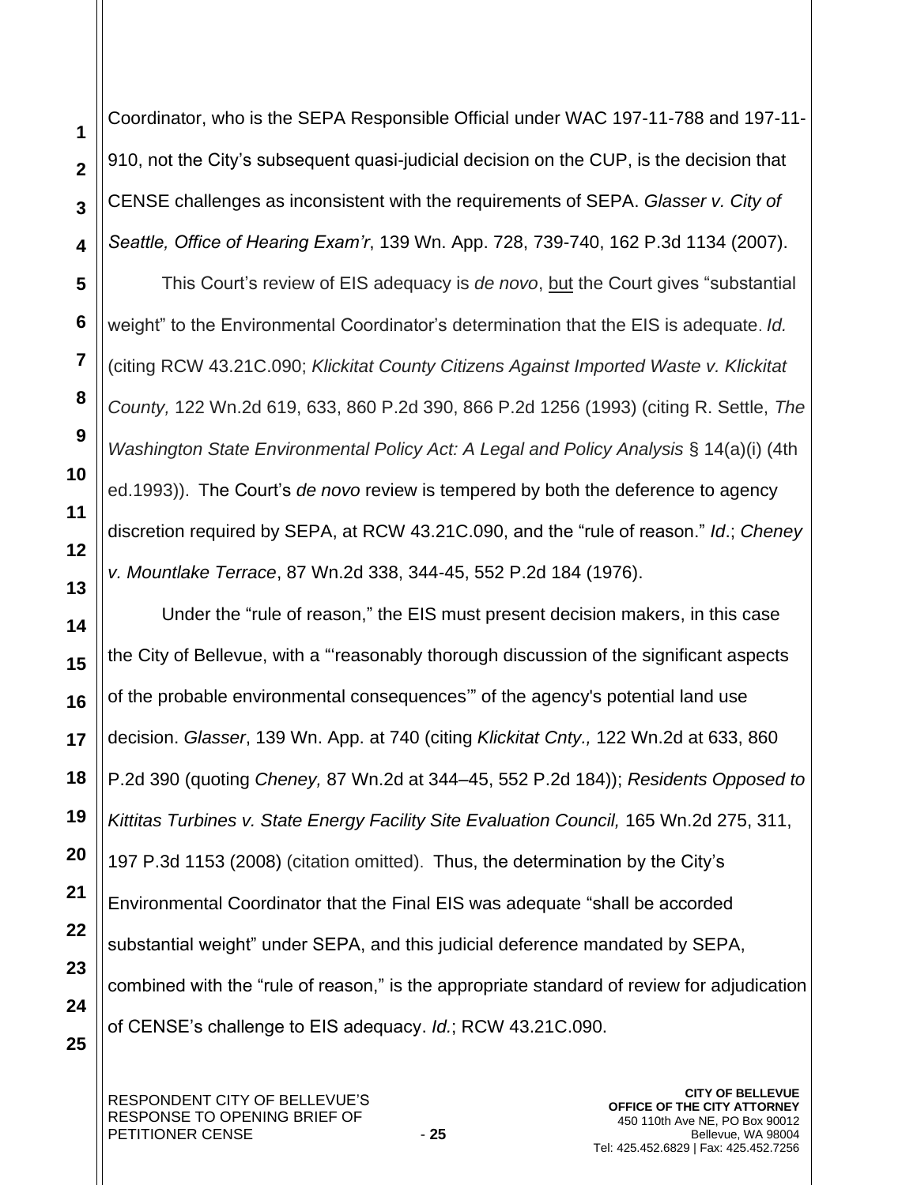Coordinator, who is the SEPA Responsible Official under WAC 197-11-788 and 197-11-910, not the City's subsequent quasi-judicial decision on the CUP, is the decision that CENSE challenges as inconsistent with the requirements of SEPA. *Glasser v. City of Seattle, Office of Hearing Exam'r*, 139 Wn. App. 728, 739-740, 162 P.3d 1134 (2007).

This Court's review of EIS adequacy is *de novo*, but the Court gives "substantial weight" to the Environmental Coordinator's determination that the EIS is adequate. *Id.* (citing RCW 43.21C.090; *Klickitat County Citizens Against Imported Waste v. Klickitat County,* 122 Wn.2d 619, 633, 860 P.2d 390, 866 P.2d 1256 (1993) (citing R. Settle, *The Washington State Environmental Policy Act: A Legal and Policy Analysis* § 14(a)(i) (4th ed.1993)). The Court's *de novo* review is tempered by both the deference to agency discretion required by SEPA, at RCW 43.21C.090, and the "rule of reason." *Id*.; *Cheney v. Mountlake Terrace*, 87 Wn.2d 338, 344-45, 552 P.2d 184 (1976).

Under the "rule of reason," the EIS must present decision makers, in this case the City of Bellevue, with a "'reasonably thorough discussion of the significant aspects of the probable environmental consequences'" of the agency's potential land use decision. *Glasser*, 139 Wn. App. at 740 (citing *Klickitat Cnty.,* 122 Wn.2d at 633, 860 P.2d 390 (quoting *Cheney,* 87 Wn.2d at 344–45, 552 P.2d 184)); *Residents Opposed to Kittitas Turbines v. State Energy Facility Site Evaluation Council,* 165 Wn.2d 275, 311, 197 P.3d 1153 (2008) (citation omitted). Thus, the determination by the City's Environmental Coordinator that the Final EIS was adequate "shall be accorded substantial weight" under SEPA, and this judicial deference mandated by SEPA, combined with the "rule of reason," is the appropriate standard of review for adjudication of CENSE's challenge to EIS adequacy. *Id.*; RCW 43.21C.090.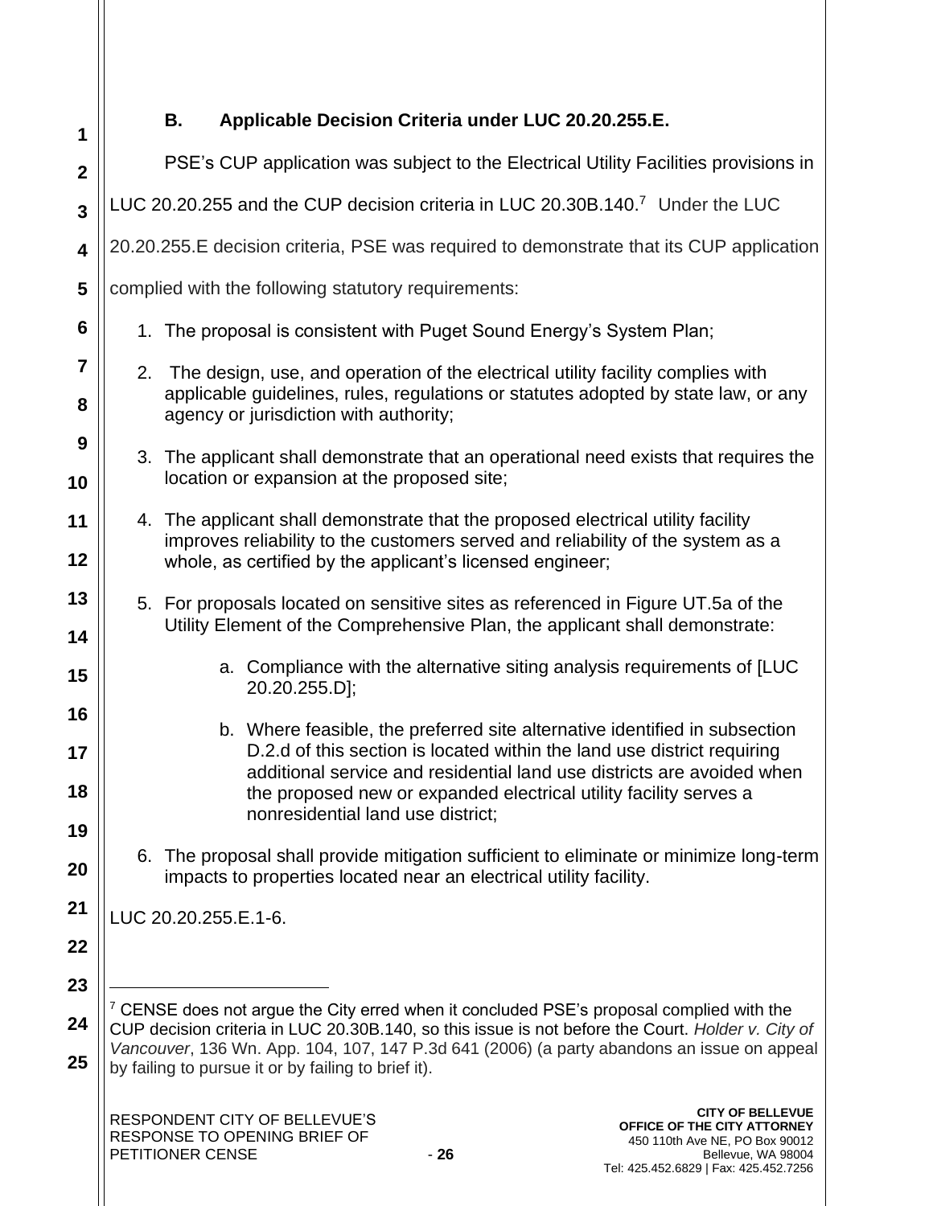### B. Applicable Decision Criteria under LUC 20.20.255.E.

PSE's CUP application was subject to the Electrical Utility Facilities provisions in LUC 20.20.255 and the CUP decision criteria in LUC 20.30B.140.[7] Under the LUC 20.20.255.E decision criteria, PSE was required to demonstrate that its CUP application complied with the following statutory requirements:

1. The proposal is consistent with Puget Sound Energy's System Plan;
2. The design, use, and operation of the electrical utility facility complies with applicable guidelines, rules, regulations or statutes adopted by state law, or any agency or jurisdiction with authority;
3. The applicant shall demonstrate that an operational need exists that requires the location or expansion at the proposed site;
4. The applicant shall demonstrate that the proposed electrical utility facility improves reliability to the customers served and reliability of the system as a whole, as certified by the applicant's licensed engineer;
5. For proposals located on sensitive sites as referenced in Figure UT.5a of the Utility Element of the Comprehensive Plan, the applicant shall demonstrate:
    a. Compliance with the alternative siting analysis requirements of [LUC 20.20.255.D];
    b. Where feasible, the preferred site alternative identified in subsection D.2.d of this section is located within the land use district requiring additional service and residential land use districts are avoided when the proposed new or expanded electrical utility facility serves a nonresidential land use district;
6. The proposal shall provide mitigation sufficient to eliminate or minimize long-term impacts to properties located near an electrical utility facility.

LUC 20.20.255.E.1-6.

---

[7] CENSE does not argue the City erred when it concluded PSE's proposal complied with the CUP decision criteria in LUC 20.30B.140, so this issue is not before the Court. *Holder v. City of Vancouver*, 136 Wn. App. 104, 107, 147 P.3d 641 (2006) (a party abandons an issue on appeal by failing to pursue it or by failing to brief it).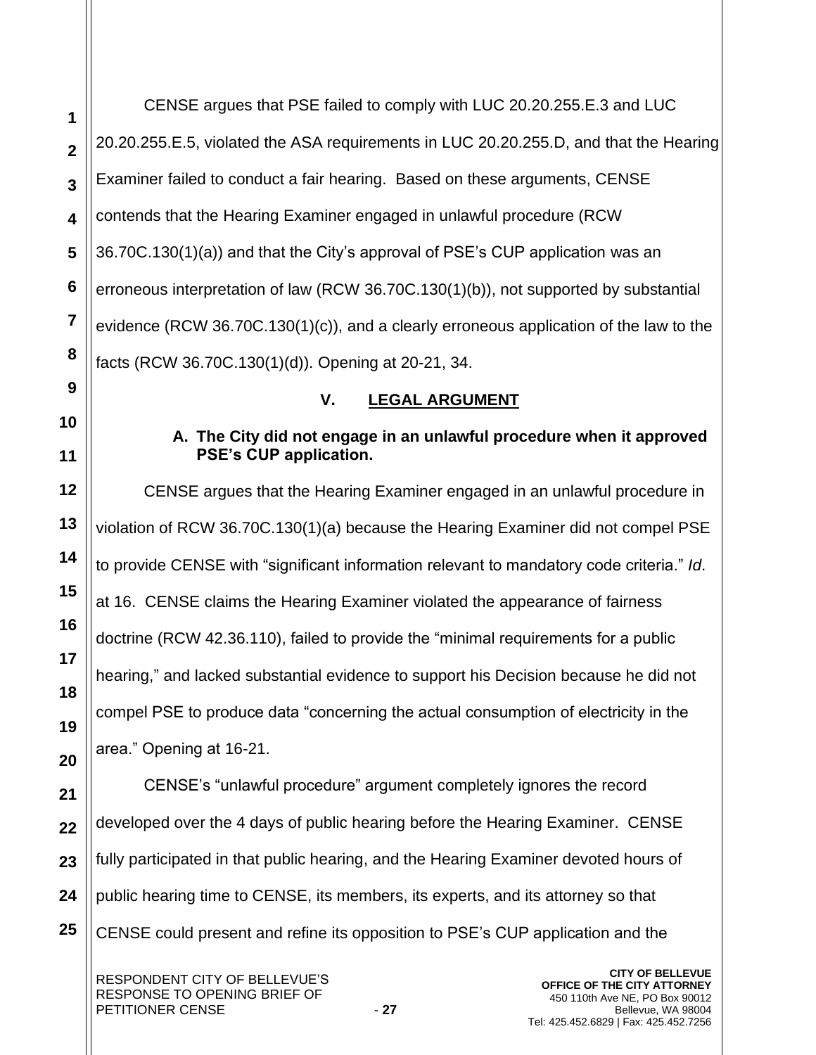CENSE argues that PSE failed to comply with LUC 20.20.255.E.3 and LUC 20.20.255.E.5, violated the ASA requirements in LUC 20.20.255.D, and that the Hearing Examiner failed to conduct a fair hearing. Based on these arguments, CENSE contends that the Hearing Examiner engaged in unlawful procedure (RCW 36.70C.130(1)(a)) and that the City's approval of PSE's CUP application was an erroneous interpretation of law (RCW 36.70C.130(1)(b)), not supported by substantial evidence (RCW 36.70C.130(1)(c)), and a clearly erroneous application of the law to the facts (RCW 36.70C.130(1)(d)). Opening at 20-21, 34.

## V. LEGAL ARGUMENT

### A. The City did not engage in an unlawful procedure when it approved PSE's CUP application.

CENSE argues that the Hearing Examiner engaged in an unlawful procedure in violation of RCW 36.70C.130(1)(a) because the Hearing Examiner did not compel PSE to provide CENSE with "significant information relevant to mandatory code criteria." *Id*. at 16. CENSE claims the Hearing Examiner violated the appearance of fairness doctrine (RCW 42.36.110), failed to provide the "minimal requirements for a public hearing," and lacked substantial evidence to support his Decision because he did not compel PSE to produce data "concerning the actual consumption of electricity in the area." Opening at 16-21.

CENSE's "unlawful procedure" argument completely ignores the record developed over the 4 days of public hearing before the Hearing Examiner. CENSE fully participated in that public hearing, and the Hearing Examiner devoted hours of public hearing time to CENSE, its members, its experts, and its attorney so that CENSE could present and refine its opposition to PSE's CUP application and the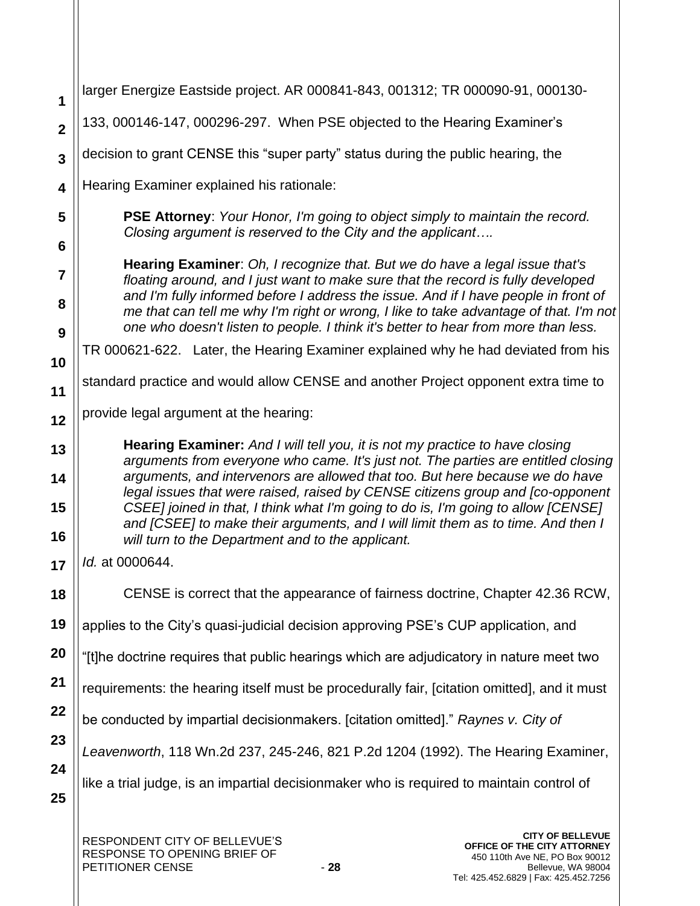larger Energize Eastside project. AR 000841-843, 001312; TR 000090-91, 000130-133, 000146-147, 000296-297. When PSE objected to the Hearing Examiner's decision to grant CENSE this "super party" status during the public hearing, the Hearing Examiner explained his rationale:

> **PSE Attorney**: *Your Honor, I'm going to object simply to maintain the record. Closing argument is reserved to the City and the applicant….*
>
> **Hearing Examiner**: *Oh, I recognize that. But we do have a legal issue that's floating around, and I just want to make sure that the record is fully developed and I'm fully informed before I address the issue. And if I have people in front of me that can tell me why I'm right or wrong, I like to take advantage of that. I'm not one who doesn't listen to people. I think it's better to hear from more than less.*

TR 000621-622. Later, the Hearing Examiner explained why he had deviated from his standard practice and would allow CENSE and another Project opponent extra time to provide legal argument at the hearing:

> **Hearing Examiner:** *And I will tell you, it is not my practice to have closing arguments from everyone who came. It's just not. The parties are entitled closing arguments, and intervenors are allowed that too. But here because we do have legal issues that were raised, raised by CENSE citizens group and [co-opponent CSEE] joined in that, I think what I'm going to do is, I'm going to allow [CENSE] and [CSEE] to make their arguments, and I will limit them as to time. And then I will turn to the Department and to the applicant.*

*Id.* at 0000644.

CENSE is correct that the appearance of fairness doctrine, Chapter 42.36 RCW, applies to the City's quasi-judicial decision approving PSE's CUP application, and "[t]he doctrine requires that public hearings which are adjudicatory in nature meet two requirements: the hearing itself must be procedurally fair, [citation omitted], and it must be conducted by impartial decisionmakers. [citation omitted]." *Raynes v. City of Leavenworth*, 118 Wn.2d 237, 245-246, 821 P.2d 1204 (1992). The Hearing Examiner, like a trial judge, is an impartial decisionmaker who is required to maintain control of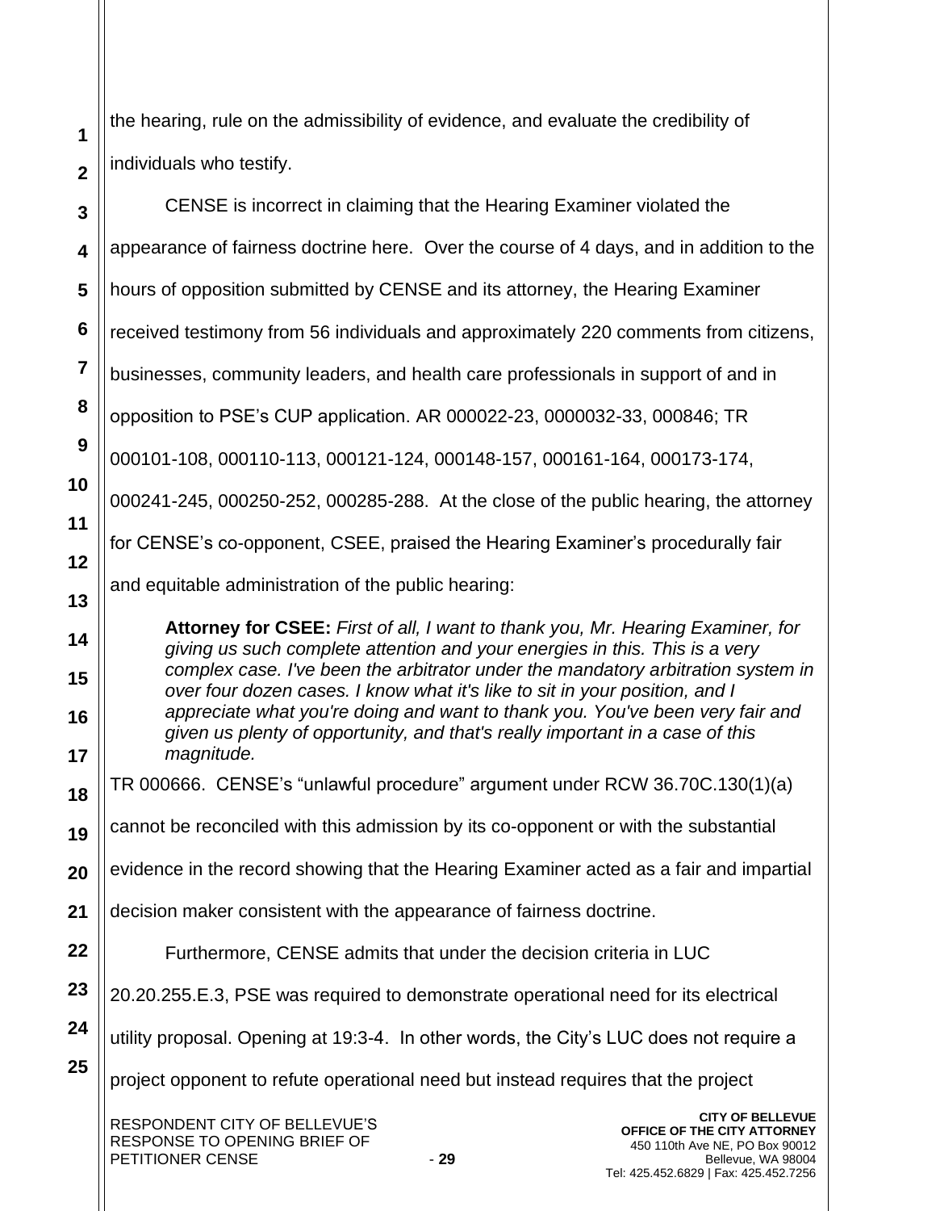the hearing, rule on the admissibility of evidence, and evaluate the credibility of individuals who testify.

CENSE is incorrect in claiming that the Hearing Examiner violated the appearance of fairness doctrine here. Over the course of 4 days, and in addition to the hours of opposition submitted by CENSE and its attorney, the Hearing Examiner received testimony from 56 individuals and approximately 220 comments from citizens, businesses, community leaders, and health care professionals in support of and in opposition to PSE's CUP application. AR 000022-23, 0000032-33, 000846; TR 000101-108, 000110-113, 000121-124, 000148-157, 000161-164, 000173-174, 000241-245, 000250-252, 000285-288. At the close of the public hearing, the attorney for CENSE's co-opponent, CSEE, praised the Hearing Examiner's procedurally fair and equitable administration of the public hearing:

> **Attorney for CSEE:** *First of all, I want to thank you, Mr. Hearing Examiner, for giving us such complete attention and your energies in this. This is a very complex case. I've been the arbitrator under the mandatory arbitration system in over four dozen cases. I know what it's like to sit in your position, and I appreciate what you're doing and want to thank you. You've been very fair and given us plenty of opportunity, and that's really important in a case of this magnitude.*

TR 000666. CENSE's "unlawful procedure" argument under RCW 36.70C.130(1)(a) cannot be reconciled with this admission by its co-opponent or with the substantial evidence in the record showing that the Hearing Examiner acted as a fair and impartial decision maker consistent with the appearance of fairness doctrine.

Furthermore, CENSE admits that under the decision criteria in LUC 20.20.255.E.3, PSE was required to demonstrate operational need for its electrical utility proposal. Opening at 19:3-4. In other words, the City's LUC does not require a project opponent to refute operational need but instead requires that the project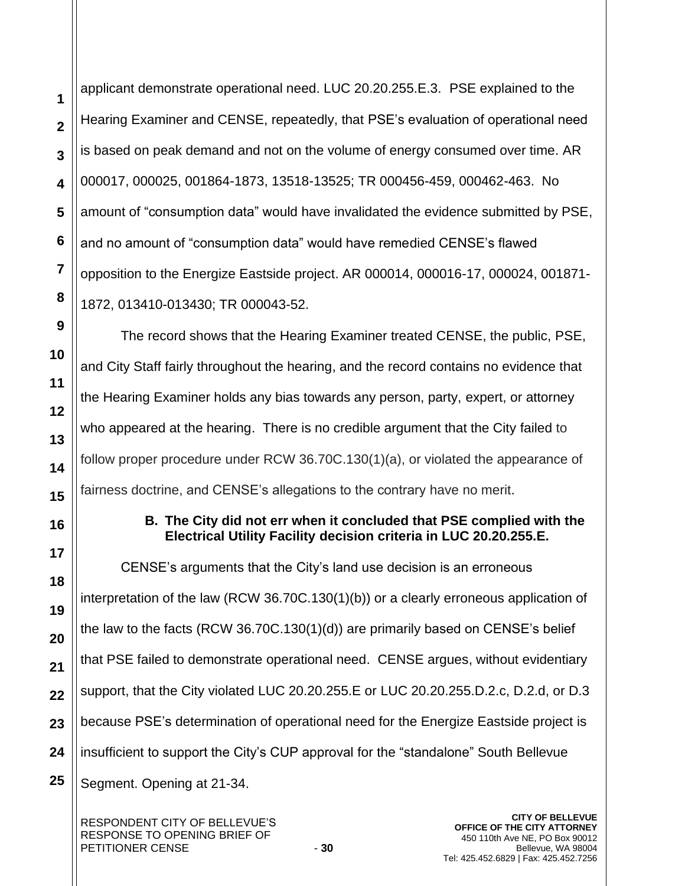applicant demonstrate operational need. LUC 20.20.255.E.3. PSE explained to the Hearing Examiner and CENSE, repeatedly, that PSE's evaluation of operational need is based on peak demand and not on the volume of energy consumed over time. AR 000017, 000025, 001864-1873, 13518-13525; TR 000456-459, 000462-463. No amount of "consumption data" would have invalidated the evidence submitted by PSE, and no amount of "consumption data" would have remedied CENSE's flawed opposition to the Energize Eastside project. AR 000014, 000016-17, 000024, 001871-1872, 013410-013430; TR 000043-52.

The record shows that the Hearing Examiner treated CENSE, the public, PSE, and City Staff fairly throughout the hearing, and the record contains no evidence that the Hearing Examiner holds any bias towards any person, party, expert, or attorney who appeared at the hearing. There is no credible argument that the City failed to follow proper procedure under RCW 36.70C.130(1)(a), or violated the appearance of fairness doctrine, and CENSE's allegations to the contrary have no merit.

### B. The City did not err when it concluded that PSE complied with the Electrical Utility Facility decision criteria in LUC 20.20.255.E.

CENSE's arguments that the City's land use decision is an erroneous interpretation of the law (RCW 36.70C.130(1)(b)) or a clearly erroneous application of the law to the facts (RCW 36.70C.130(1)(d)) are primarily based on CENSE's belief that PSE failed to demonstrate operational need. CENSE argues, without evidentiary support, that the City violated LUC 20.20.255.E or LUC 20.20.255.D.2.c, D.2.d, or D.3 because PSE's determination of operational need for the Energize Eastside project is insufficient to support the City's CUP approval for the "standalone" South Bellevue Segment. Opening at 21-34.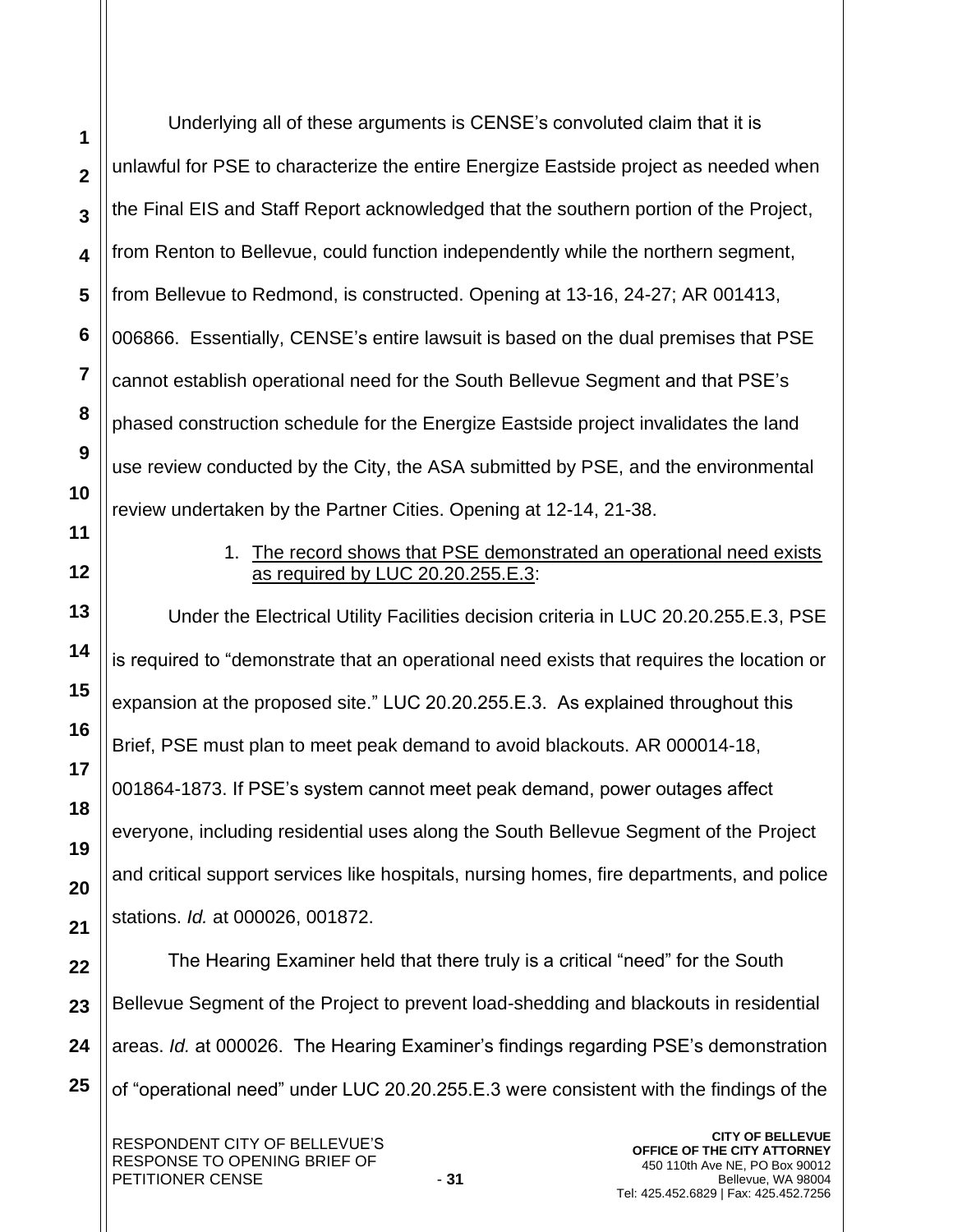Underlying all of these arguments is CENSE's convoluted claim that it is unlawful for PSE to characterize the entire Energize Eastside project as needed when the Final EIS and Staff Report acknowledged that the southern portion of the Project, from Renton to Bellevue, could function independently while the northern segment, from Bellevue to Redmond, is constructed. Opening at 13-16, 24-27; AR 001413, 006866. Essentially, CENSE's entire lawsuit is based on the dual premises that PSE cannot establish operational need for the South Bellevue Segment and that PSE's phased construction schedule for the Energize Eastside project invalidates the land use review conducted by the City, the ASA submitted by PSE, and the environmental review undertaken by the Partner Cities. Opening at 12-14, 21-38.

1. <u>The record shows that PSE demonstrated an operational need exists as required by LUC 20.20.255.E.3</u>:

Under the Electrical Utility Facilities decision criteria in LUC 20.20.255.E.3, PSE is required to "demonstrate that an operational need exists that requires the location or expansion at the proposed site." LUC 20.20.255.E.3. As explained throughout this Brief, PSE must plan to meet peak demand to avoid blackouts. AR 000014-18, 001864-1873. If PSE's system cannot meet peak demand, power outages affect everyone, including residential uses along the South Bellevue Segment of the Project and critical support services like hospitals, nursing homes, fire departments, and police stations. *Id.* at 000026, 001872.

The Hearing Examiner held that there truly is a critical "need" for the South Bellevue Segment of the Project to prevent load-shedding and blackouts in residential areas. *Id.* at 000026. The Hearing Examiner's findings regarding PSE's demonstration of "operational need" under LUC 20.20.255.E.3 were consistent with the findings of the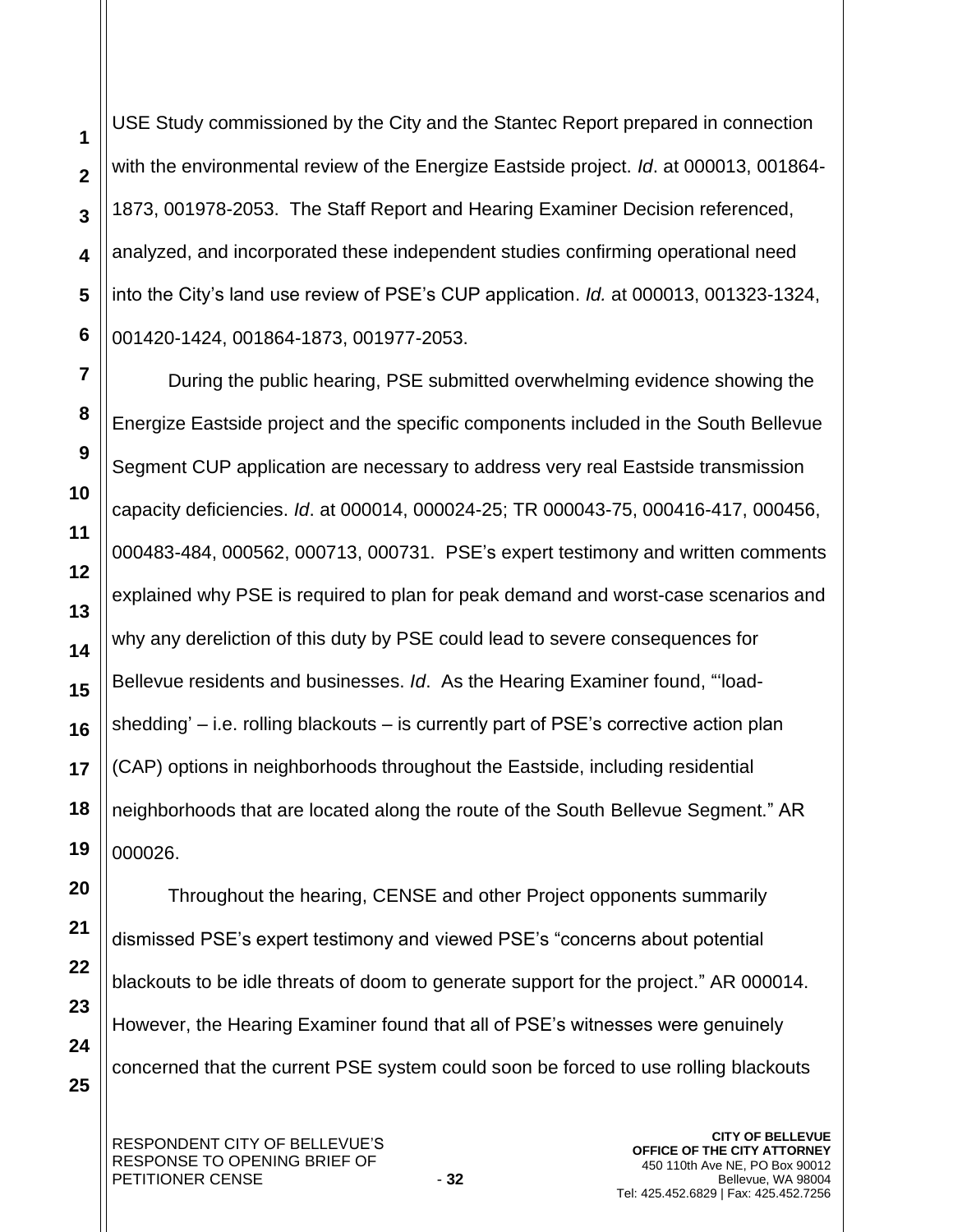USE Study commissioned by the City and the Stantec Report prepared in connection with the environmental review of the Energize Eastside project. *Id*. at 000013, 001864-1873, 001978-2053. The Staff Report and Hearing Examiner Decision referenced, analyzed, and incorporated these independent studies confirming operational need into the City's land use review of PSE's CUP application. *Id.* at 000013, 001323-1324, 001420-1424, 001864-1873, 001977-2053.

During the public hearing, PSE submitted overwhelming evidence showing the Energize Eastside project and the specific components included in the South Bellevue Segment CUP application are necessary to address very real Eastside transmission capacity deficiencies. *Id*. at 000014, 000024-25; TR 000043-75, 000416-417, 000456, 000483-484, 000562, 000713, 000731. PSE's expert testimony and written comments explained why PSE is required to plan for peak demand and worst-case scenarios and why any dereliction of this duty by PSE could lead to severe consequences for Bellevue residents and businesses. *Id*. As the Hearing Examiner found, "'load-shedding' – i.e. rolling blackouts – is currently part of PSE's corrective action plan (CAP) options in neighborhoods throughout the Eastside, including residential neighborhoods that are located along the route of the South Bellevue Segment." AR 000026.

Throughout the hearing, CENSE and other Project opponents summarily dismissed PSE's expert testimony and viewed PSE's "concerns about potential blackouts to be idle threats of doom to generate support for the project." AR 000014. However, the Hearing Examiner found that all of PSE's witnesses were genuinely concerned that the current PSE system could soon be forced to use rolling blackouts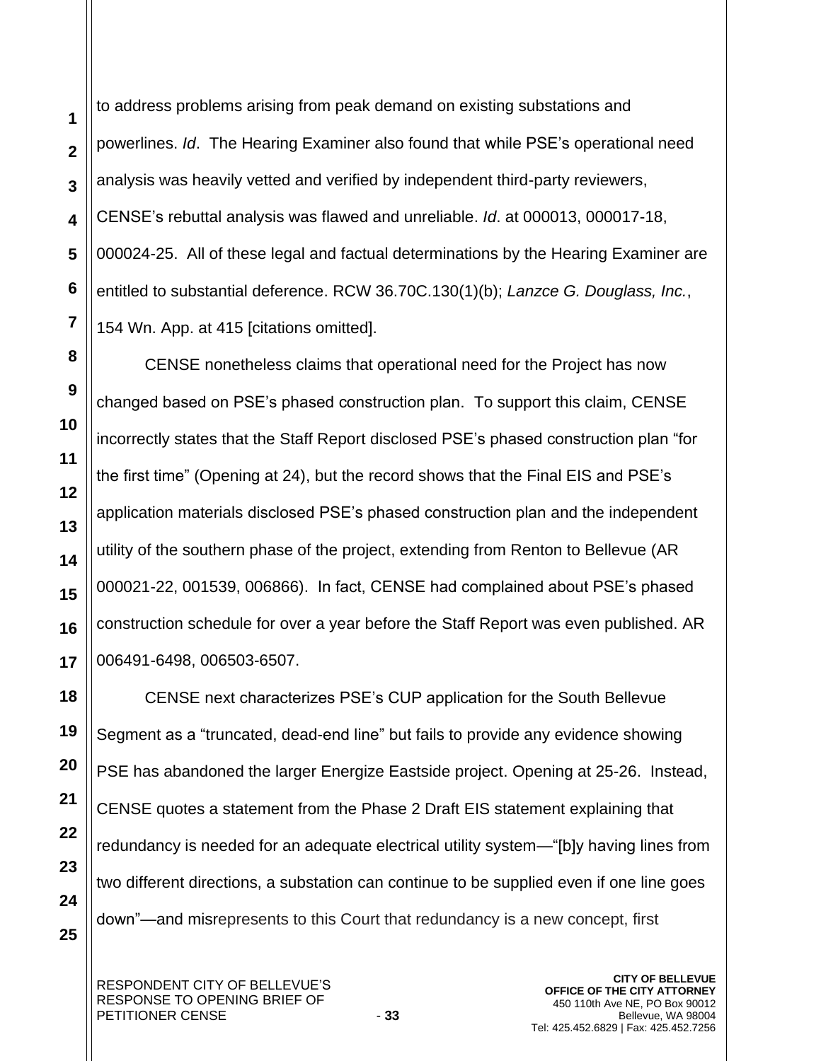to address problems arising from peak demand on existing substations and powerlines. *Id*. The Hearing Examiner also found that while PSE's operational need analysis was heavily vetted and verified by independent third-party reviewers, CENSE's rebuttal analysis was flawed and unreliable. *Id*. at 000013, 000017-18, 000024-25. All of these legal and factual determinations by the Hearing Examiner are entitled to substantial deference. RCW 36.70C.130(1)(b); *Lanzce G. Douglass, Inc.*, 154 Wn. App. at 415 [citations omitted].

CENSE nonetheless claims that operational need for the Project has now changed based on PSE's phased construction plan. To support this claim, CENSE incorrectly states that the Staff Report disclosed PSE's phased construction plan "for the first time" (Opening at 24), but the record shows that the Final EIS and PSE's application materials disclosed PSE's phased construction plan and the independent utility of the southern phase of the project, extending from Renton to Bellevue (AR 000021-22, 001539, 006866). In fact, CENSE had complained about PSE's phased construction schedule for over a year before the Staff Report was even published. AR 006491-6498, 006503-6507.

CENSE next characterizes PSE's CUP application for the South Bellevue Segment as a "truncated, dead-end line" but fails to provide any evidence showing PSE has abandoned the larger Energize Eastside project. Opening at 25-26. Instead, CENSE quotes a statement from the Phase 2 Draft EIS statement explaining that redundancy is needed for an adequate electrical utility system—"[b]y having lines from two different directions, a substation can continue to be supplied even if one line goes down"—and misrepresents to this Court that redundancy is a new concept, first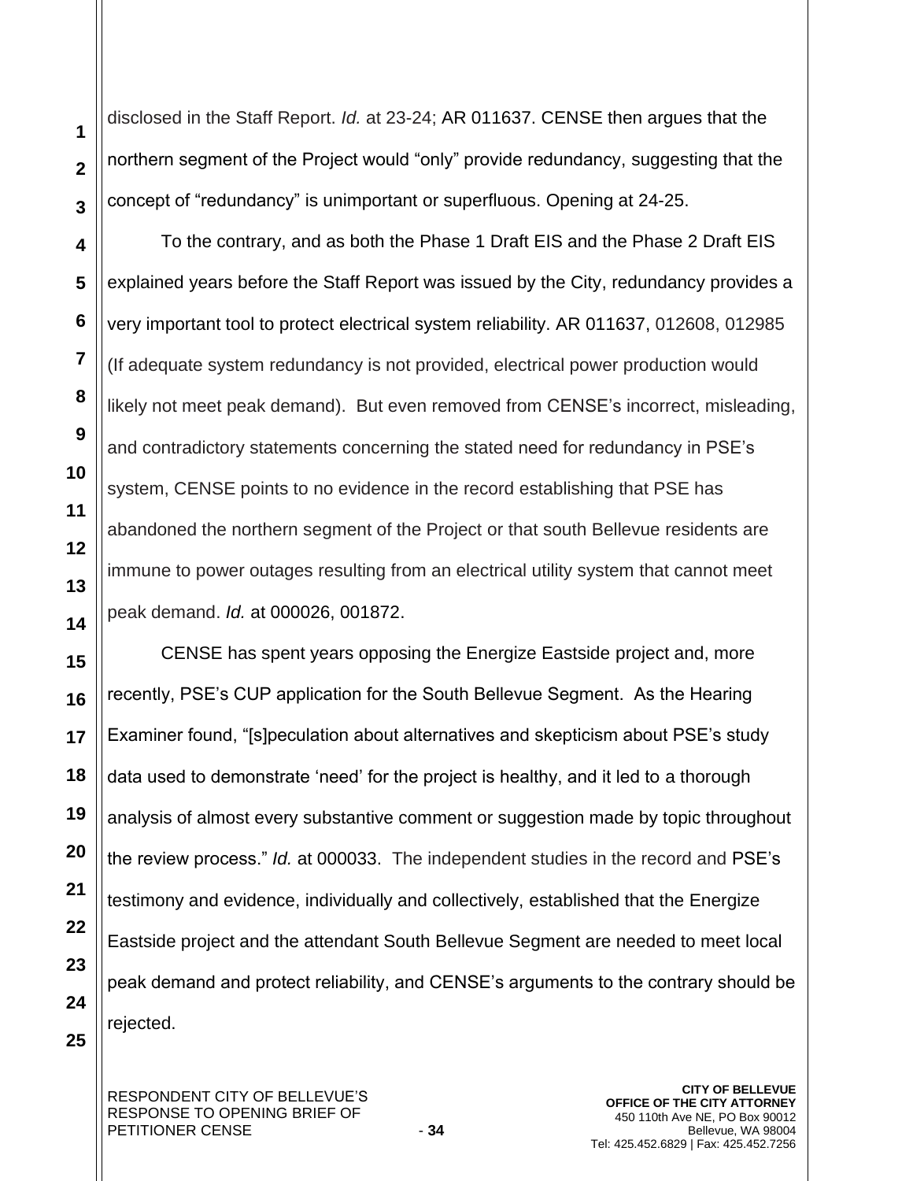disclosed in the Staff Report. *Id.* at 23-24; AR 011637. CENSE then argues that the northern segment of the Project would "only" provide redundancy, suggesting that the concept of "redundancy" is unimportant or superfluous. Opening at 24-25.

To the contrary, and as both the Phase 1 Draft EIS and the Phase 2 Draft EIS explained years before the Staff Report was issued by the City, redundancy provides a very important tool to protect electrical system reliability. AR 011637, 012608, 012985 (If adequate system redundancy is not provided, electrical power production would likely not meet peak demand). But even removed from CENSE's incorrect, misleading, and contradictory statements concerning the stated need for redundancy in PSE's system, CENSE points to no evidence in the record establishing that PSE has abandoned the northern segment of the Project or that south Bellevue residents are immune to power outages resulting from an electrical utility system that cannot meet peak demand. *Id.* at 000026, 001872.

CENSE has spent years opposing the Energize Eastside project and, more recently, PSE's CUP application for the South Bellevue Segment. As the Hearing Examiner found, "[s]peculation about alternatives and skepticism about PSE's study data used to demonstrate 'need' for the project is healthy, and it led to a thorough analysis of almost every substantive comment or suggestion made by topic throughout the review process." *Id.* at 000033. The independent studies in the record and PSE's testimony and evidence, individually and collectively, established that the Energize Eastside project and the attendant South Bellevue Segment are needed to meet local peak demand and protect reliability, and CENSE's arguments to the contrary should be rejected.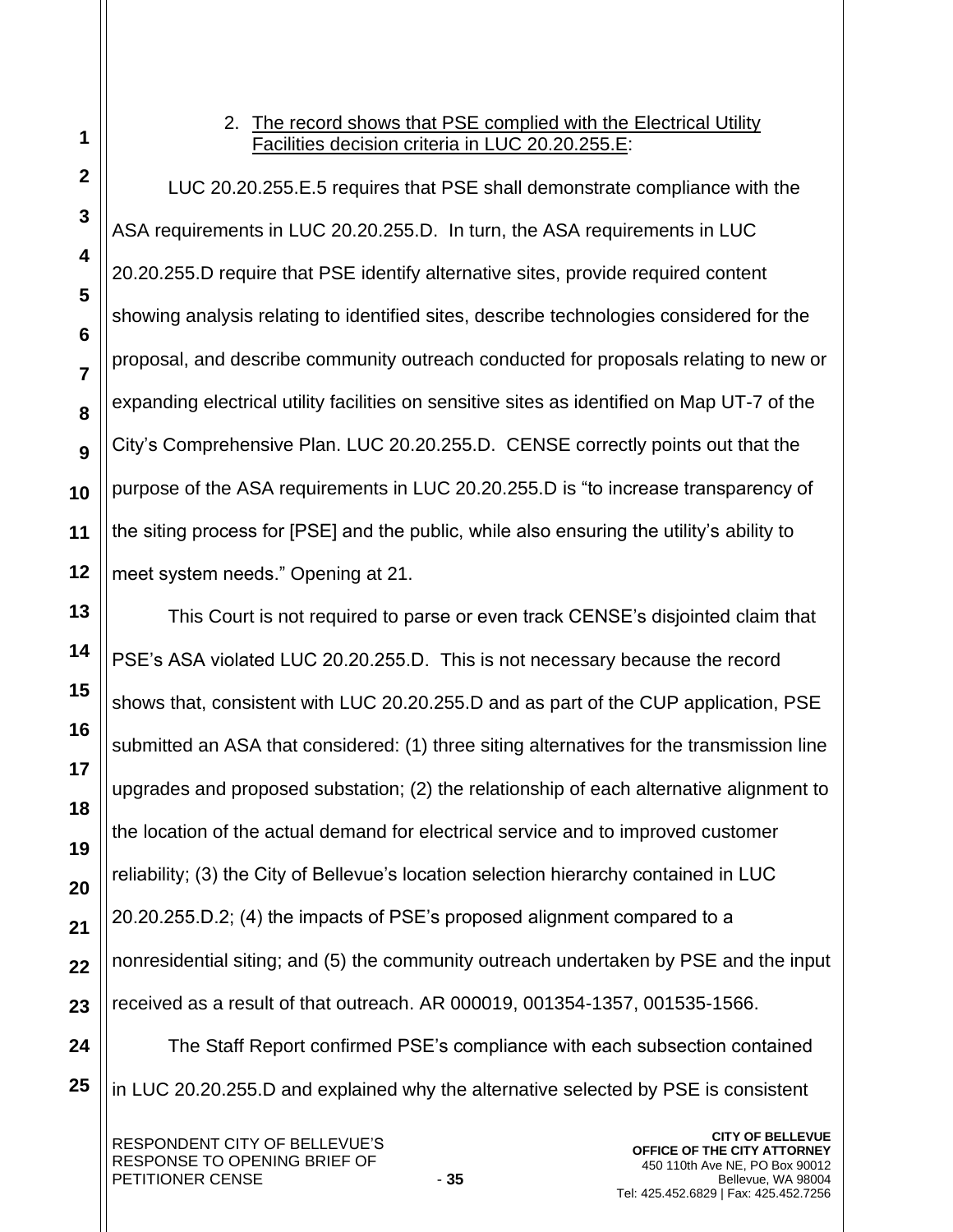2. <u>The record shows that PSE complied with the Electrical Utility Facilities decision criteria in LUC 20.20.255.E</u>:

LUC 20.20.255.E.5 requires that PSE shall demonstrate compliance with the ASA requirements in LUC 20.20.255.D. In turn, the ASA requirements in LUC 20.20.255.D require that PSE identify alternative sites, provide required content showing analysis relating to identified sites, describe technologies considered for the proposal, and describe community outreach conducted for proposals relating to new or expanding electrical utility facilities on sensitive sites as identified on Map UT-7 of the City's Comprehensive Plan. LUC 20.20.255.D. CENSE correctly points out that the purpose of the ASA requirements in LUC 20.20.255.D is "to increase transparency of the siting process for [PSE] and the public, while also ensuring the utility's ability to meet system needs." Opening at 21.

This Court is not required to parse or even track CENSE's disjointed claim that PSE's ASA violated LUC 20.20.255.D. This is not necessary because the record shows that, consistent with LUC 20.20.255.D and as part of the CUP application, PSE submitted an ASA that considered: (1) three siting alternatives for the transmission line upgrades and proposed substation; (2) the relationship of each alternative alignment to the location of the actual demand for electrical service and to improved customer reliability; (3) the City of Bellevue's location selection hierarchy contained in LUC 20.20.255.D.2; (4) the impacts of PSE's proposed alignment compared to a nonresidential siting; and (5) the community outreach undertaken by PSE and the input received as a result of that outreach. AR 000019, 001354-1357, 001535-1566.

The Staff Report confirmed PSE's compliance with each subsection contained in LUC 20.20.255.D and explained why the alternative selected by PSE is consistent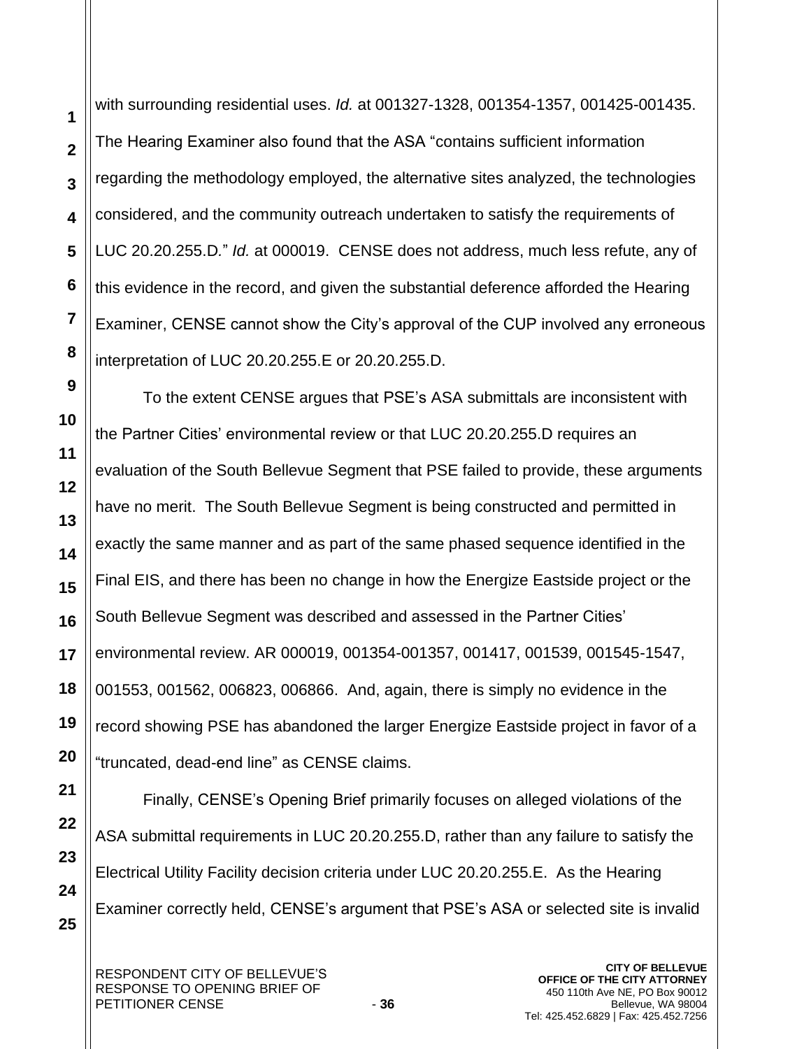with surrounding residential uses. *Id.* at 001327-1328, 001354-1357, 001425-001435. The Hearing Examiner also found that the ASA "contains sufficient information regarding the methodology employed, the alternative sites analyzed, the technologies considered, and the community outreach undertaken to satisfy the requirements of LUC 20.20.255.D." *Id.* at 000019. CENSE does not address, much less refute, any of this evidence in the record, and given the substantial deference afforded the Hearing Examiner, CENSE cannot show the City's approval of the CUP involved any erroneous interpretation of LUC 20.20.255.E or 20.20.255.D.

To the extent CENSE argues that PSE's ASA submittals are inconsistent with the Partner Cities' environmental review or that LUC 20.20.255.D requires an evaluation of the South Bellevue Segment that PSE failed to provide, these arguments have no merit. The South Bellevue Segment is being constructed and permitted in exactly the same manner and as part of the same phased sequence identified in the Final EIS, and there has been no change in how the Energize Eastside project or the South Bellevue Segment was described and assessed in the Partner Cities' environmental review. AR 000019, 001354-001357, 001417, 001539, 001545-1547, 001553, 001562, 006823, 006866. And, again, there is simply no evidence in the record showing PSE has abandoned the larger Energize Eastside project in favor of a "truncated, dead-end line" as CENSE claims.

Finally, CENSE's Opening Brief primarily focuses on alleged violations of the ASA submittal requirements in LUC 20.20.255.D, rather than any failure to satisfy the Electrical Utility Facility decision criteria under LUC 20.20.255.E. As the Hearing Examiner correctly held, CENSE's argument that PSE's ASA or selected site is invalid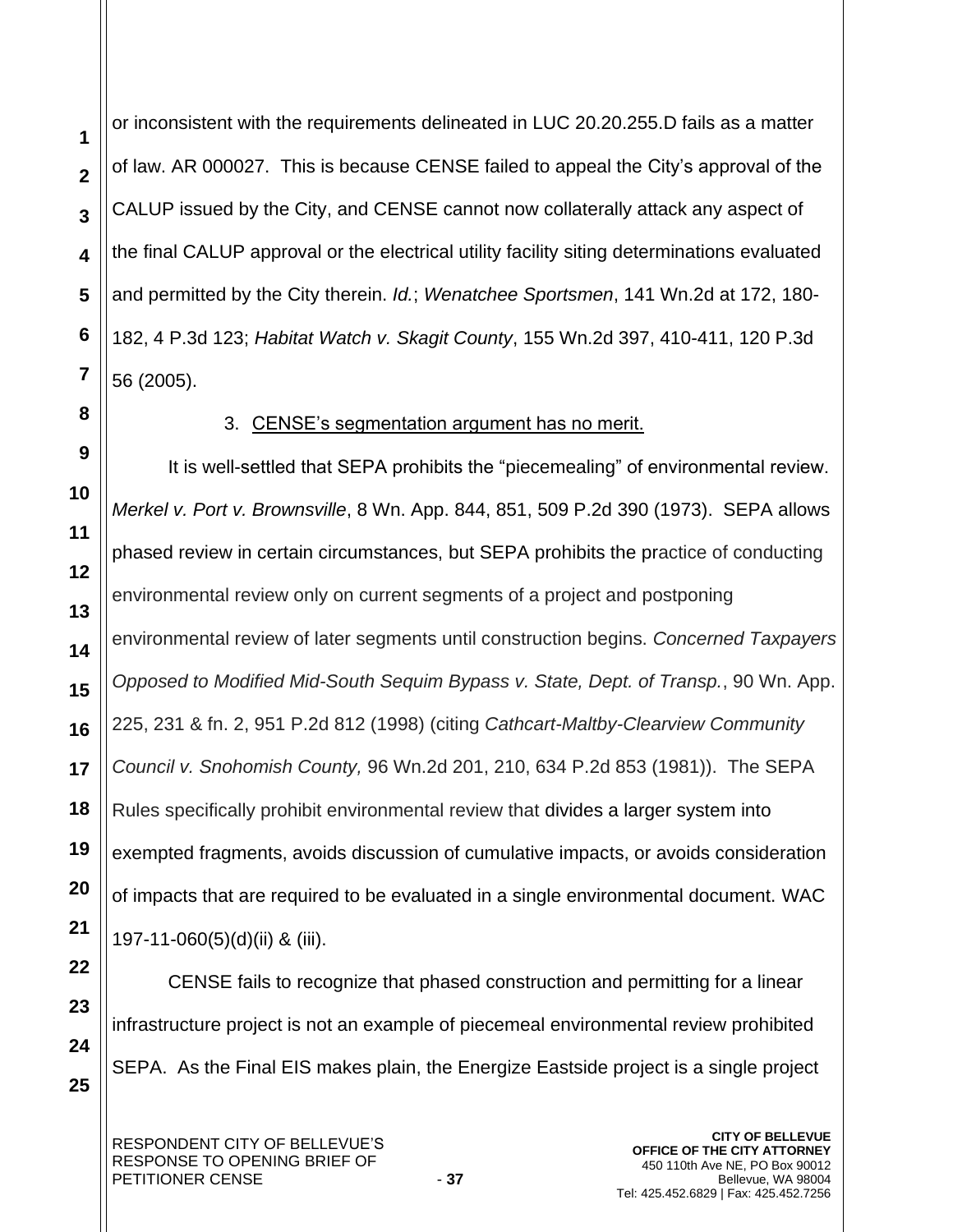or inconsistent with the requirements delineated in LUC 20.20.255.D fails as a matter of law. AR 000027. This is because CENSE failed to appeal the City's approval of the CALUP issued by the City, and CENSE cannot now collaterally attack any aspect of the final CALUP approval or the electrical utility facility siting determinations evaluated and permitted by the City therein. *Id.*; *Wenatchee Sportsmen*, 141 Wn.2d at 172, 180-182, 4 P.3d 123; *Habitat Watch v. Skagit County*, 155 Wn.2d 397, 410-411, 120 P.3d 56 (2005).

3. <u>CENSE's segmentation argument has no merit.</u>

It is well-settled that SEPA prohibits the "piecemealing" of environmental review. *Merkel v. Port v. Brownsville*, 8 Wn. App. 844, 851, 509 P.2d 390 (1973). SEPA allows phased review in certain circumstances, but SEPA prohibits the practice of conducting environmental review only on current segments of a project and postponing environmental review of later segments until construction begins. *Concerned Taxpayers Opposed to Modified Mid-South Sequim Bypass v. State, Dept. of Transp.*, 90 Wn. App. 225, 231 & fn. 2, 951 P.2d 812 (1998) (citing *Cathcart-Maltby-Clearview Community Council v. Snohomish County,* 96 Wn.2d 201, 210, 634 P.2d 853 (1981)). The SEPA Rules specifically prohibit environmental review that divides a larger system into exempted fragments, avoids discussion of cumulative impacts, or avoids consideration of impacts that are required to be evaluated in a single environmental document. WAC 197-11-060(5)(d)(ii) & (iii).

CENSE fails to recognize that phased construction and permitting for a linear infrastructure project is not an example of piecemeal environmental review prohibited SEPA. As the Final EIS makes plain, the Energize Eastside project is a single project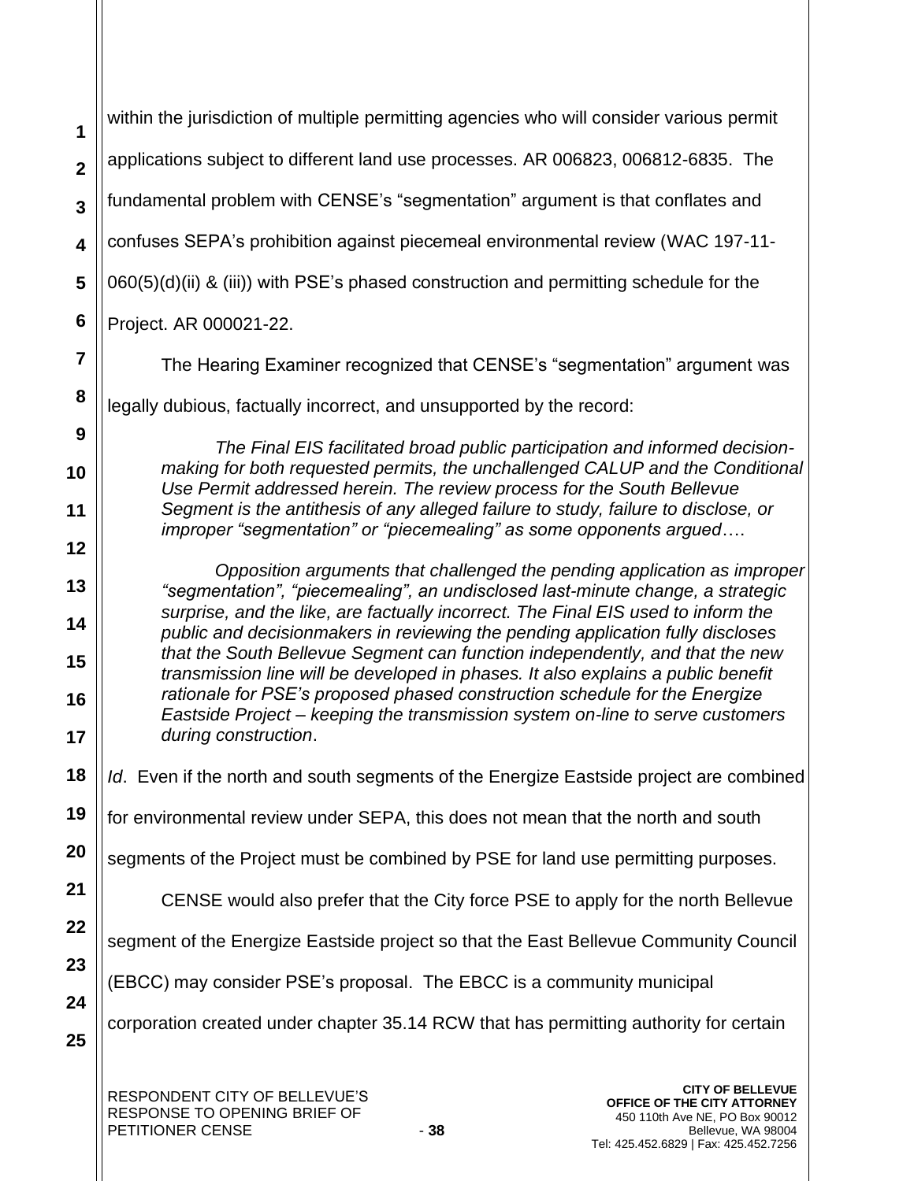within the jurisdiction of multiple permitting agencies who will consider various permit applications subject to different land use processes. AR 006823, 006812-6835. The fundamental problem with CENSE's "segmentation" argument is that conflates and confuses SEPA's prohibition against piecemeal environmental review (WAC 197-11-060(5)(d)(ii) & (iii)) with PSE's phased construction and permitting schedule for the Project. AR 000021-22.

The Hearing Examiner recognized that CENSE's "segmentation" argument was legally dubious, factually incorrect, and unsupported by the record:

> *The Final EIS facilitated broad public participation and informed decision-making for both requested permits, the unchallenged CALUP and the Conditional Use Permit addressed herein. The review process for the South Bellevue Segment is the antithesis of any alleged failure to study, failure to disclose, or improper "segmentation" or "piecemealing" as some opponents argued*….
>
> *Opposition arguments that challenged the pending application as improper "segmentation", "piecemealing", an undisclosed last-minute change, a strategic surprise, and the like, are factually incorrect. The Final EIS used to inform the public and decisionmakers in reviewing the pending application fully discloses that the South Bellevue Segment can function independently, and that the new transmission line will be developed in phases. It also explains a public benefit rationale for PSE's proposed phased construction schedule for the Energize Eastside Project – keeping the transmission system on-line to serve customers during construction*.

*Id*. Even if the north and south segments of the Energize Eastside project are combined for environmental review under SEPA, this does not mean that the north and south segments of the Project must be combined by PSE for land use permitting purposes.

CENSE would also prefer that the City force PSE to apply for the north Bellevue segment of the Energize Eastside project so that the East Bellevue Community Council (EBCC) may consider PSE's proposal. The EBCC is a community municipal corporation created under chapter 35.14 RCW that has permitting authority for certain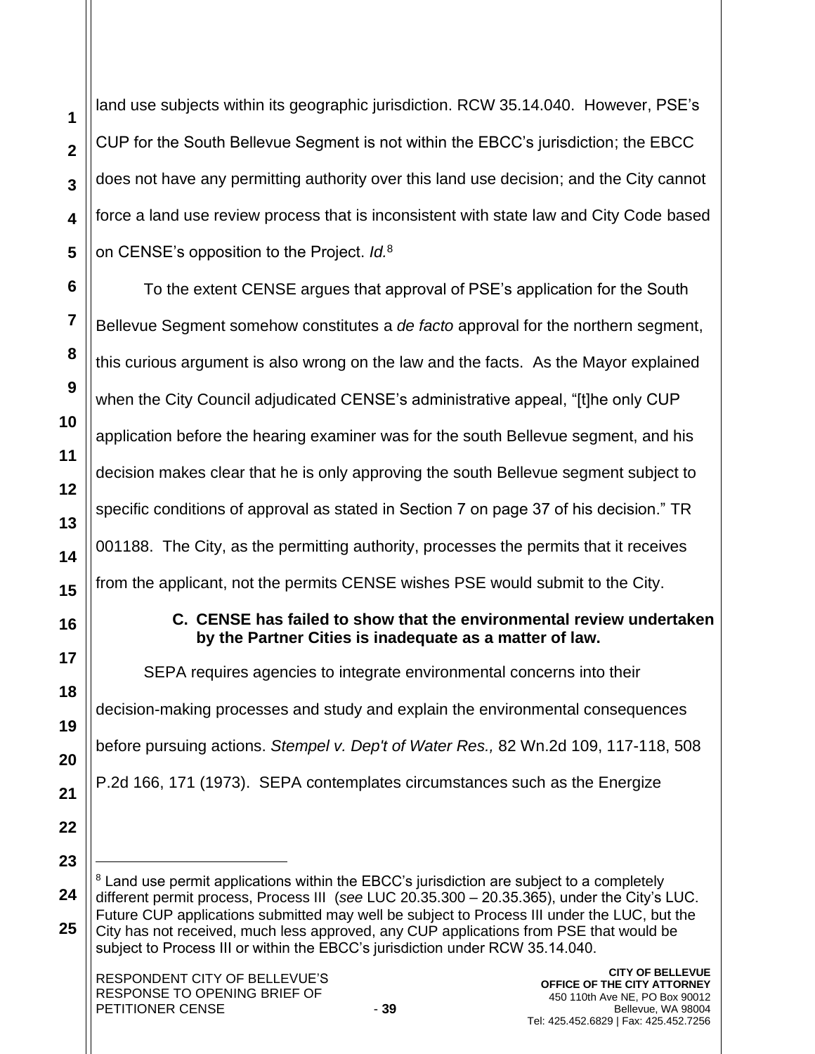land use subjects within its geographic jurisdiction. RCW 35.14.040. However, PSE's CUP for the South Bellevue Segment is not within the EBCC's jurisdiction; the EBCC does not have any permitting authority over this land use decision; and the City cannot force a land use review process that is inconsistent with state law and City Code based on CENSE's opposition to the Project. *Id.*[8]

To the extent CENSE argues that approval of PSE's application for the South Bellevue Segment somehow constitutes a *de facto* approval for the northern segment, this curious argument is also wrong on the law and the facts. As the Mayor explained when the City Council adjudicated CENSE's administrative appeal, "[t]he only CUP application before the hearing examiner was for the south Bellevue segment, and his decision makes clear that he is only approving the south Bellevue segment subject to specific conditions of approval as stated in Section 7 on page 37 of his decision." TR 001188. The City, as the permitting authority, processes the permits that it receives from the applicant, not the permits CENSE wishes PSE would submit to the City.

### C. CENSE has failed to show that the environmental review undertaken by the Partner Cities is inadequate as a matter of law.

SEPA requires agencies to integrate environmental concerns into their decision-making processes and study and explain the environmental consequences before pursuing actions. *Stempel v. Dep't of Water Res.,* 82 Wn.2d 109, 117-118, 508 P.2d 166, 171 (1973). SEPA contemplates circumstances such as the Energize

---

[8] Land use permit applications within the EBCC's jurisdiction are subject to a completely different permit process, Process III (*see* LUC 20.35.300 – 20.35.365), under the City's LUC. Future CUP applications submitted may well be subject to Process III under the LUC, but the City has not received, much less approved, any CUP applications from PSE that would be subject to Process III or within the EBCC's jurisdiction under RCW 35.14.040.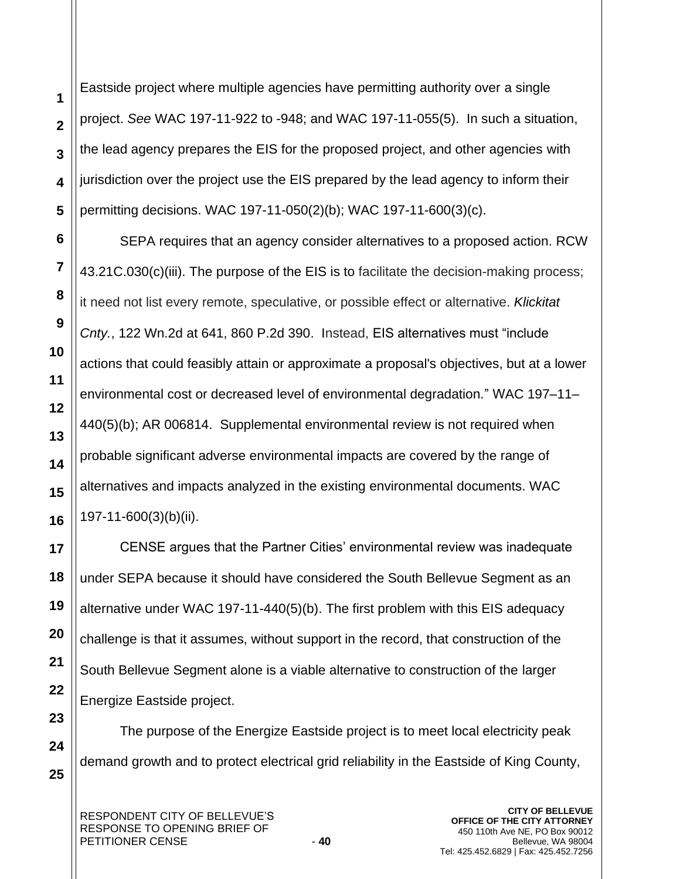Eastside project where multiple agencies have permitting authority over a single project. *See* WAC 197-11-922 to -948; and WAC 197-11-055(5). In such a situation, the lead agency prepares the EIS for the proposed project, and other agencies with jurisdiction over the project use the EIS prepared by the lead agency to inform their permitting decisions. WAC 197-11-050(2)(b); WAC 197-11-600(3)(c).

SEPA requires that an agency consider alternatives to a proposed action. RCW 43.21C.030(c)(iii). The purpose of the EIS is to facilitate the decision-making process; it need not list every remote, speculative, or possible effect or alternative. *Klickitat Cnty.*, 122 Wn.2d at 641, 860 P.2d 390. Instead, EIS alternatives must "include actions that could feasibly attain or approximate a proposal's objectives, but at a lower environmental cost or decreased level of environmental degradation." WAC 197–11–440(5)(b); AR 006814. Supplemental environmental review is not required when probable significant adverse environmental impacts are covered by the range of alternatives and impacts analyzed in the existing environmental documents. WAC 197-11-600(3)(b)(ii).

CENSE argues that the Partner Cities' environmental review was inadequate under SEPA because it should have considered the South Bellevue Segment as an alternative under WAC 197-11-440(5)(b). The first problem with this EIS adequacy challenge is that it assumes, without support in the record, that construction of the South Bellevue Segment alone is a viable alternative to construction of the larger Energize Eastside project.

The purpose of the Energize Eastside project is to meet local electricity peak demand growth and to protect electrical grid reliability in the Eastside of King County,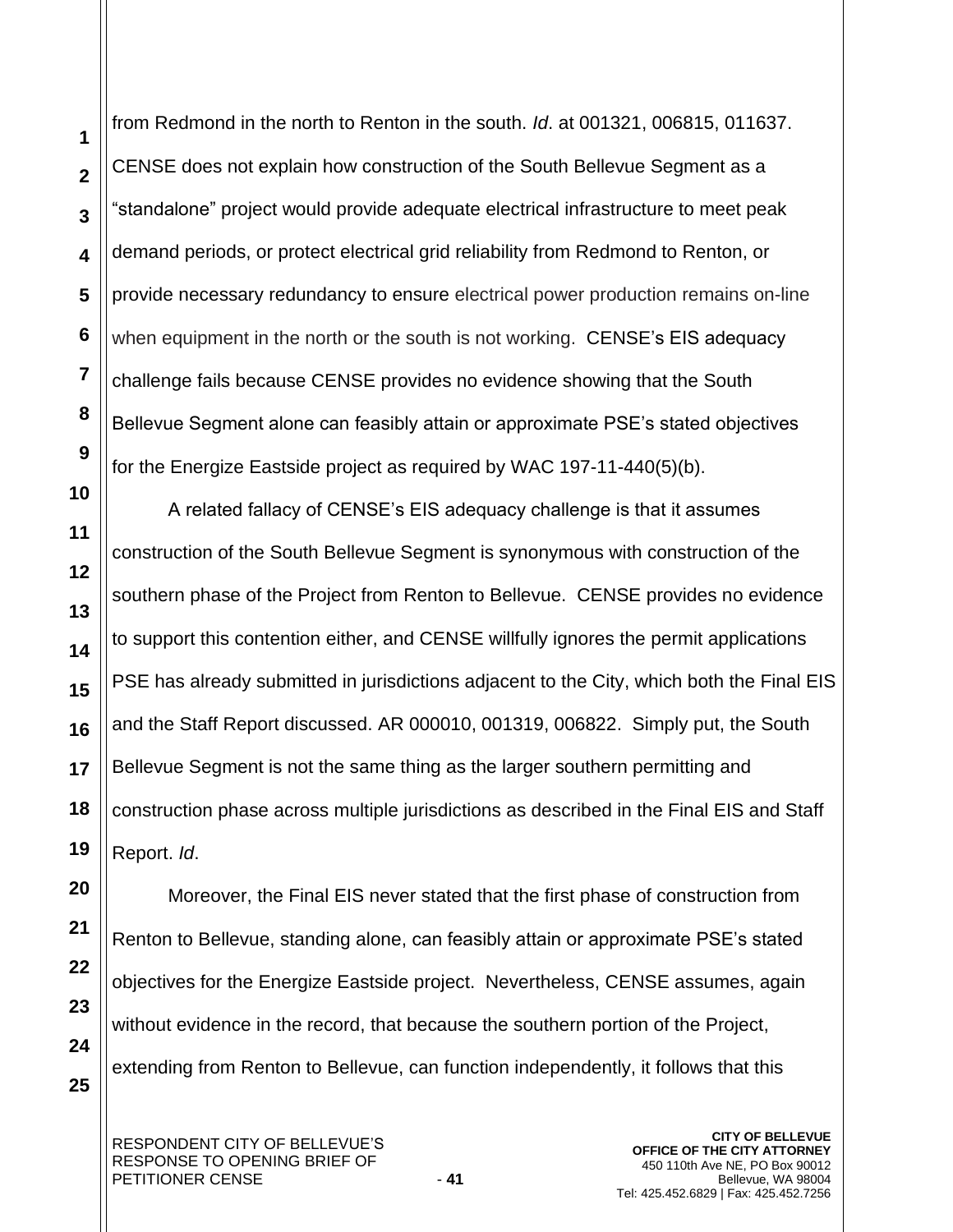from Redmond in the north to Renton in the south. *Id*. at 001321, 006815, 011637. CENSE does not explain how construction of the South Bellevue Segment as a "standalone" project would provide adequate electrical infrastructure to meet peak demand periods, or protect electrical grid reliability from Redmond to Renton, or provide necessary redundancy to ensure electrical power production remains on-line when equipment in the north or the south is not working. CENSE's EIS adequacy challenge fails because CENSE provides no evidence showing that the South Bellevue Segment alone can feasibly attain or approximate PSE's stated objectives for the Energize Eastside project as required by WAC 197-11-440(5)(b).

A related fallacy of CENSE's EIS adequacy challenge is that it assumes construction of the South Bellevue Segment is synonymous with construction of the southern phase of the Project from Renton to Bellevue. CENSE provides no evidence to support this contention either, and CENSE willfully ignores the permit applications PSE has already submitted in jurisdictions adjacent to the City, which both the Final EIS and the Staff Report discussed. AR 000010, 001319, 006822. Simply put, the South Bellevue Segment is not the same thing as the larger southern permitting and construction phase across multiple jurisdictions as described in the Final EIS and Staff Report. *Id*.

Moreover, the Final EIS never stated that the first phase of construction from Renton to Bellevue, standing alone, can feasibly attain or approximate PSE's stated objectives for the Energize Eastside project. Nevertheless, CENSE assumes, again without evidence in the record, that because the southern portion of the Project, extending from Renton to Bellevue, can function independently, it follows that this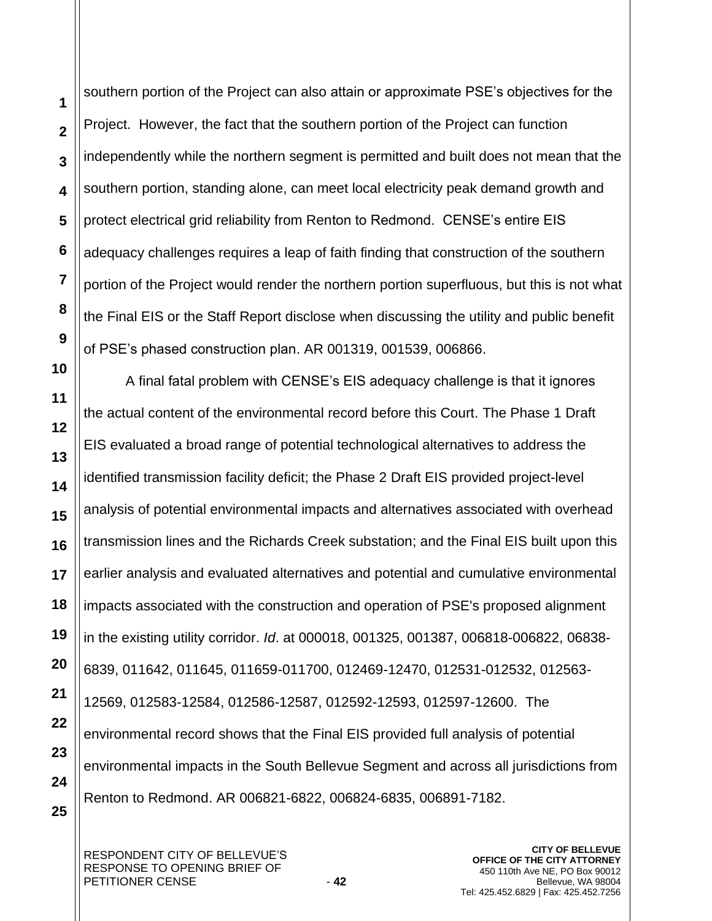southern portion of the Project can also attain or approximate PSE's objectives for the Project. However, the fact that the southern portion of the Project can function independently while the northern segment is permitted and built does not mean that the southern portion, standing alone, can meet local electricity peak demand growth and protect electrical grid reliability from Renton to Redmond. CENSE's entire EIS adequacy challenges requires a leap of faith finding that construction of the southern portion of the Project would render the northern portion superfluous, but this is not what the Final EIS or the Staff Report disclose when discussing the utility and public benefit of PSE's phased construction plan. AR 001319, 001539, 006866.

A final fatal problem with CENSE's EIS adequacy challenge is that it ignores the actual content of the environmental record before this Court. The Phase 1 Draft EIS evaluated a broad range of potential technological alternatives to address the identified transmission facility deficit; the Phase 2 Draft EIS provided project-level analysis of potential environmental impacts and alternatives associated with overhead transmission lines and the Richards Creek substation; and the Final EIS built upon this earlier analysis and evaluated alternatives and potential and cumulative environmental impacts associated with the construction and operation of PSE's proposed alignment in the existing utility corridor. *Id*. at 000018, 001325, 001387, 006818-006822, 06838-6839, 011642, 011645, 011659-011700, 012469-12470, 012531-012532, 012563-12569, 012583-12584, 012586-12587, 012592-12593, 012597-12600. The environmental record shows that the Final EIS provided full analysis of potential environmental impacts in the South Bellevue Segment and across all jurisdictions from Renton to Redmond. AR 006821-6822, 006824-6835, 006891-7182.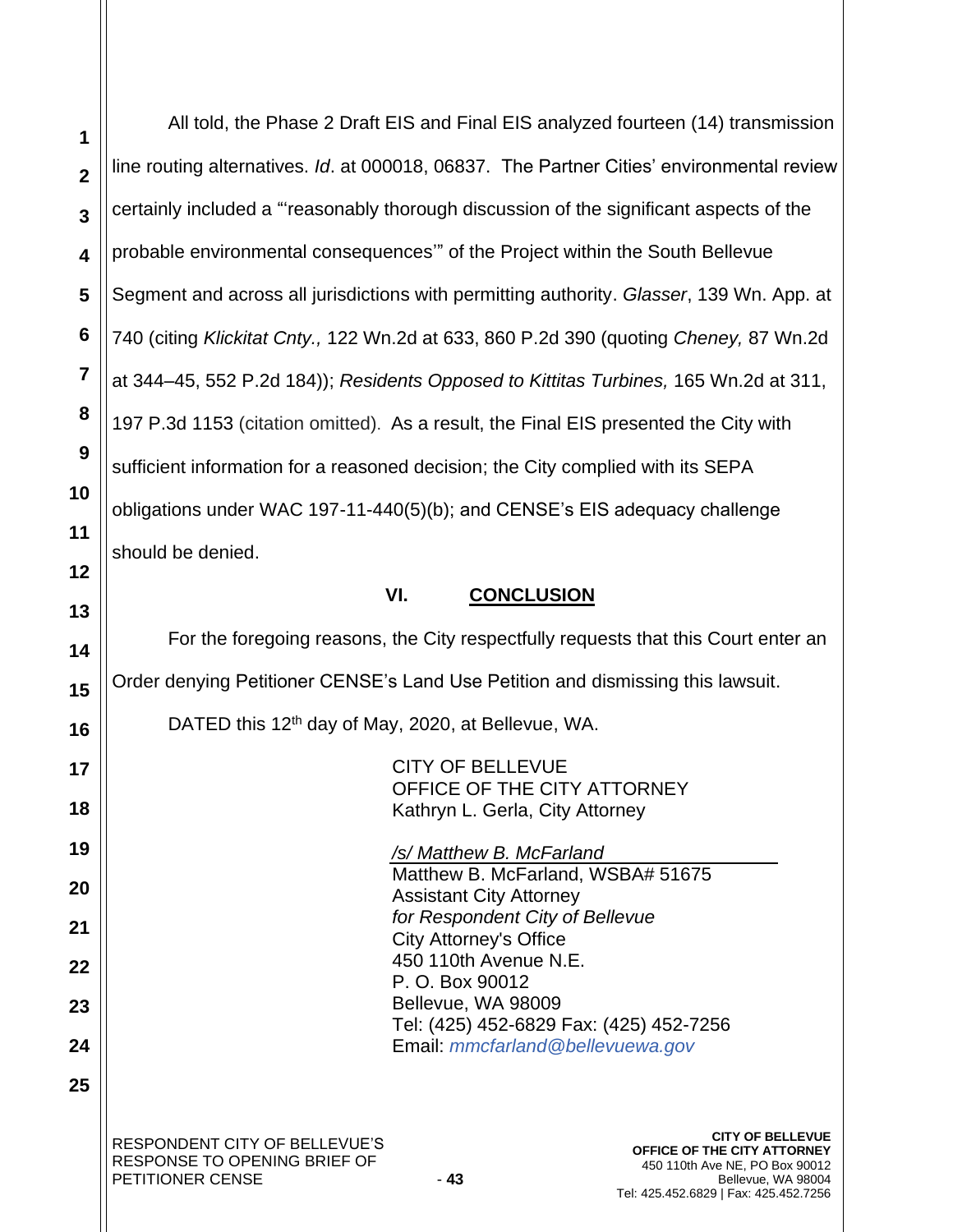All told, the Phase 2 Draft EIS and Final EIS analyzed fourteen (14) transmission line routing alternatives. *Id*. at 000018, 06837. The Partner Cities' environmental review certainly included a "'reasonably thorough discussion of the significant aspects of the probable environmental consequences'" of the Project within the South Bellevue Segment and across all jurisdictions with permitting authority. *Glasser*, 139 Wn. App. at 740 (citing *Klickitat Cnty.,* 122 Wn.2d at 633, 860 P.2d 390 (quoting *Cheney,* 87 Wn.2d at 344–45, 552 P.2d 184)); *Residents Opposed to Kittitas Turbines,* 165 Wn.2d at 311, 197 P.3d 1153 (citation omitted). As a result, the Final EIS presented the City with sufficient information for a reasoned decision; the City complied with its SEPA obligations under WAC 197-11-440(5)(b); and CENSE's EIS adequacy challenge should be denied.

## VI. CONCLUSION

For the foregoing reasons, the City respectfully requests that this Court enter an Order denying Petitioner CENSE's Land Use Petition and dismissing this lawsuit.

DATED this 12th day of May, 2020, at Bellevue, WA.

CITY OF BELLEVUE
OFFICE OF THE CITY ATTORNEY
Kathryn L. Gerla, City Attorney

*/s/ Matthew B. McFarland*
Matthew B. McFarland, WSBA# 51675
Assistant City Attorney
*for Respondent City of Bellevue*
City Attorney's Office
450 110th Avenue N.E.
P. O. Box 90012
Bellevue, WA 98009
Tel: (425) 452-6829 Fax: (425) 452-7256
Email: *mmcfarland@bellevuewa.gov*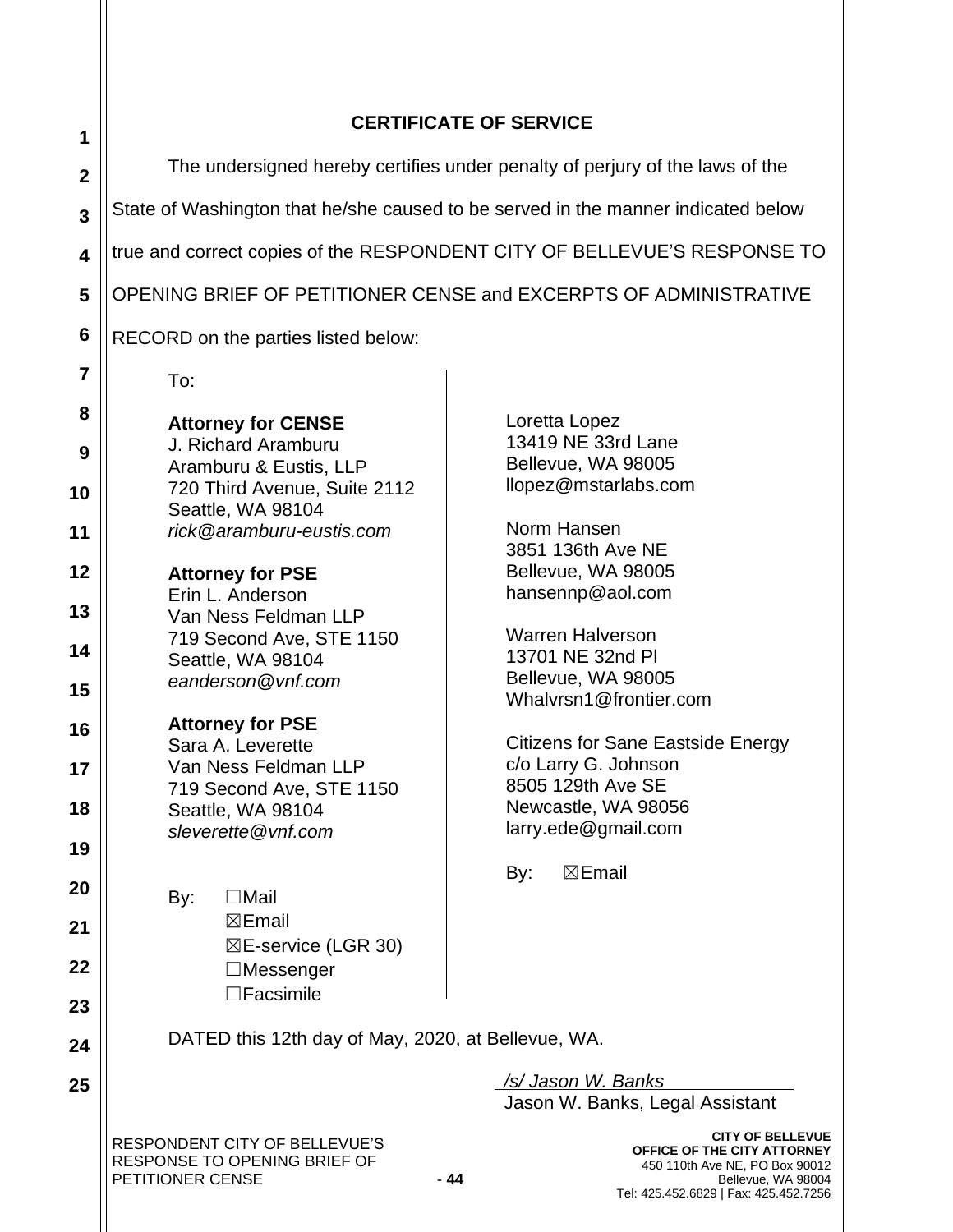## CERTIFICATE OF SERVICE

The undersigned hereby certifies under penalty of perjury of the laws of the State of Washington that he/she caused to be served in the manner indicated below true and correct copies of the RESPONDENT CITY OF BELLEVUE'S RESPONSE TO OPENING BRIEF OF PETITIONER CENSE and EXCERPTS OF ADMINISTRATIVE RECORD on the parties listed below:

To:

**Attorney for CENSE**
J. Richard Aramburu
Aramburu & Eustis, LLP
720 Third Avenue, Suite 2112
Seattle, WA 98104
*rick@aramburu-eustis.com*

**Attorney for PSE**
Erin L. Anderson
Van Ness Feldman LLP
719 Second Ave, STE 1150
Seattle, WA 98104
*eanderson@vnf.com*

**Attorney for PSE**
Sara A. Leverette
Van Ness Feldman LLP
719 Second Ave, STE 1150
Seattle, WA 98104
*sleverette@vnf.com*

By:
☐Mail
☒Email
☒E-service (LGR 30)
☐Messenger
☐Facsimile

Loretta Lopez
13419 NE 33rd Lane
Bellevue, WA 98005
llopez@mstarlabs.com

Norm Hansen
3851 136th Ave NE
Bellevue, WA 98005
hansennp@aol.com

Warren Halverson
13701 NE 32nd Pl
Bellevue, WA 98005
Whalvrsn1@frontier.com

Citizens for Sane Eastside Energy
c/o Larry G. Johnson
8505 129th Ave SE
Newcastle, WA 98056
larry.ede@gmail.com

By: ☒Email

DATED this 12th day of May, 2020, at Bellevue, WA.

*/s/ Jason W. Banks*
Jason W. Banks, Legal Assistant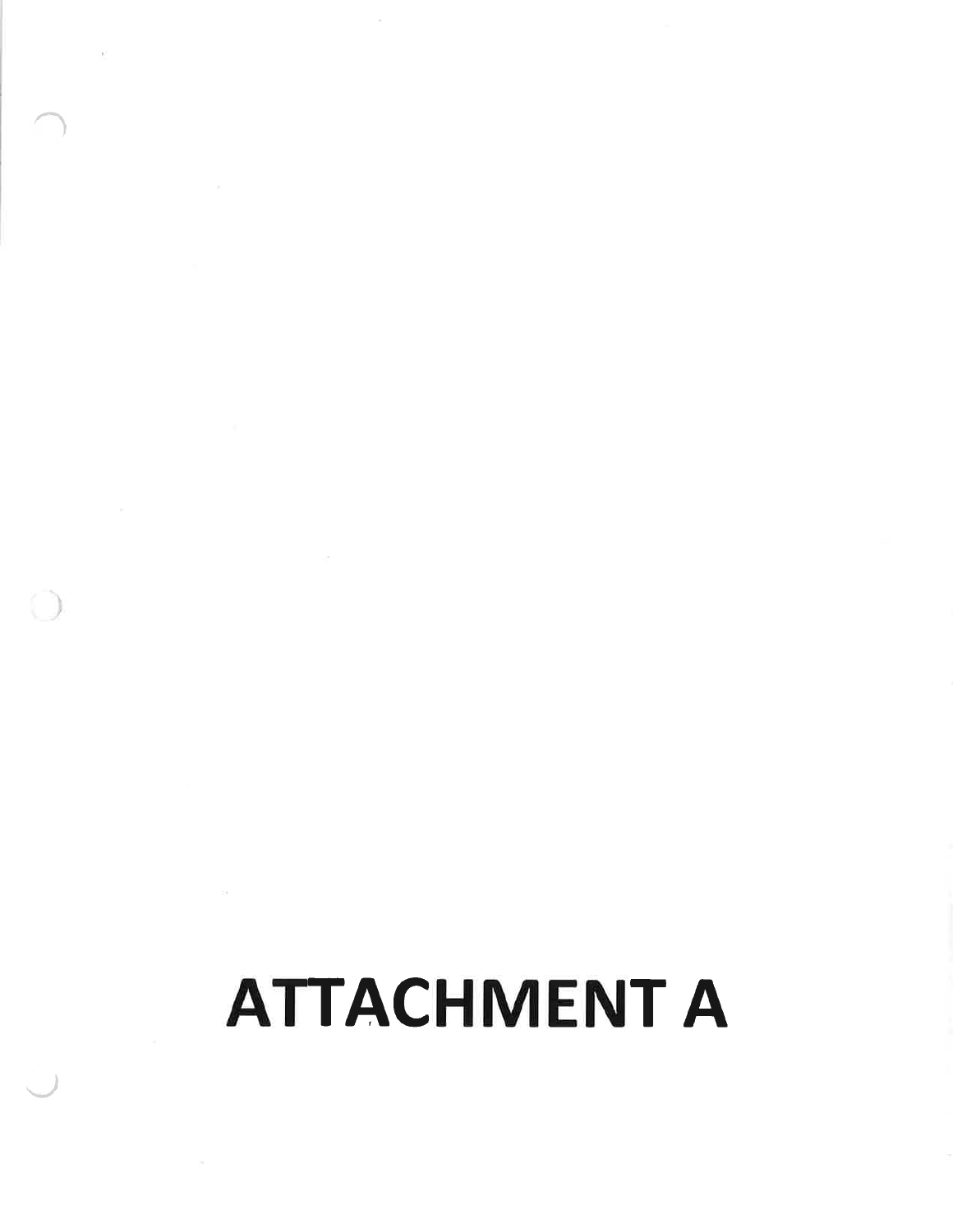# ATTACHMENT A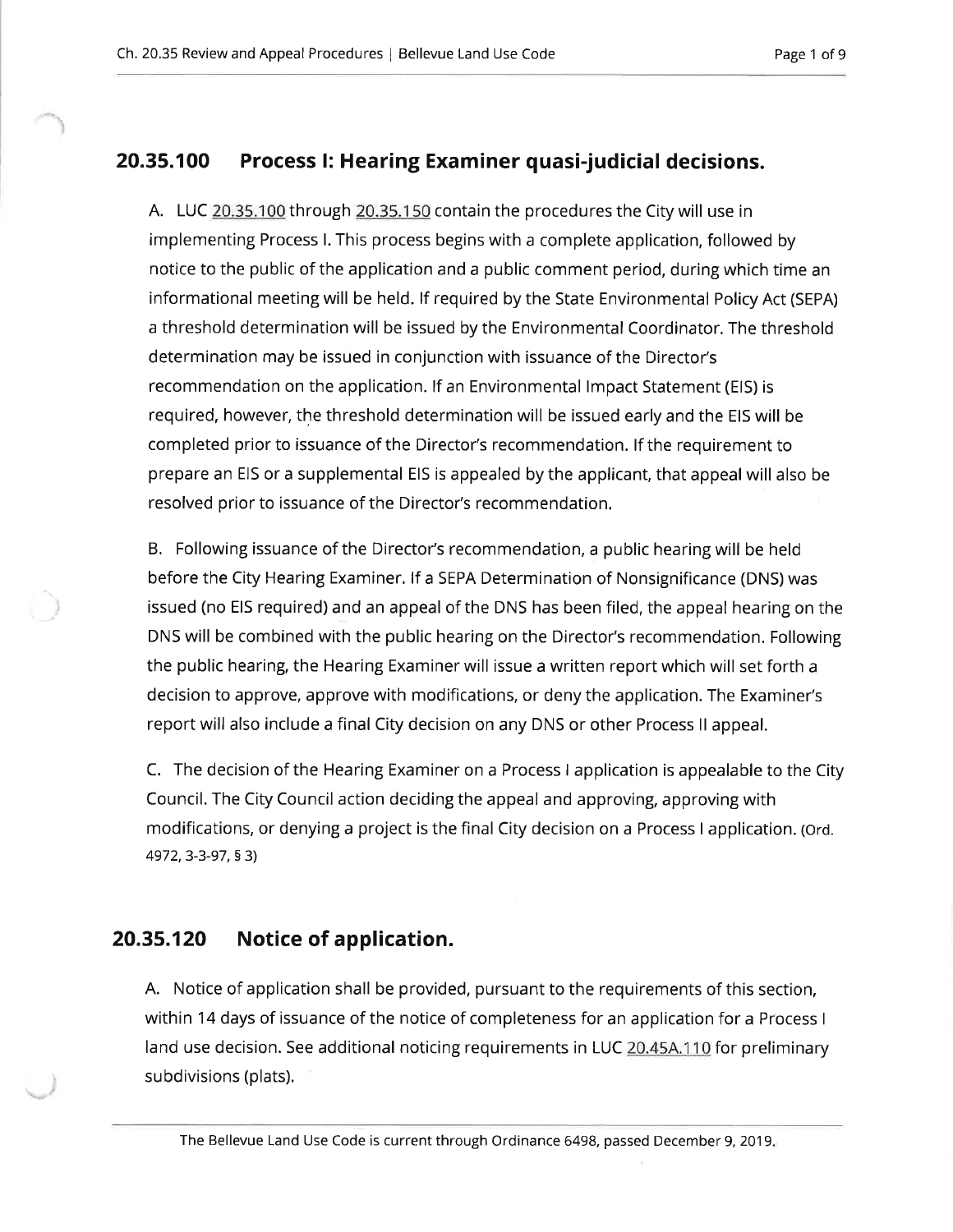## 20.35.100 Process I: Hearing Examiner quasi-judicial decisions.

A. LUC 20.35.100 through 20.35.150 contain the procedures the City will use in implementing Process I. This process begins with a complete application, followed by notice to the public of the application and a public comment period, during which time an informational meeting will be held. If required by the State Environmental Policy Act (SEPA) a threshold determination will be issued by the Environmental Coordinator. The threshold determination may be issued in conjunction with issuance of the Director's recommendation on the application. If an Environmental Impact Statement (EIS) is required, however, the threshold determination will be issued early and the EIS will be completed prior to issuance of the Director's recommendation. If the requirement to prepare an EIS or a supplemental EIS is appealed by the applicant, that appeal will also be resolved prior to issuance of the Director's recommendation.

B. Following issuance of the Director's recommendation, a public hearing will be held before the City Hearing Examiner. If a SEPA Determination of Nonsignificance (DNS) was issued (no EIS required) and an appeal of the DNS has been filed, the appeal hearing on the DNS will be combined with the public hearing on the Director's recommendation. Following the public hearing, the Hearing Examiner will issue a written report which will set forth a decision to approve, approve with modifications, or deny the application. The Examiner's report will also include a final City decision on any DNS or other Process II appeal.

C. The decision of the Hearing Examiner on a Process I application is appealable to the City Council. The City Council action deciding the appeal and approving, approving with modifications, or denying a project is the final City decision on a Process I application. (Ord. 4972, 3-3-97, § 3)

## 20.35.120 Notice of application.

A. Notice of application shall be provided, pursuant to the requirements of this section, within 14 days of issuance of the notice of completeness for an application for a Process I land use decision. See additional noticing requirements in LUC 20.45A.110 for preliminary subdivisions (plats).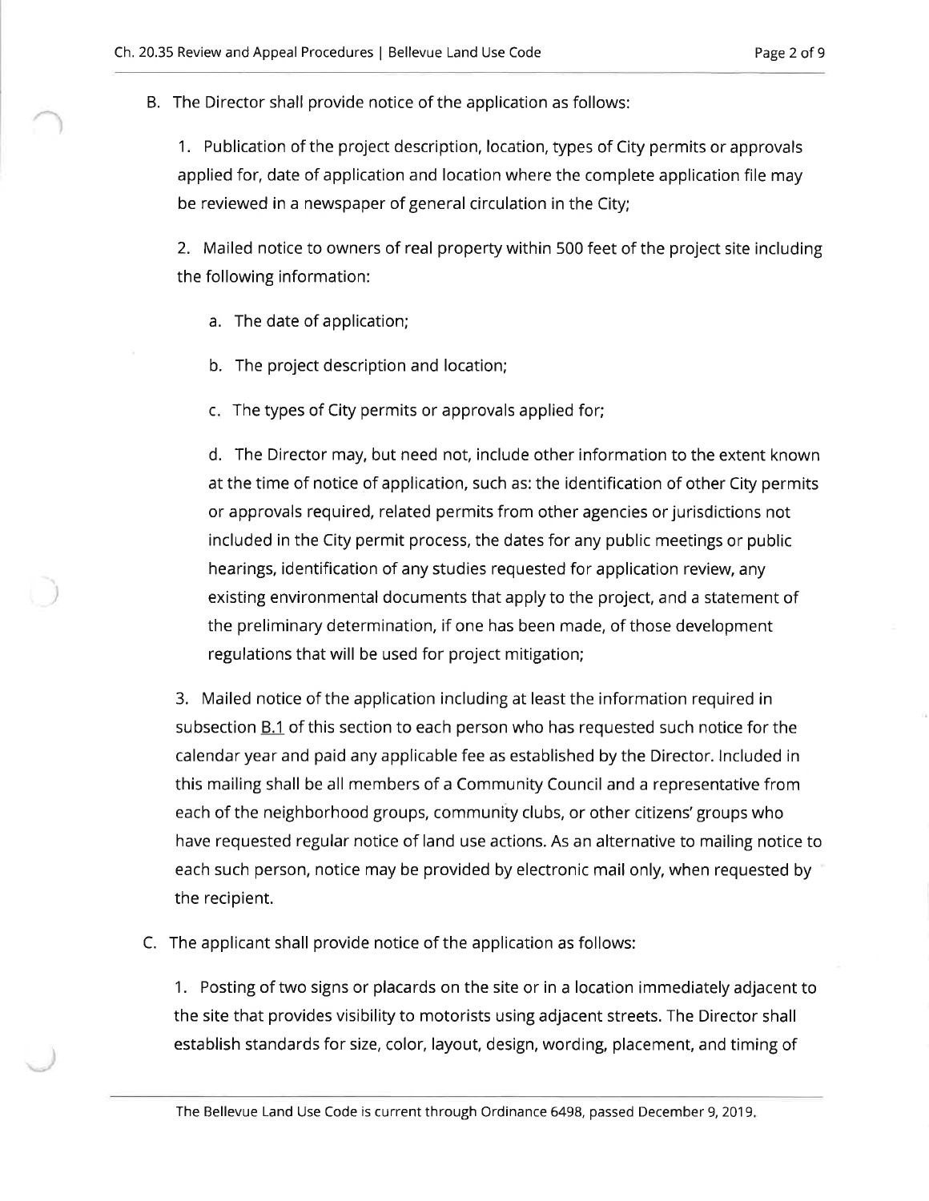B. The Director shall provide notice of the application as follows:

1. Publication of the project description, location, types of City permits or approvals applied for, date of application and location where the complete application file may be reviewed in a newspaper of general circulation in the City;

2. Mailed notice to owners of real property within 500 feet of the project site including the following information:

a. The date of application;

b. The project description and location;

c. The types of City permits or approvals applied for;

d. The Director may, but need not, include other information to the extent known at the time of notice of application, such as: the identification of other City permits or approvals required, related permits from other agencies or jurisdictions not included in the City permit process, the dates for any public meetings or public hearings, identification of any studies requested for application review, any existing environmental documents that apply to the project, and a statement of the preliminary determination, if one has been made, of those development regulations that will be used for project mitigation;

3. Mailed notice of the application including at least the information required in subsection B.1 of this section to each person who has requested such notice for the calendar year and paid any applicable fee as established by the Director. Included in this mailing shall be all members of a Community Council and a representative from each of the neighborhood groups, community clubs, or other citizens' groups who have requested regular notice of land use actions. As an alternative to mailing notice to each such person, notice may be provided by electronic mail only, when requested by the recipient.

C. The applicant shall provide notice of the application as follows:

1. Posting of two signs or placards on the site or in a location immediately adjacent to the site that provides visibility to motorists using adjacent streets. The Director shall establish standards for size, color, layout, design, wording, placement, and timing of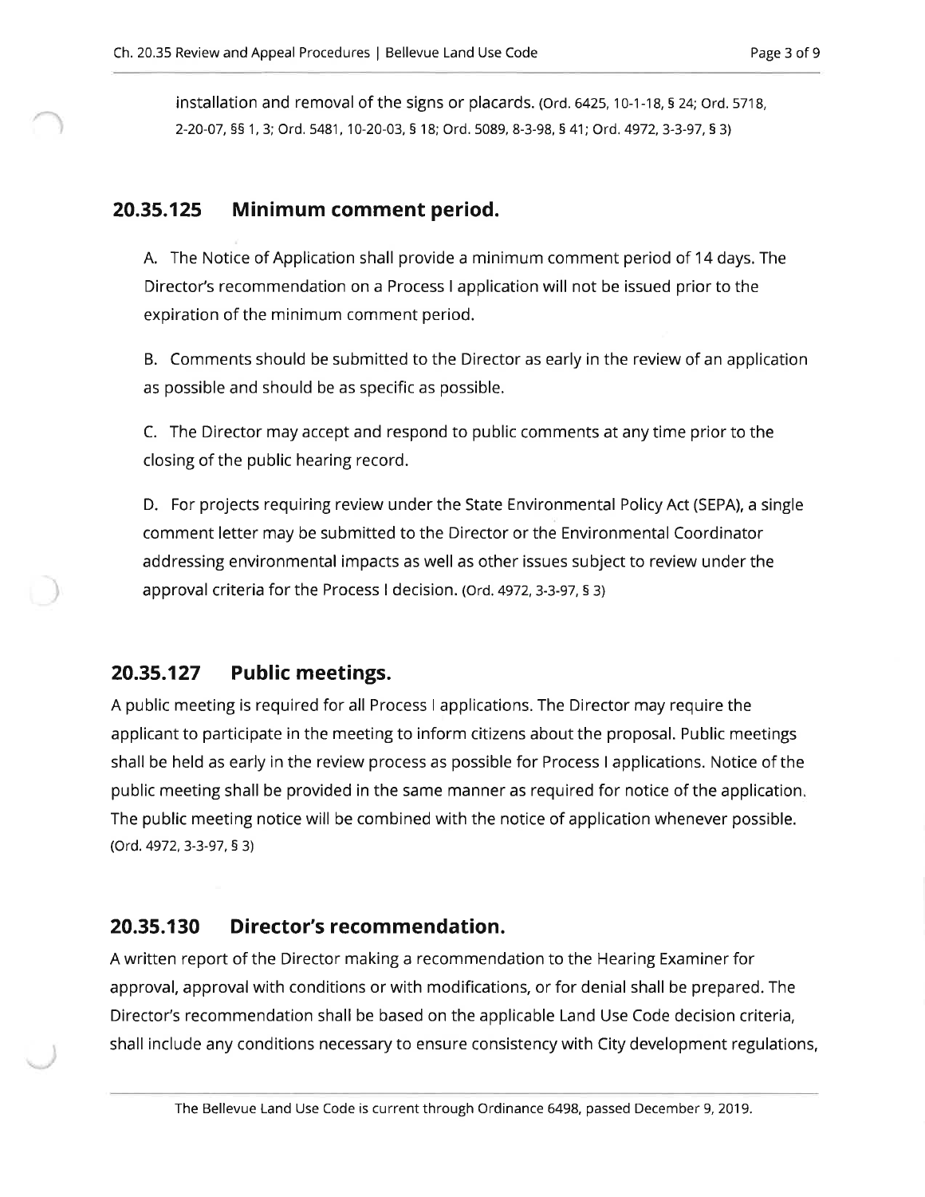installation and removal of the signs or placards. (Ord. 6425, 10-1-18, § 24; Ord. 5718, 2-20-07, §§ 1, 3; Ord. 5481, 10-20-03, § 18; Ord. 5089, 8-3-98, § 41; Ord. 4972, 3-3-97, § 3)

## 20.35.125 Minimum comment period.

A. The Notice of Application shall provide a minimum comment period of 14 days. The Director's recommendation on a Process I application will not be issued prior to the expiration of the minimum comment period.

B. Comments should be submitted to the Director as early in the review of an application as possible and should be as specific as possible.

C. The Director may accept and respond to public comments at any time prior to the closing of the public hearing record.

D. For projects requiring review under the State Environmental Policy Act (SEPA), a single comment letter may be submitted to the Director or the Environmental Coordinator addressing environmental impacts as well as other issues subject to review under the approval criteria for the Process I decision. (Ord. 4972, 3-3-97, § 3)

## 20.35.127 Public meetings.

A public meeting is required for all Process I applications. The Director may require the applicant to participate in the meeting to inform citizens about the proposal. Public meetings shall be held as early in the review process as possible for Process I applications. Notice of the public meeting shall be provided in the same manner as required for notice of the application. The public meeting notice will be combined with the notice of application whenever possible. (Ord. 4972, 3-3-97, § 3)

## 20.35.130 Director's recommendation.

A written report of the Director making a recommendation to the Hearing Examiner for approval, approval with conditions or with modifications, or for denial shall be prepared. The Director's recommendation shall be based on the applicable Land Use Code decision criteria, shall include any conditions necessary to ensure consistency with City development regulations,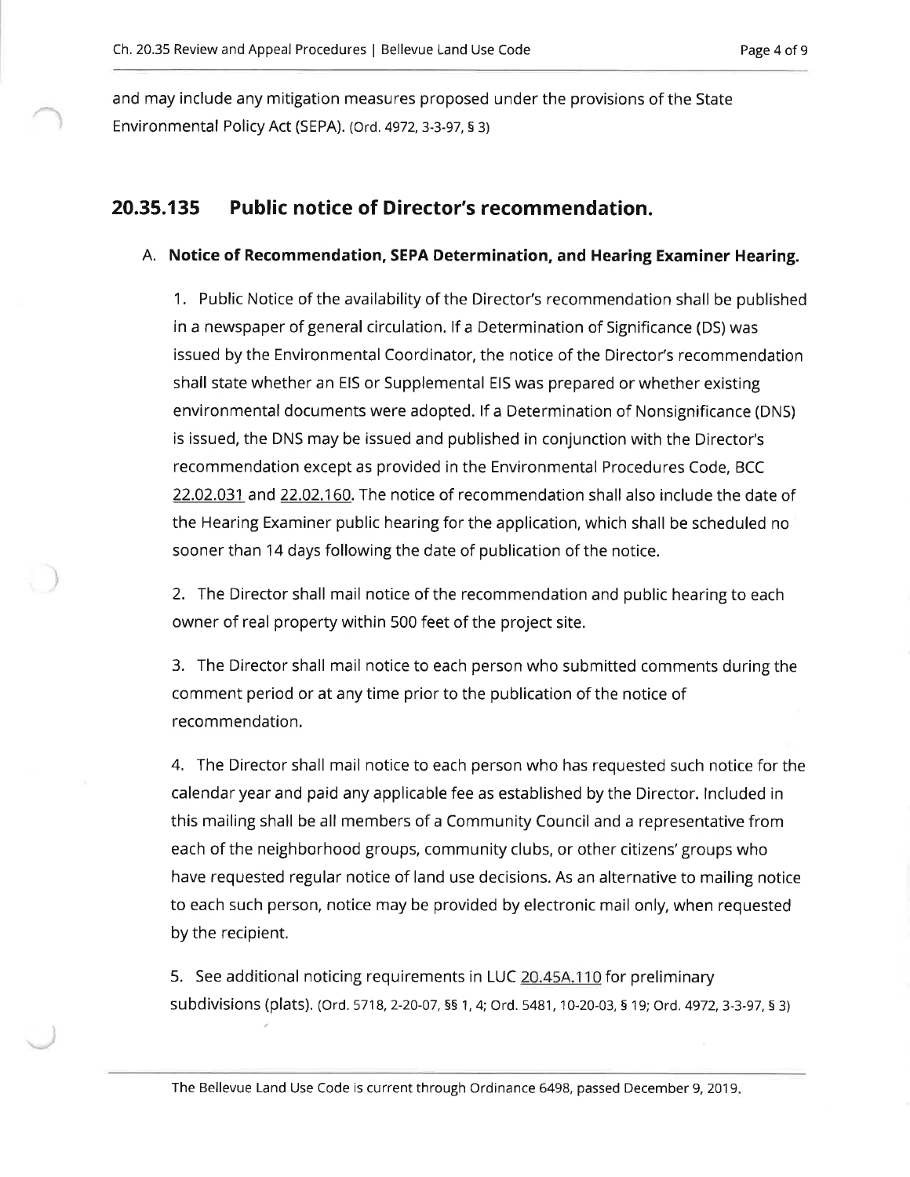and may include any mitigation measures proposed under the provisions of the State Environmental Policy Act (SEPA). (Ord. 4972, 3-3-97, § 3)

## 20.35.135 Public notice of Director's recommendation.

A. **Notice of Recommendation, SEPA Determination, and Hearing Examiner Hearing.**

1. Public Notice of the availability of the Director's recommendation shall be published in a newspaper of general circulation. If a Determination of Significance (DS) was issued by the Environmental Coordinator, the notice of the Director's recommendation shall state whether an EIS or Supplemental EIS was prepared or whether existing environmental documents were adopted. If a Determination of Nonsignificance (DNS) is issued, the DNS may be issued and published in conjunction with the Director's recommendation except as provided in the Environmental Procedures Code, BCC 22.02.031 and 22.02.160. The notice of recommendation shall also include the date of the Hearing Examiner public hearing for the application, which shall be scheduled no sooner than 14 days following the date of publication of the notice.

2. The Director shall mail notice of the recommendation and public hearing to each owner of real property within 500 feet of the project site.

3. The Director shall mail notice to each person who submitted comments during the comment period or at any time prior to the publication of the notice of recommendation.

4. The Director shall mail notice to each person who has requested such notice for the calendar year and paid any applicable fee as established by the Director. Included in this mailing shall be all members of a Community Council and a representative from each of the neighborhood groups, community clubs, or other citizens' groups who have requested regular notice of land use decisions. As an alternative to mailing notice to each such person, notice may be provided by electronic mail only, when requested by the recipient.

5. See additional noticing requirements in LUC 20.45A.110 for preliminary subdivisions (plats). (Ord. 5718, 2-20-07, §§ 1, 4; Ord. 5481, 10-20-03, § 19; Ord. 4972, 3-3-97, § 3)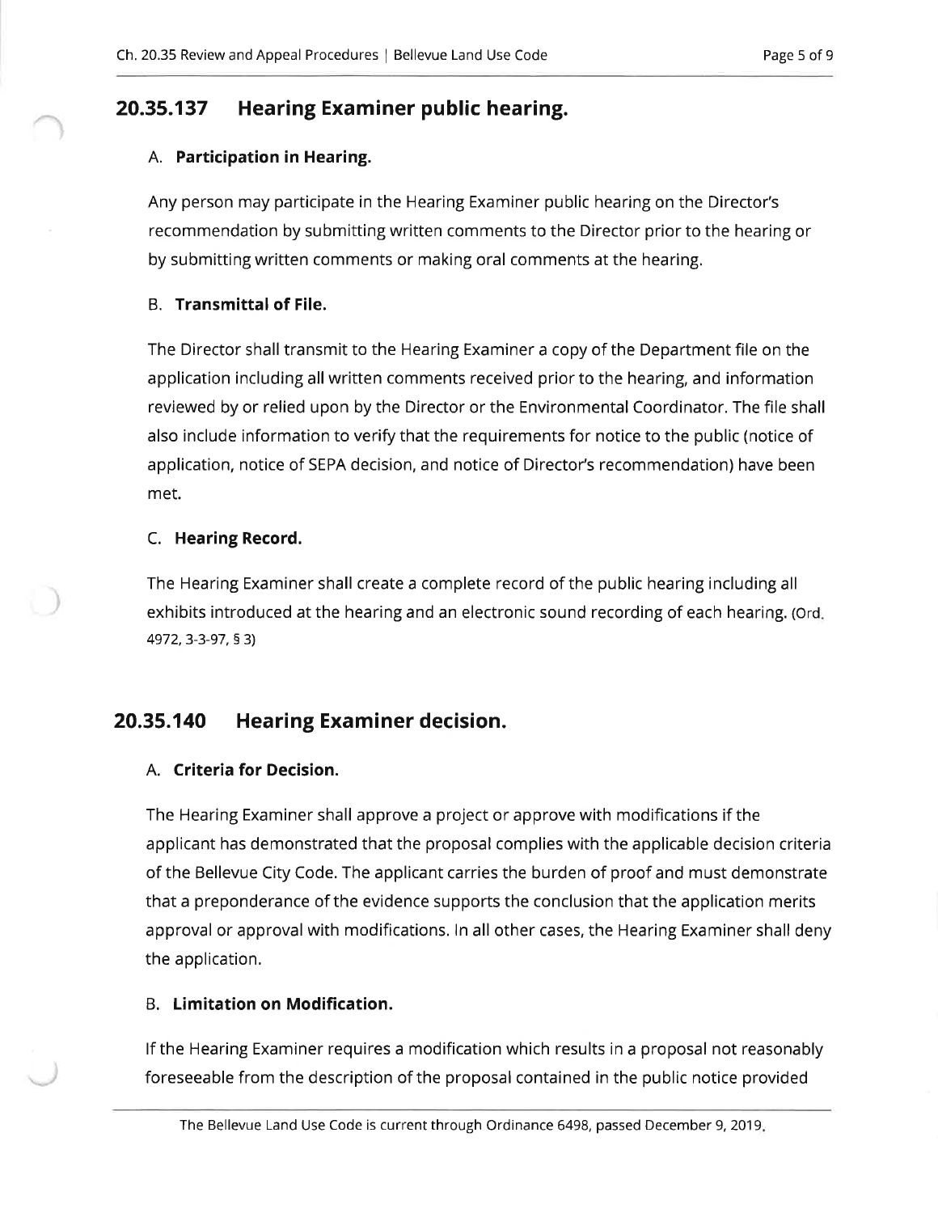## 20.35.137 Hearing Examiner public hearing.

### A. **Participation in Hearing.**

Any person may participate in the Hearing Examiner public hearing on the Director's recommendation by submitting written comments to the Director prior to the hearing or by submitting written comments or making oral comments at the hearing.

### B. **Transmittal of File.**

The Director shall transmit to the Hearing Examiner a copy of the Department file on the application including all written comments received prior to the hearing, and information reviewed by or relied upon by the Director or the Environmental Coordinator. The file shall also include information to verify that the requirements for notice to the public (notice of application, notice of SEPA decision, and notice of Director's recommendation) have been met.

### C. **Hearing Record.**

The Hearing Examiner shall create a complete record of the public hearing including all exhibits introduced at the hearing and an electronic sound recording of each hearing. (Ord. 4972, 3-3-97, § 3)

## 20.35.140 Hearing Examiner decision.

### A. **Criteria for Decision.**

The Hearing Examiner shall approve a project or approve with modifications if the applicant has demonstrated that the proposal complies with the applicable decision criteria of the Bellevue City Code. The applicant carries the burden of proof and must demonstrate that a preponderance of the evidence supports the conclusion that the application merits approval or approval with modifications. In all other cases, the Hearing Examiner shall deny the application.

### B. **Limitation on Modification.**

If the Hearing Examiner requires a modification which results in a proposal not reasonably foreseeable from the description of the proposal contained in the public notice provided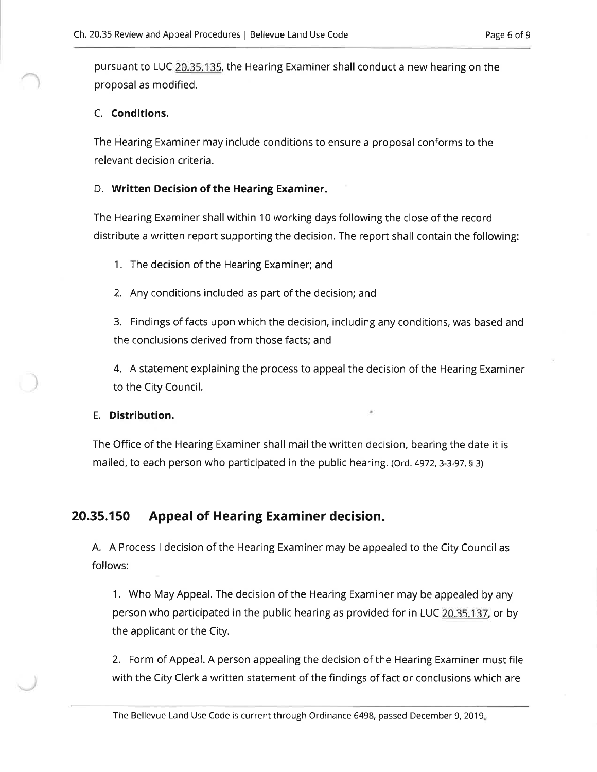pursuant to LUC 20.35.135, the Hearing Examiner shall conduct a new hearing on the proposal as modified.

C. **Conditions.**

The Hearing Examiner may include conditions to ensure a proposal conforms to the relevant decision criteria.

D. **Written Decision of the Hearing Examiner.**

The Hearing Examiner shall within 10 working days following the close of the record distribute a written report supporting the decision. The report shall contain the following:

1. The decision of the Hearing Examiner; and

2. Any conditions included as part of the decision; and

3. Findings of facts upon which the decision, including any conditions, was based and the conclusions derived from those facts; and

4. A statement explaining the process to appeal the decision of the Hearing Examiner to the City Council.

E. **Distribution.**

The Office of the Hearing Examiner shall mail the written decision, bearing the date it is mailed, to each person who participated in the public hearing. (Ord. 4972, 3-3-97, § 3)

## 20.35.150 Appeal of Hearing Examiner decision.

A. A Process I decision of the Hearing Examiner may be appealed to the City Council as follows:

1. Who May Appeal. The decision of the Hearing Examiner may be appealed by any person who participated in the public hearing as provided for in LUC 20.35.137, or by the applicant or the City.

2. Form of Appeal. A person appealing the decision of the Hearing Examiner must file with the City Clerk a written statement of the findings of fact or conclusions which are

The Bellevue Land Use Code is current through Ordinance 6498, passed December 9, 2019.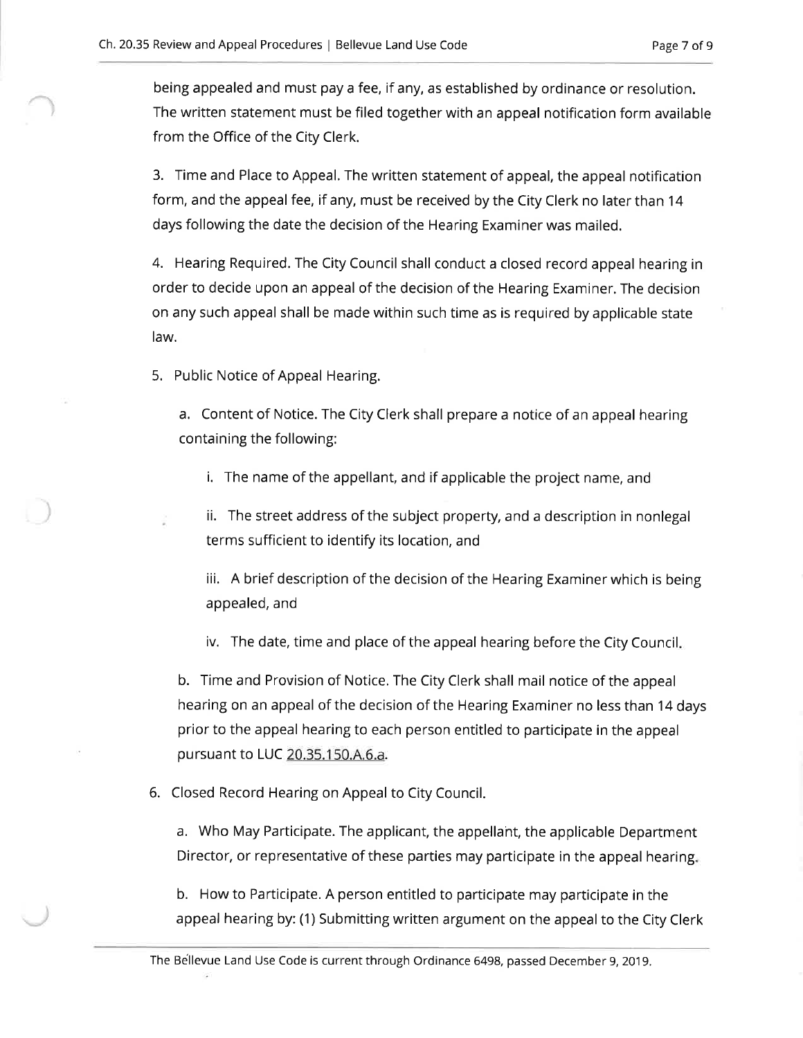being appealed and must pay a fee, if any, as established by ordinance or resolution. The written statement must be filed together with an appeal notification form available from the Office of the City Clerk.

3. Time and Place to Appeal. The written statement of appeal, the appeal notification form, and the appeal fee, if any, must be received by the City Clerk no later than 14 days following the date the decision of the Hearing Examiner was mailed.

4. Hearing Required. The City Council shall conduct a closed record appeal hearing in order to decide upon an appeal of the decision of the Hearing Examiner. The decision on any such appeal shall be made within such time as is required by applicable state law.

5. Public Notice of Appeal Hearing.

   a. Content of Notice. The City Clerk shall prepare a notice of an appeal hearing containing the following:

      i. The name of the appellant, and if applicable the project name, and

      ii. The street address of the subject property, and a description in nonlegal terms sufficient to identify its location, and

      iii. A brief description of the decision of the Hearing Examiner which is being appealed, and

      iv. The date, time and place of the appeal hearing before the City Council.

   b. Time and Provision of Notice. The City Clerk shall mail notice of the appeal hearing on an appeal of the decision of the Hearing Examiner no less than 14 days prior to the appeal hearing to each person entitled to participate in the appeal pursuant to LUC 20.35.150.A.6.a.

6. Closed Record Hearing on Appeal to City Council.

   a. Who May Participate. The applicant, the appellant, the applicable Department Director, or representative of these parties may participate in the appeal hearing.

   b. How to Participate. A person entitled to participate may participate in the appeal hearing by: (1) Submitting written argument on the appeal to the City Clerk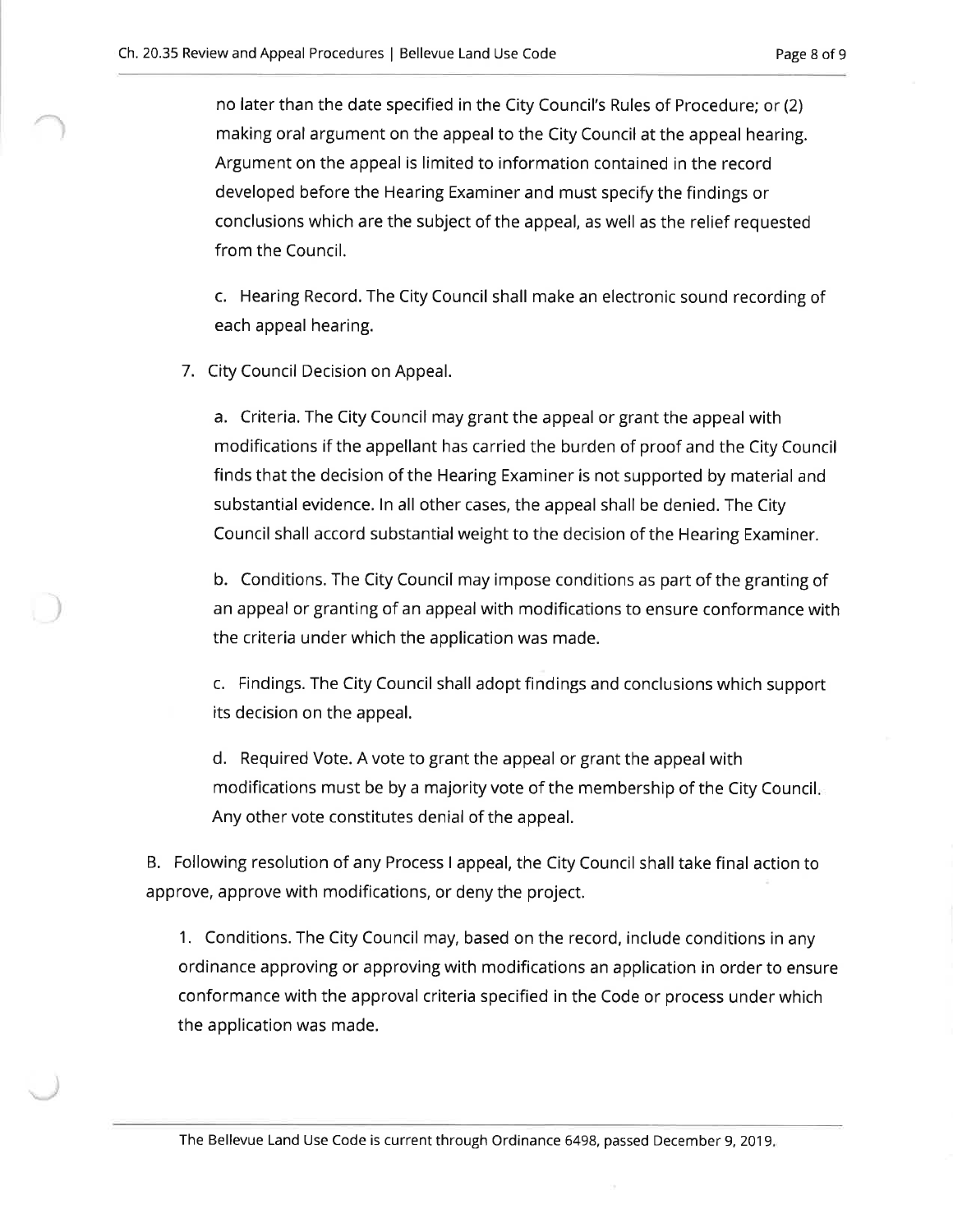no later than the date specified in the City Council's Rules of Procedure; or (2) making oral argument on the appeal to the City Council at the appeal hearing. Argument on the appeal is limited to information contained in the record developed before the Hearing Examiner and must specify the findings or conclusions which are the subject of the appeal, as well as the relief requested from the Council.

c. Hearing Record. The City Council shall make an electronic sound recording of each appeal hearing.

7. City Council Decision on Appeal.

a. Criteria. The City Council may grant the appeal or grant the appeal with modifications if the appellant has carried the burden of proof and the City Council finds that the decision of the Hearing Examiner is not supported by material and substantial evidence. In all other cases, the appeal shall be denied. The City Council shall accord substantial weight to the decision of the Hearing Examiner.

b. Conditions. The City Council may impose conditions as part of the granting of an appeal or granting of an appeal with modifications to ensure conformance with the criteria under which the application was made.

c. Findings. The City Council shall adopt findings and conclusions which support its decision on the appeal.

d. Required Vote. A vote to grant the appeal or grant the appeal with modifications must be by a majority vote of the membership of the City Council. Any other vote constitutes denial of the appeal.

B. Following resolution of any Process I appeal, the City Council shall take final action to approve, approve with modifications, or deny the project.

1. Conditions. The City Council may, based on the record, include conditions in any ordinance approving or approving with modifications an application in order to ensure conformance with the approval criteria specified in the Code or process under which the application was made.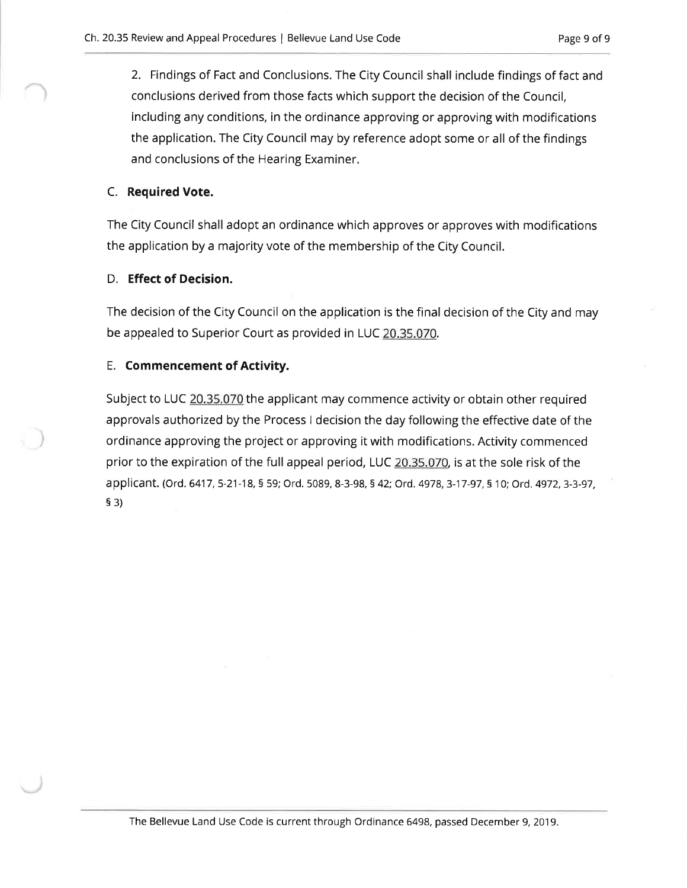2. Findings of Fact and Conclusions. The City Council shall include findings of fact and conclusions derived from those facts which support the decision of the Council, including any conditions, in the ordinance approving or approving with modifications the application. The City Council may by reference adopt some or all of the findings and conclusions of the Hearing Examiner.

C. **Required Vote.**

The City Council shall adopt an ordinance which approves or approves with modifications the application by a majority vote of the membership of the City Council.

D. **Effect of Decision.**

The decision of the City Council on the application is the final decision of the City and may be appealed to Superior Court as provided in LUC 20.35.070.

E. **Commencement of Activity.**

Subject to LUC 20.35.070 the applicant may commence activity or obtain other required approvals authorized by the Process I decision the day following the effective date of the ordinance approving the project or approving it with modifications. Activity commenced prior to the expiration of the full appeal period, LUC 20.35.070, is at the sole risk of the applicant. (Ord. 6417, 5-21-18, § 59; Ord. 5089, 8-3-98, § 42; Ord. 4978, 3-17-97, § 10; Ord. 4972, 3-3-97, § 3)

The Bellevue Land Use Code is current through Ordinance 6498, passed December 9, 2019.